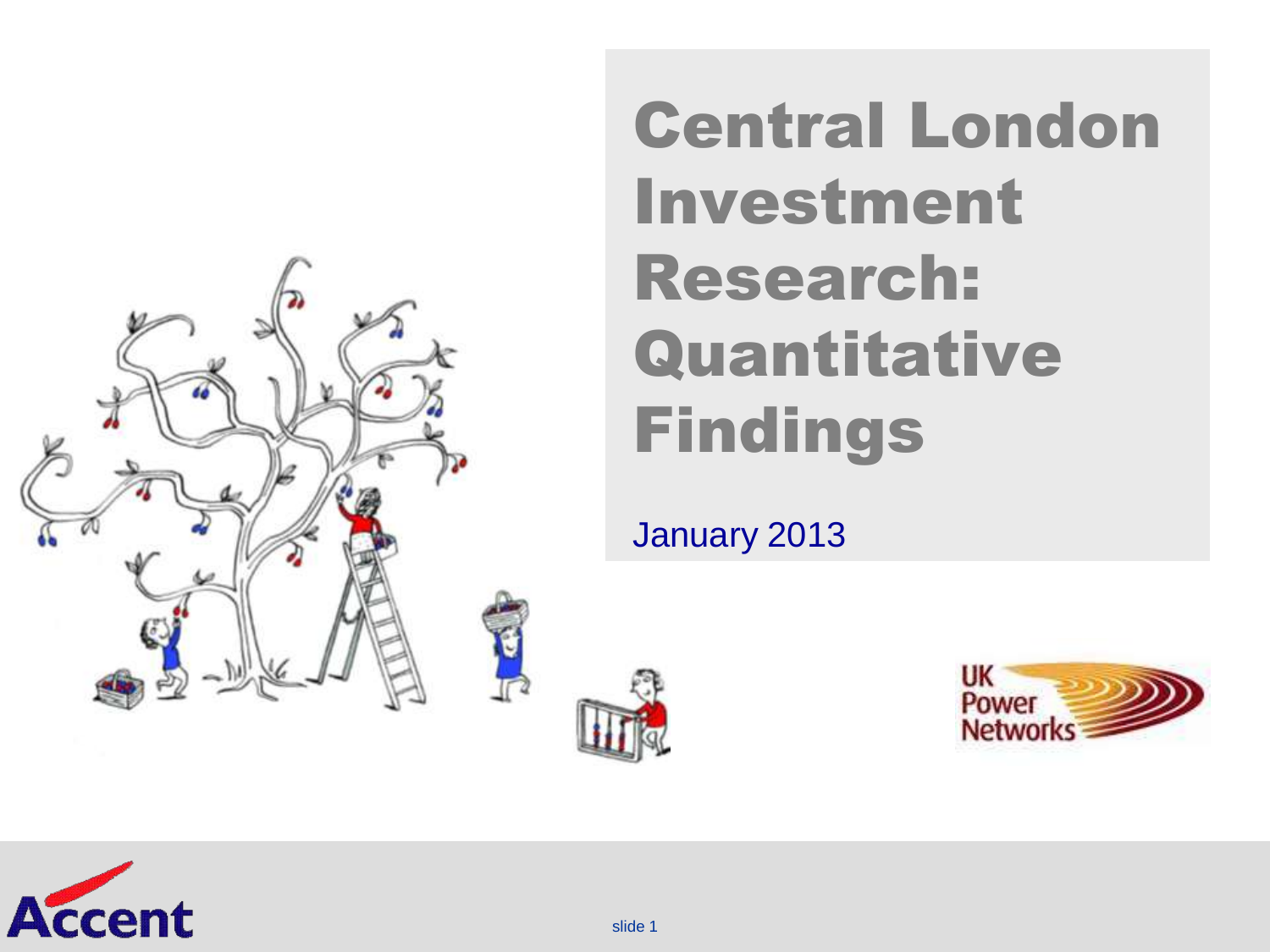# Central London Investment Research: Quantitative Findings

January 2013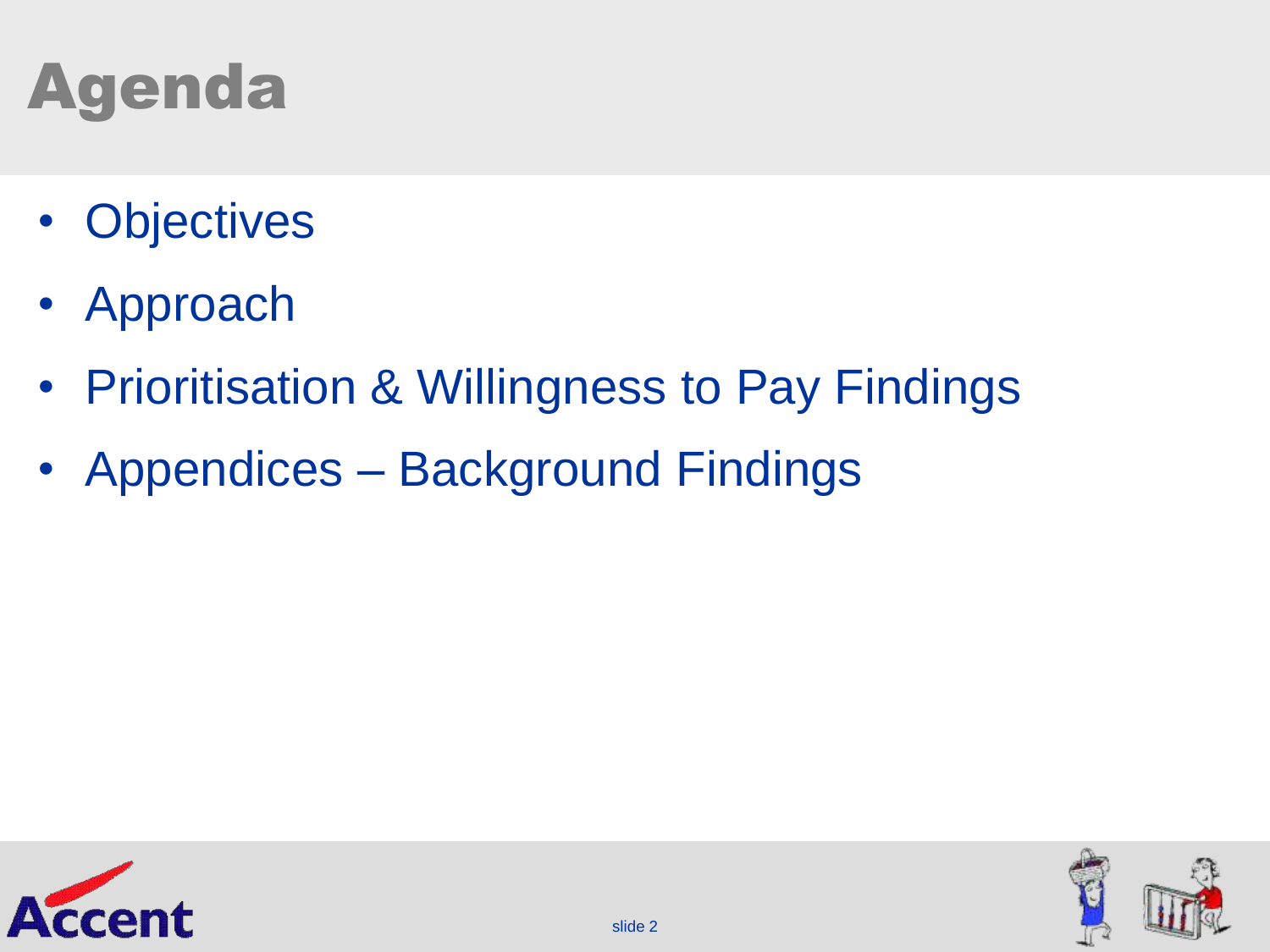# Agenda

- Objectives
- Approach
- Prioritisation & Willingness to Pay Findings
- Appendices – Background Findings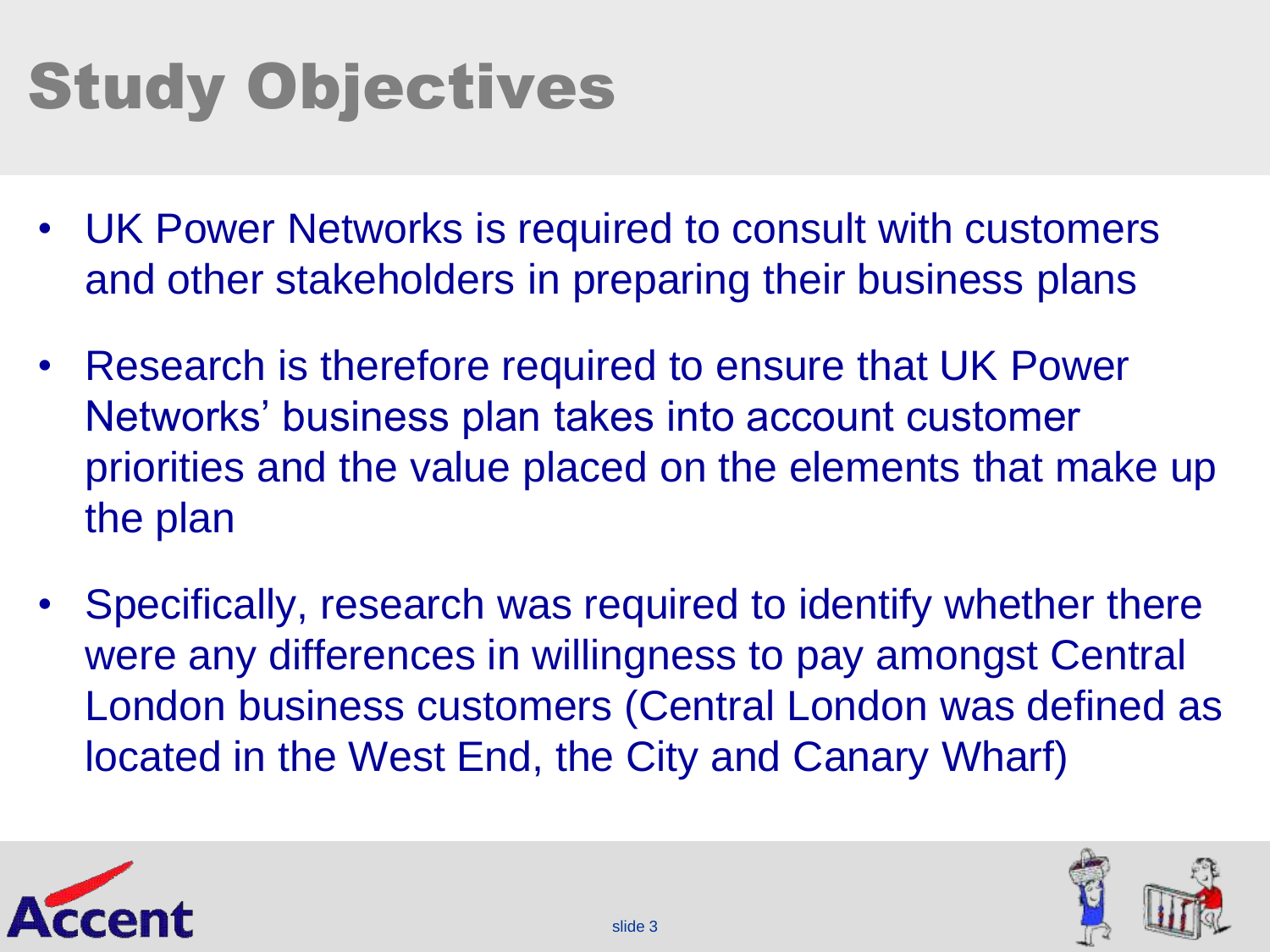# Study Objectives

- UK Power Networks is required to consult with customers and other stakeholders in preparing their business plans
- Research is therefore required to ensure that UK Power Networks' business plan takes into account customer priorities and the value placed on the elements that make up the plan
- Specifically, research was required to identify whether there were any differences in willingness to pay amongst Central London business customers (Central London was defined as located in the West End, the City and Canary Wharf)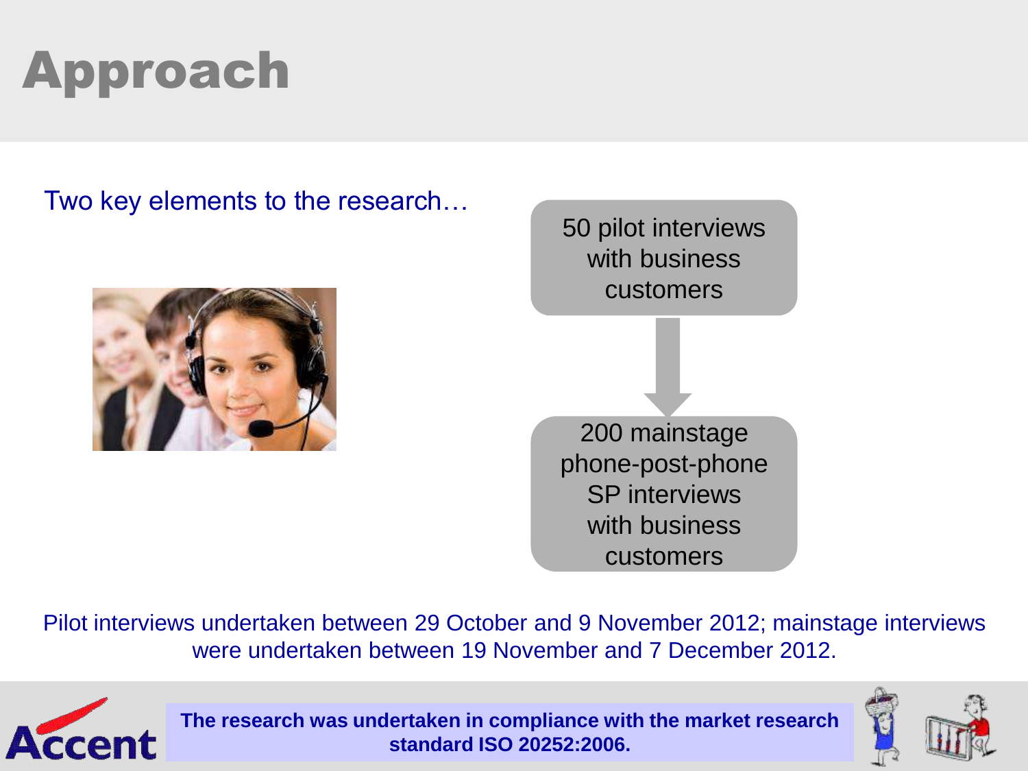# Approach

Two key elements to the research…

50 pilot interviews with business customers

↓

200 mainstage phone-post-phone SP interviews with business customers

Pilot interviews undertaken between 29 October and 9 November 2012; mainstage interviews were undertaken between 19 November and 7 December 2012.

**The research was undertaken in compliance with the market research standard ISO 20252:2006.**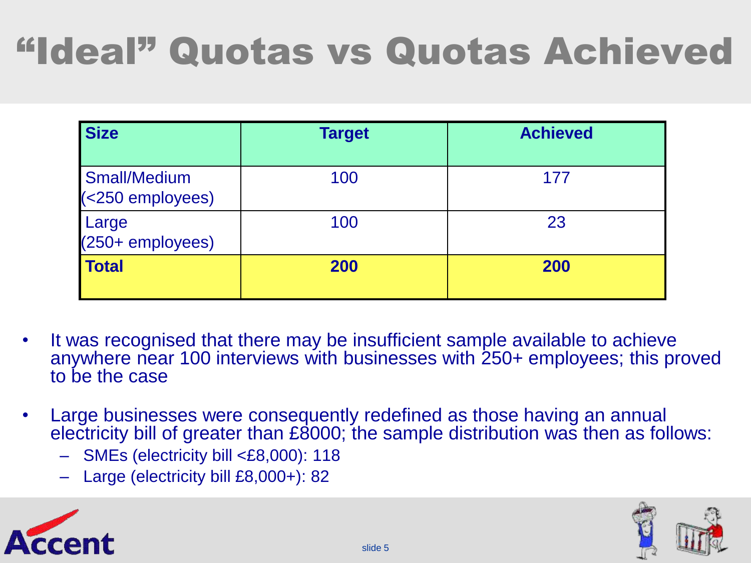# “Ideal” Quotas vs Quotas Achieved

| Size | Target | Achieved |
|---|---|---|
| Small/Medium (<250 employees) | 100 | 177 |
| Large (250+ employees) | 100 | 23 |
| **Total** | **200** | **200** |

- It was recognised that there may be insufficient sample available to achieve anywhere near 100 interviews with businesses with 250+ employees; this proved to be the case
- Large businesses were consequently redefined as those having an annual electricity bill of greater than £8000; the sample distribution was then as follows:
  - SMEs (electricity bill <£8,000): 118
  - Large (electricity bill £8,000+): 82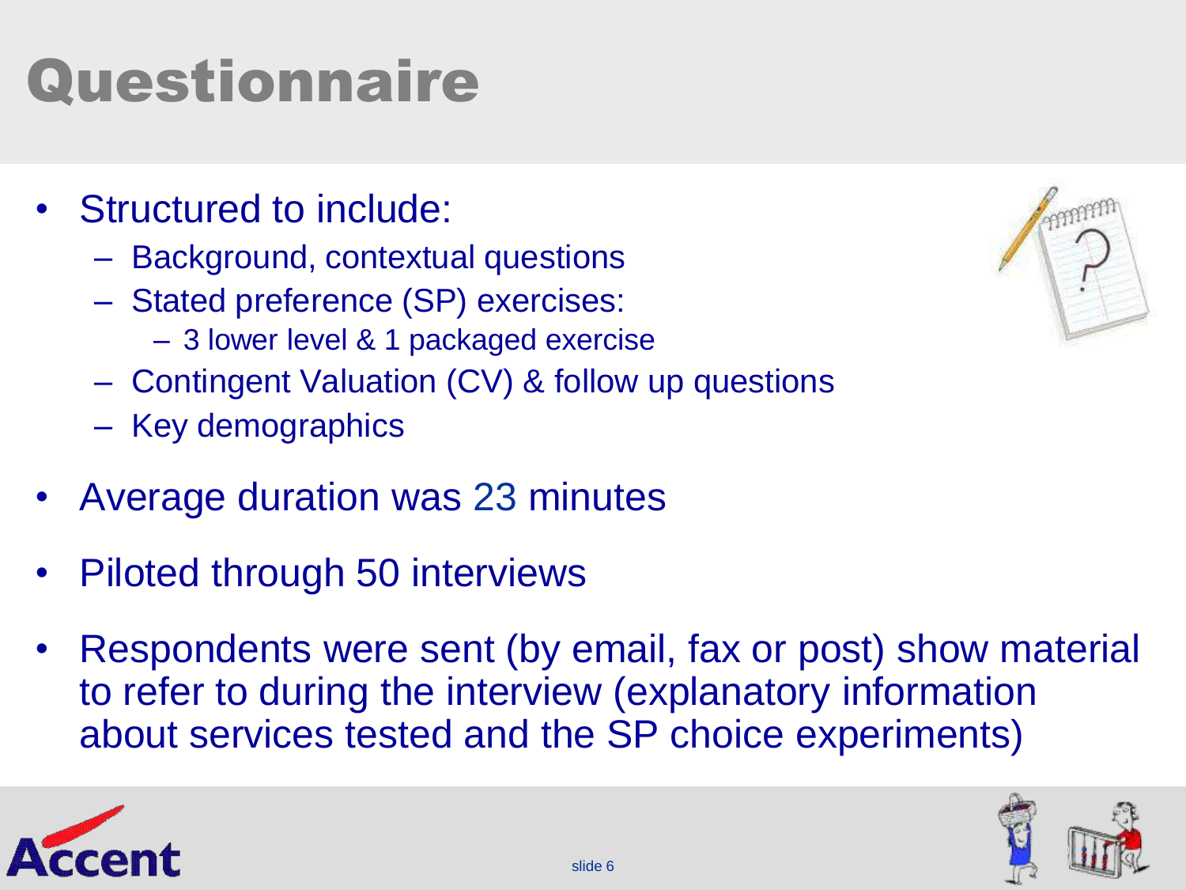# Questionnaire

- Structured to include:
  - Background, contextual questions
  - Stated preference (SP) exercises:
    - 3 lower level & 1 packaged exercise
  - Contingent Valuation (CV) & follow up questions
  - Key demographics
- Average duration was 23 minutes
- Piloted through 50 interviews
- Respondents were sent (by email, fax or post) show material to refer to during the interview (explanatory information about services tested and the SP choice experiments)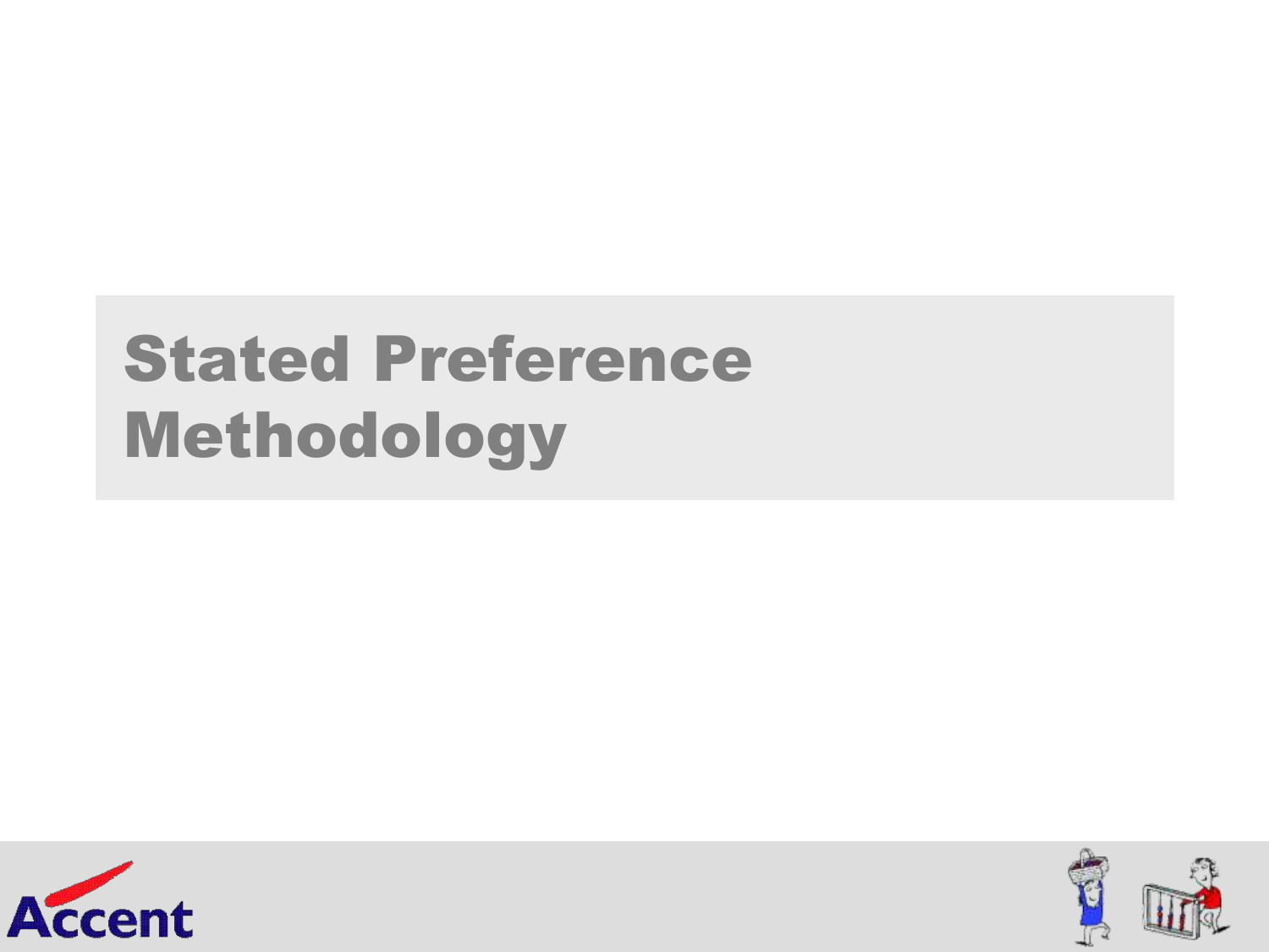# Stated Preference Methodology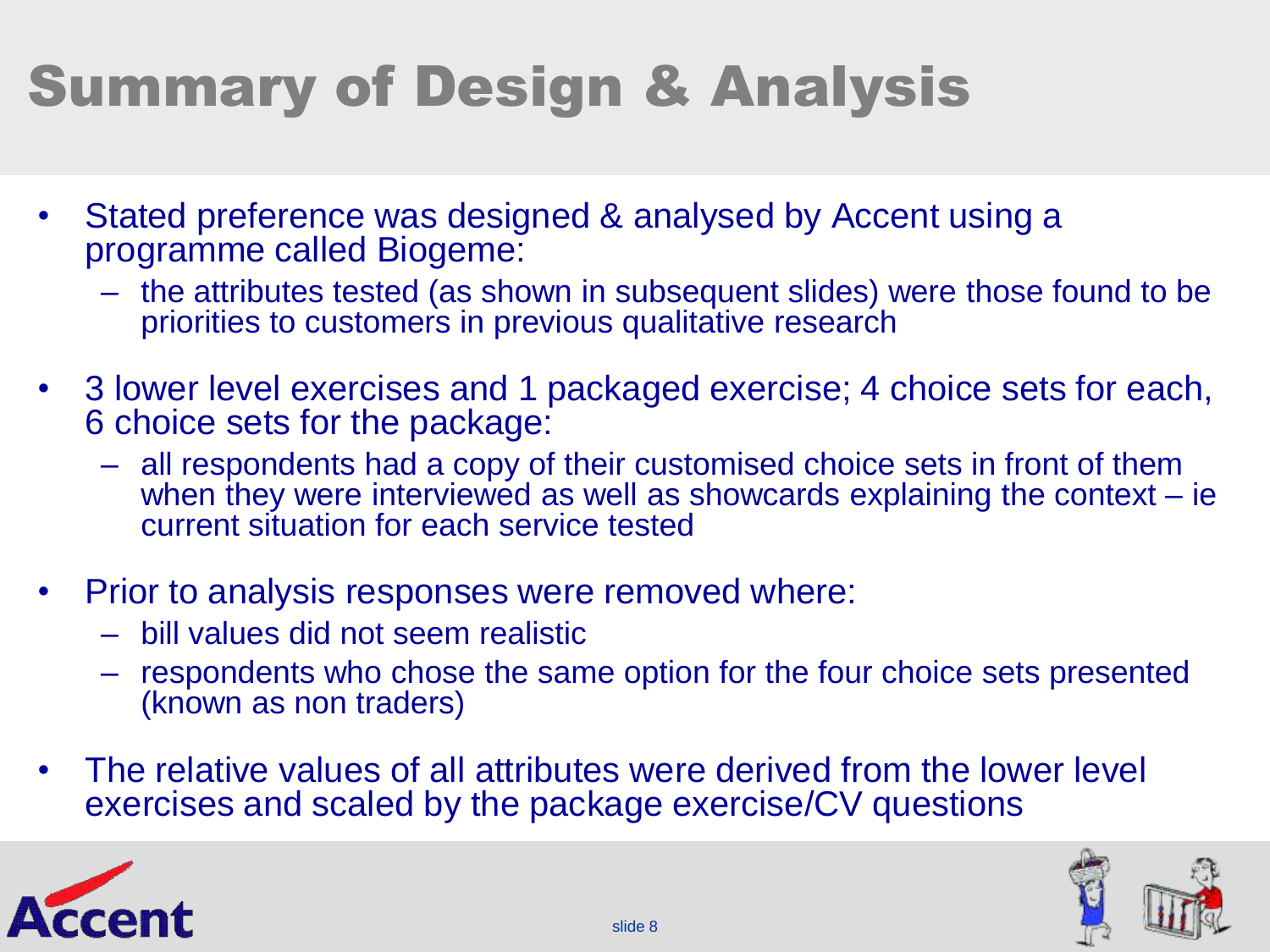# Summary of Design & Analysis

- Stated preference was designed & analysed by Accent using a programme called Biogeme:
  - the attributes tested (as shown in subsequent slides) were those found to be priorities to customers in previous qualitative research
- 3 lower level exercises and 1 packaged exercise; 4 choice sets for each, 6 choice sets for the package:
  - all respondents had a copy of their customised choice sets in front of them when they were interviewed as well as showcards explaining the context – ie current situation for each service tested
- Prior to analysis responses were removed where:
  - bill values did not seem realistic
  - respondents who chose the same option for the four choice sets presented (known as non traders)
- The relative values of all attributes were derived from the lower level exercises and scaled by the package exercise/CV questions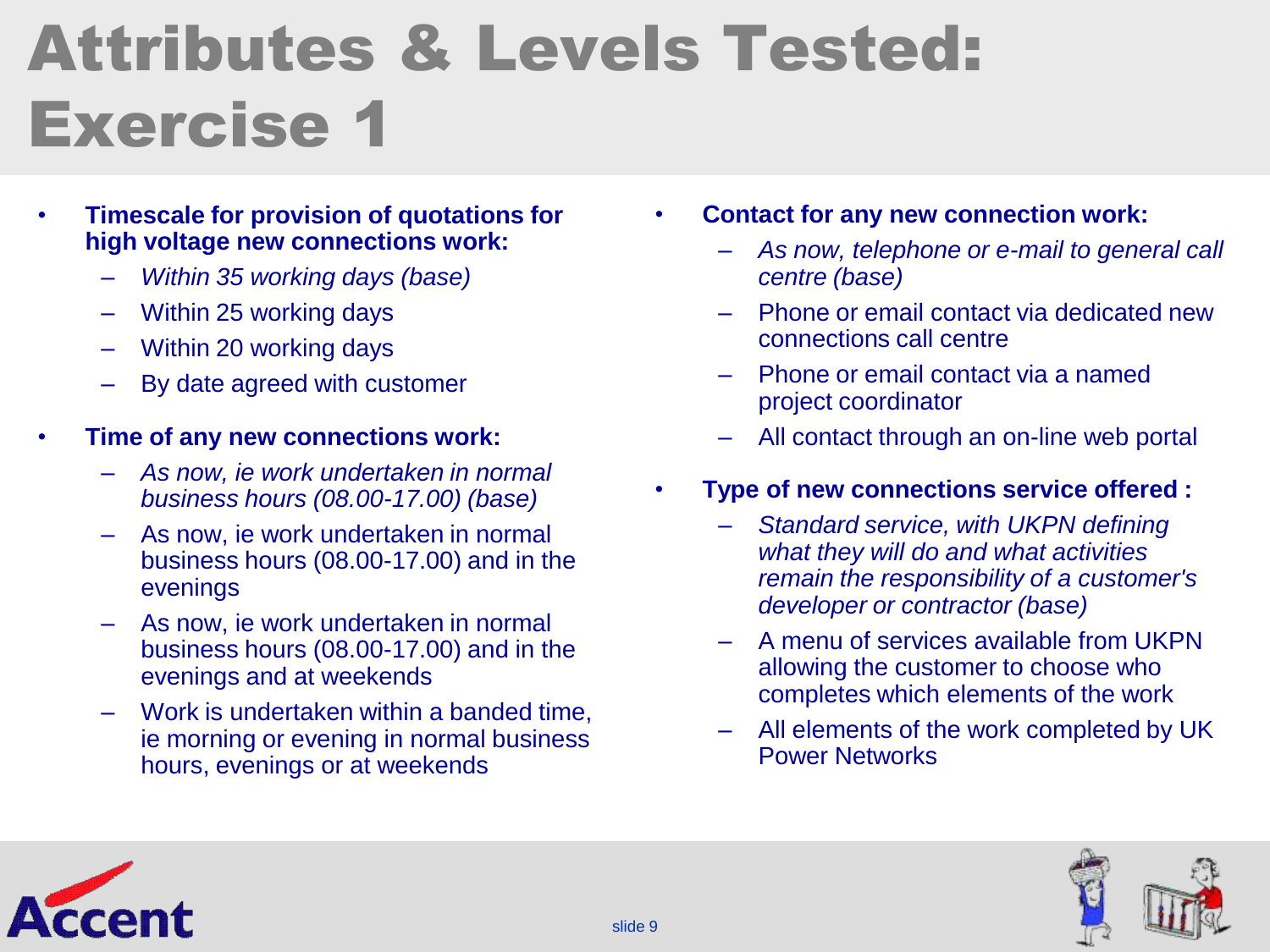# Attributes & Levels Tested: Exercise 1

- **Timescale for provision of quotations for high voltage new connections work:**
  - *Within 35 working days (base)*
  - Within 25 working days
  - Within 20 working days
  - By date agreed with customer
- **Time of any new connections work:**
  - *As now, ie work undertaken in normal business hours (08.00-17.00) (base)*
  - As now, ie work undertaken in normal business hours (08.00-17.00) and in the evenings
  - As now, ie work undertaken in normal business hours (08.00-17.00) and in the evenings and at weekends
  - Work is undertaken within a banded time, ie morning or evening in normal business hours, evenings or at weekends
- **Contact for any new connection work:**
  - *As now, telephone or e-mail to general call centre (base)*
  - Phone or email contact via dedicated new connections call centre
  - Phone or email contact via a named project coordinator
  - All contact through an on-line web portal
- **Type of new connections service offered :**
  - *Standard service, with UKPN defining what they will do and what activities remain the responsibility of a customer's developer or contractor (base)*
  - A menu of services available from UKPN allowing the customer to choose who completes which elements of the work
  - All elements of the work completed by UK Power Networks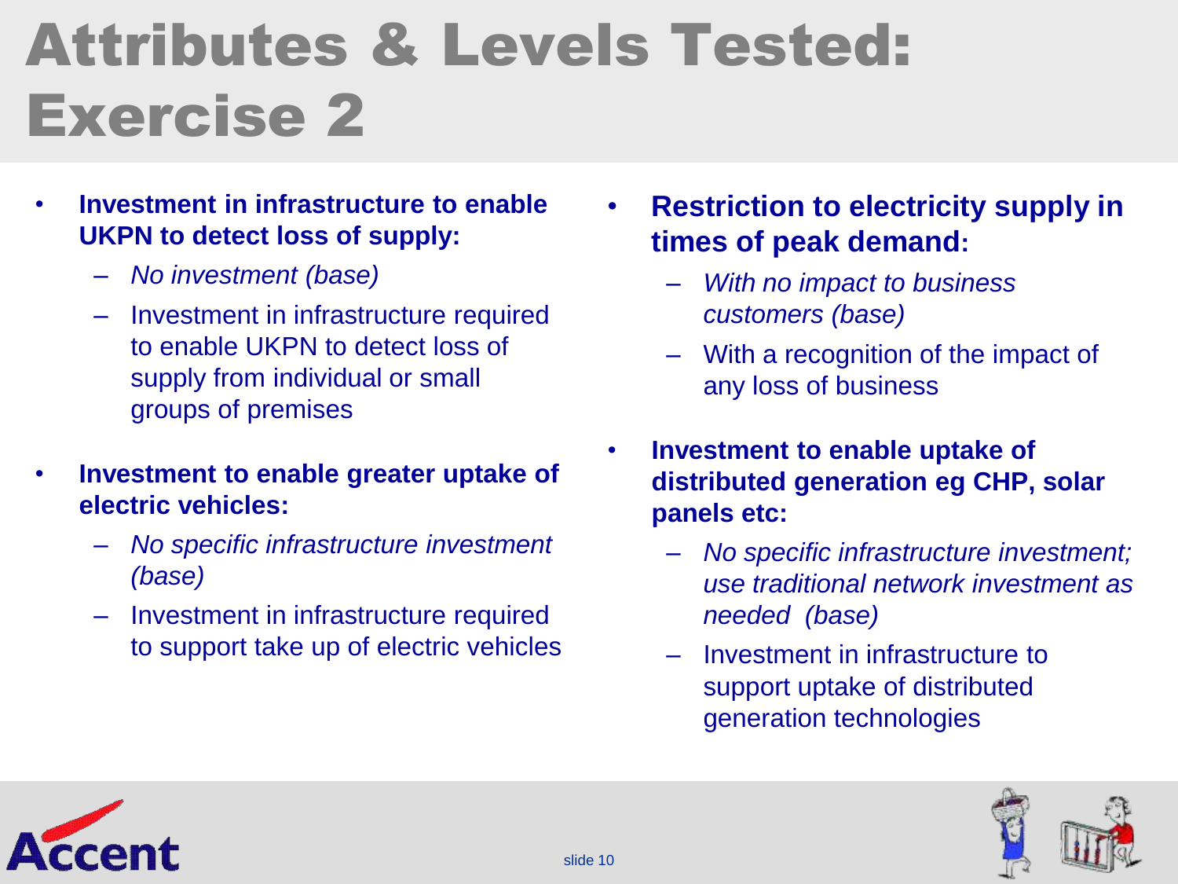# Attributes & Levels Tested: Exercise 2

- **Investment in infrastructure to enable UKPN to detect loss of supply:**
  - *No investment (base)*
  - Investment in infrastructure required to enable UKPN to detect loss of supply from individual or small groups of premises
- **Investment to enable greater uptake of electric vehicles:**
  - *No specific infrastructure investment (base)*
  - Investment in infrastructure required to support take up of electric vehicles
- **Restriction to electricity supply in times of peak demand:**
  - *With no impact to business customers (base)*
  - With a recognition of the impact of any loss of business
- **Investment to enable uptake of distributed generation eg CHP, solar panels etc:**
  - *No specific infrastructure investment; use traditional network investment as needed (base)*
  - Investment in infrastructure to support uptake of distributed generation technologies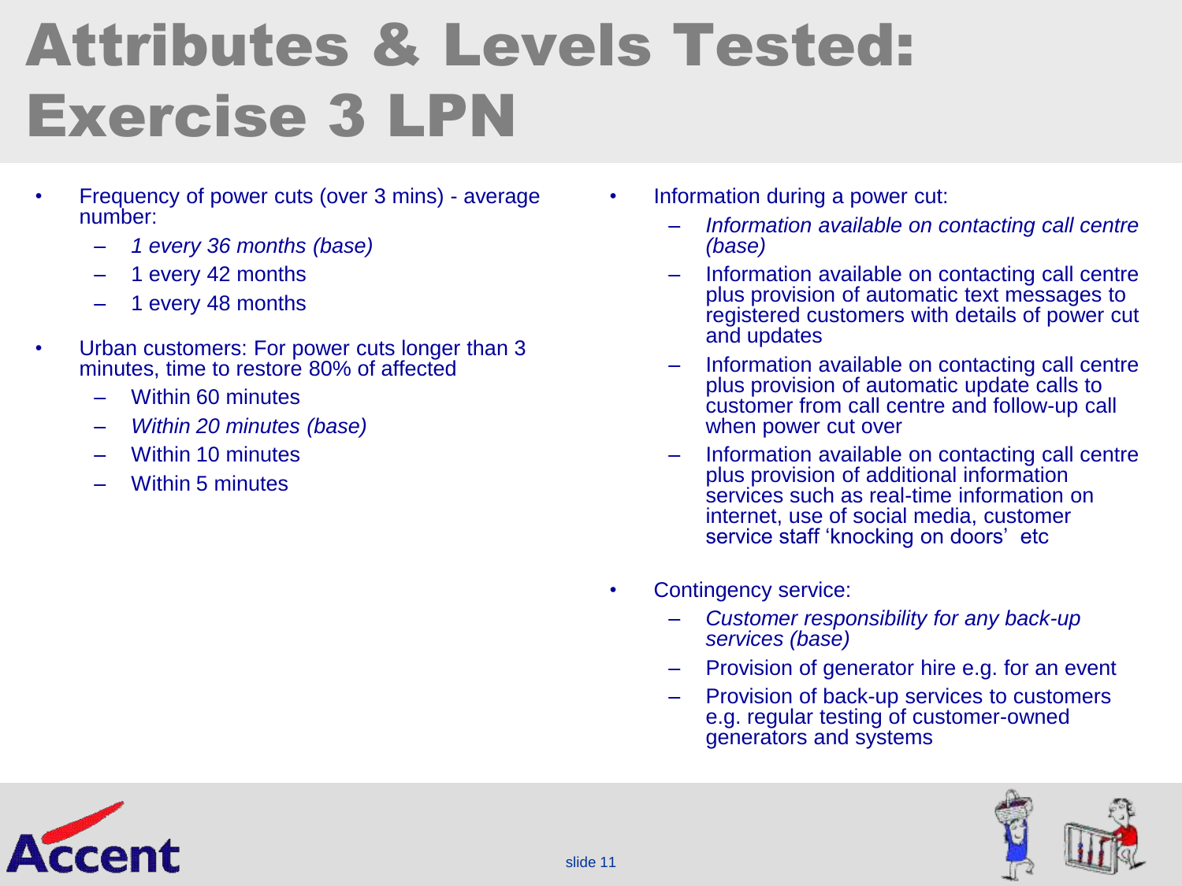# Attributes & Levels Tested: Exercise 3 LPN

- Frequency of power cuts (over 3 mins) - average number:
  - *1 every 36 months (base)*
  - 1 every 42 months
  - 1 every 48 months
- Urban customers: For power cuts longer than 3 minutes, time to restore 80% of affected
  - Within 60 minutes
  - *Within 20 minutes (base)*
  - Within 10 minutes
  - Within 5 minutes
- Information during a power cut:
  - *Information available on contacting call centre (base)*
  - Information available on contacting call centre plus provision of automatic text messages to registered customers with details of power cut and updates
  - Information available on contacting call centre plus provision of automatic update calls to customer from call centre and follow-up call when power cut over
  - Information available on contacting call centre plus provision of additional information services such as real-time information on internet, use of social media, customer service staff 'knocking on doors' etc
- Contingency service:
  - *Customer responsibility for any back-up services (base)*
  - Provision of generator hire e.g. for an event
  - Provision of back-up services to customers e.g. regular testing of customer-owned generators and systems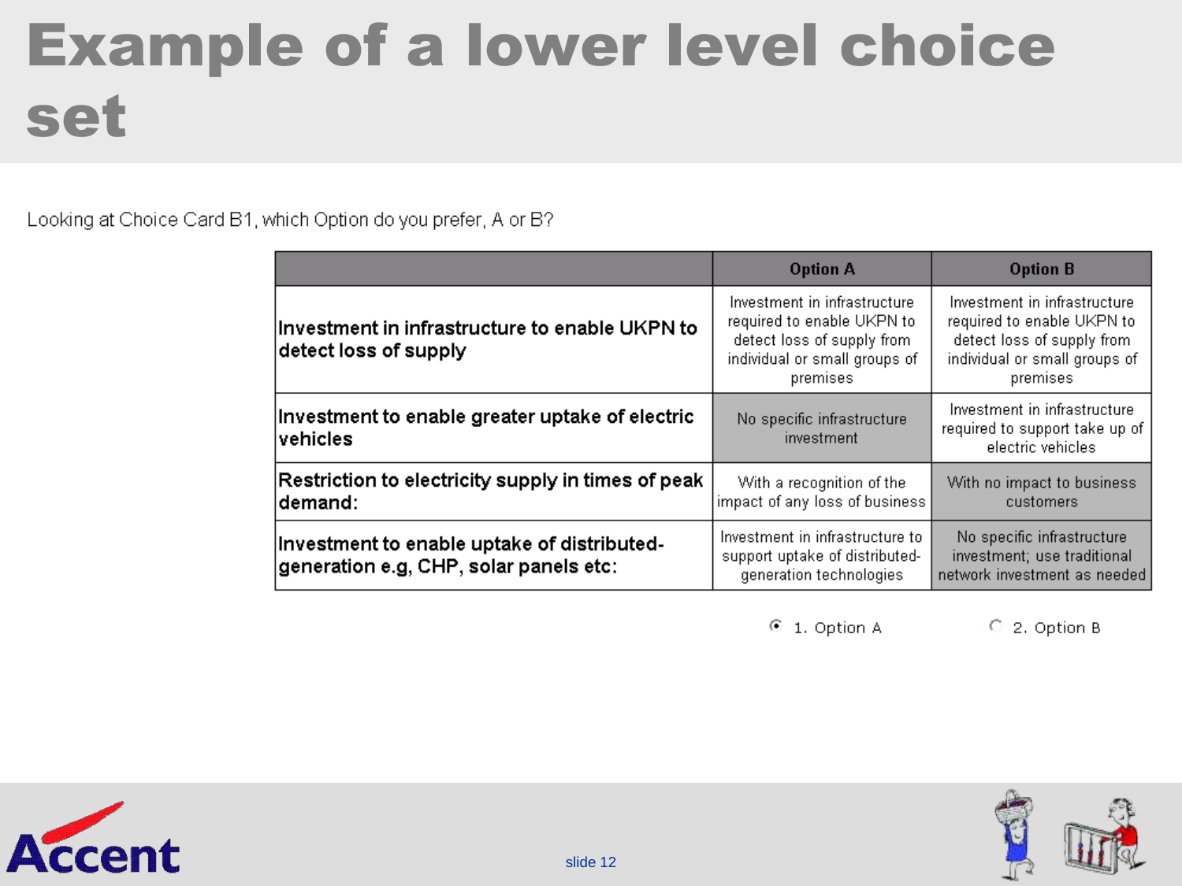# Example of a lower level choice set

Looking at Choice Card B1, which Option do you prefer, A or B?

| | Option A | Option B |
|---|---|---|
| **Investment in infrastructure to enable UKPN to detect loss of supply** | Investment in infrastructure required to enable UKPN to detect loss of supply from individual or small groups of premises | Investment in infrastructure required to enable UKPN to detect loss of supply from individual or small groups of premises |
| **Investment to enable greater uptake of electric vehicles** | No specific infrastructure investment | Investment in infrastructure required to support take up of electric vehicles |
| **Restriction to electricity supply in times of peak demand:** | With a recognition of the impact of any loss of business | With no impact to business customers |
| **Investment to enable uptake of distributed-generation e.g, CHP, solar panels etc:** | Investment in infrastructure to support uptake of distributed-generation technologies | No specific infrastructure investment; use traditional network investment as needed |

(•) 1. Option A  ( ) 2. Option B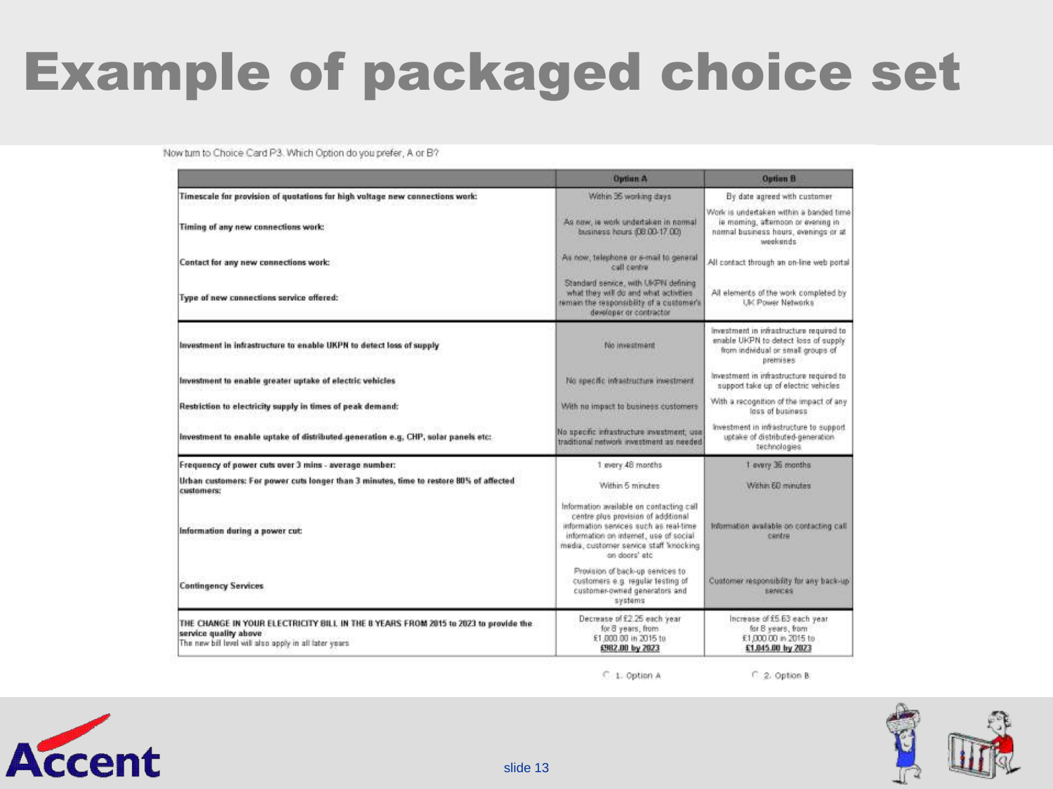# Example of packaged choice set

Now turn to Choice Card P3. Which Option do you prefer, A or B?

| | Option A | Option B |
|---|---|---|
| **Timescale for provision of quotations for high voltage new connections work:** | Within 35 working days | By date agreed with customer |
| **Timing of any new connections work:** | As now, ie work undertaken in normal business hours (08.00-17.00) | Work is undertaken within a banded time ie morning, afternoon or evening in normal business hours, evenings or at weekends |
| **Contact for any new connections work:** | As now, telephone or e-mail to general call centre | All contact through an on-line web portal |
| **Type of new connections service offered:** | Standard service, with UKPN defining what they will do and what activities remain the responsibility of a customer's developer or contractor | All elements of the work completed by UK Power Networks |
| **Investment in infrastructure to enable UKPN to detect loss of supply** | No investment | Investment in infrastructure required to enable UKPN to detect loss of supply from individual or small groups of premises |
| **Investment to enable greater uptake of electric vehicles** | No specific infrastructure investment | Investment in infrastructure required to support take up of electric vehicles |
| **Restriction to electricity supply in times of peak demand:** | With no impact to business customers | With a recognition of the impact of any loss of business |
| **Investment to enable uptake of distributed-generation e.g, CHP, solar panels etc:** | No specific infrastructure investment, use traditional network investment as needed | Investment in infrastructure to support uptake of distributed-generation technologies |
| **Frequency of power cuts over 3 mins - average number:** | 1 every 48 months | 1 every 36 months |
| **Urban customers: For power cuts longer than 3 minutes, time to restore 80% of affected customers:** | Within 5 minutes | Within 60 minutes |
| **Information during a power cut:** | Information available on contacting call centre plus provision of additional information services such as real-time information on internet, use of social media, customer service staff 'knocking on doors' etc | Information available on contacting call centre |
| **Contingency Services** | Provision of back-up services to customers e.g. regular testing of customer-owned generators and systems | Customer responsibility for any back-up services |
| **THE CHANGE IN YOUR ELECTRICITY BILL IN THE 8 YEARS FROM 2015 to 2023 to provide the service quality above** The new bill level will also apply in all later years | Decrease of £2.25 each year for 8 years, from £1,000.00 in 2015 to **£982.00 by 2023** | Increase of £5.63 each year for 8 years, from £1,000.00 in 2015 to **£1,045.00 by 2023** |

○ 1. Option A ○ 2. Option B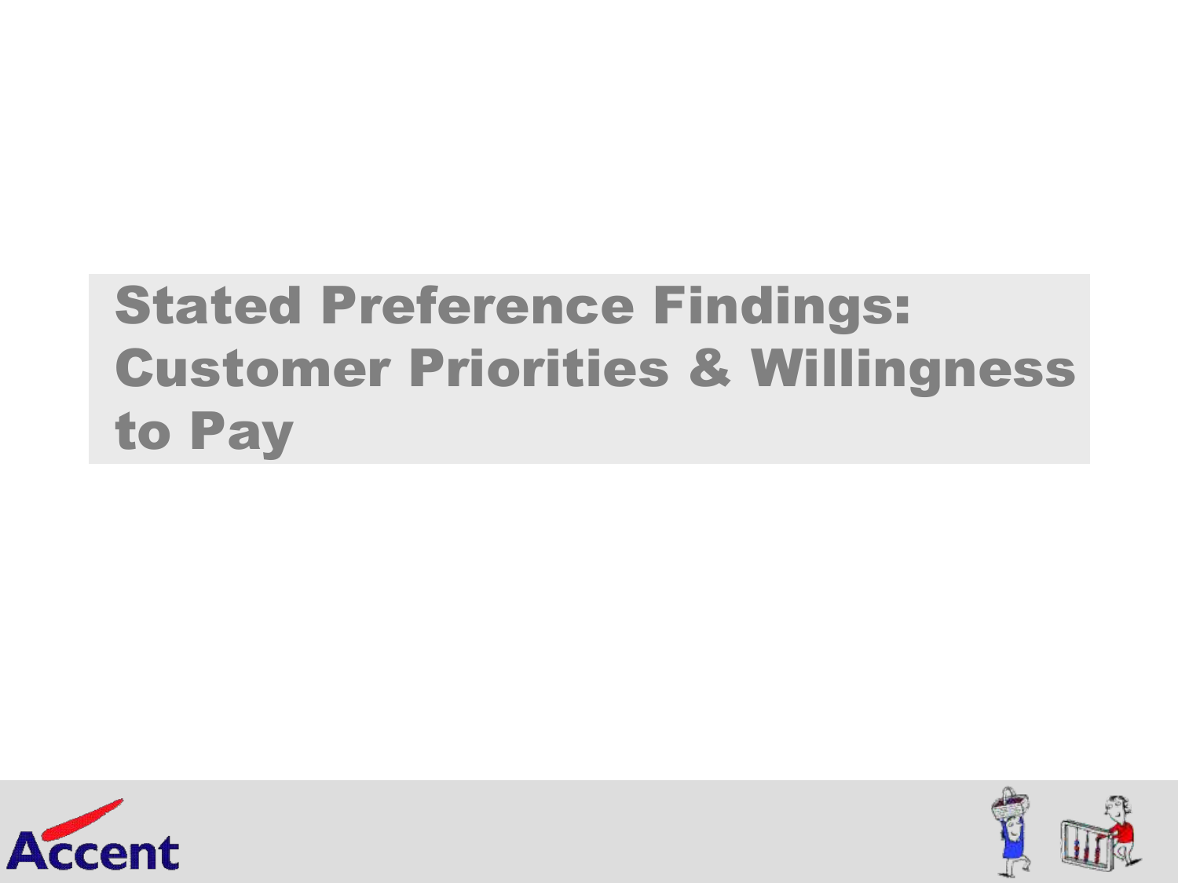# Stated Preference Findings: Customer Priorities & Willingness to Pay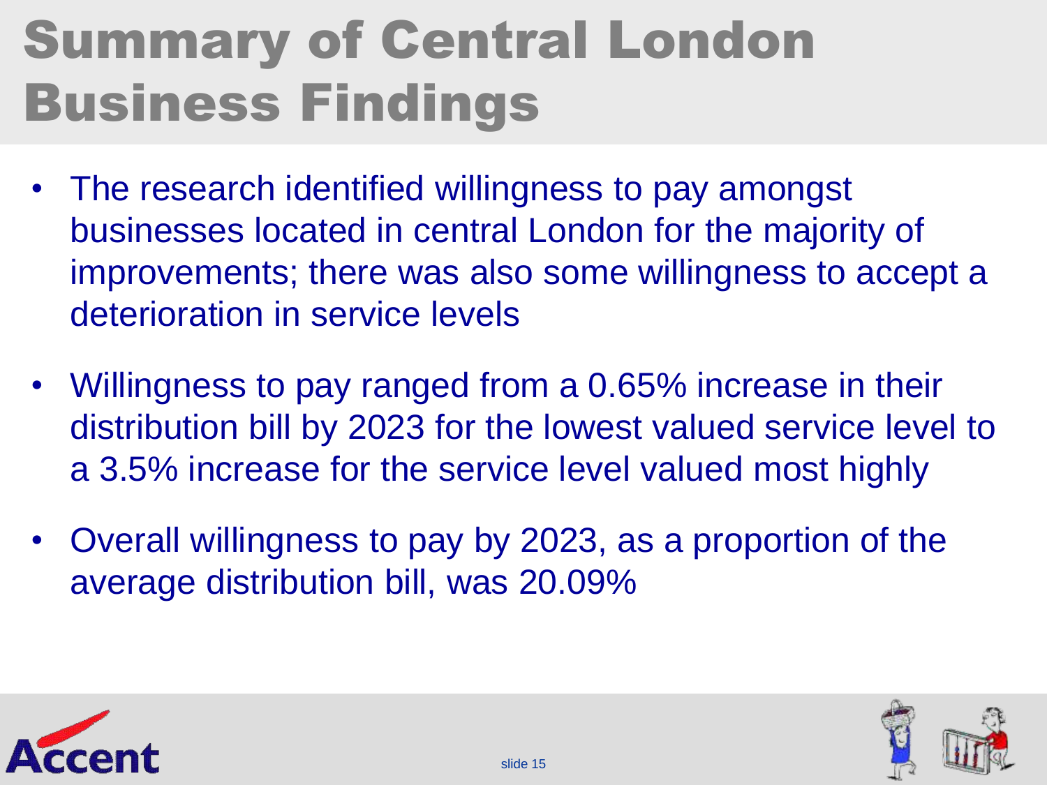# Summary of Central London Business Findings

- The research identified willingness to pay amongst businesses located in central London for the majority of improvements; there was also some willingness to accept a deterioration in service levels
- Willingness to pay ranged from a 0.65% increase in their distribution bill by 2023 for the lowest valued service level to a 3.5% increase for the service level valued most highly
- Overall willingness to pay by 2023, as a proportion of the average distribution bill, was 20.09%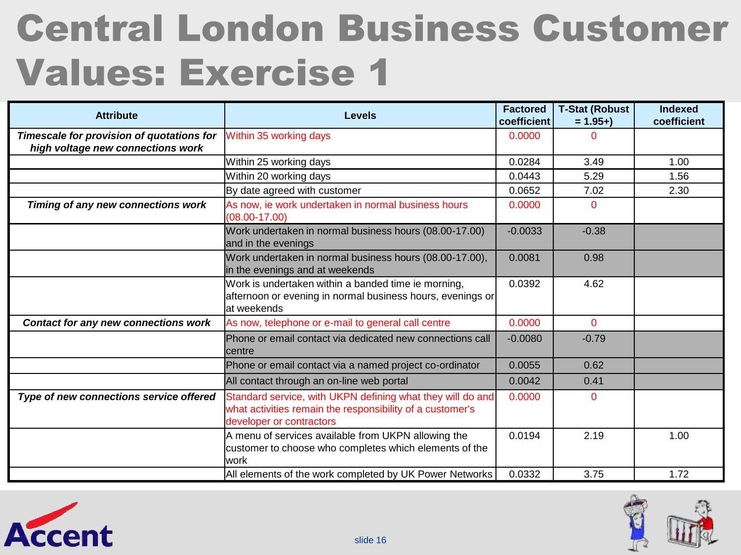# Central London Business Customer Values: Exercise 1

| Attribute | Levels | Factored coefficient | T-Stat (Robust = 1.95+) | Indexed coefficient |
|---|---|---|---|---|
| ***Timescale for provision of quotations for high voltage new connections work*** | Within 35 working days | 0.0000 | 0 | |
| | Within 25 working days | 0.0284 | 3.49 | 1.00 |
| | Within 20 working days | 0.0443 | 5.29 | 1.56 |
| | By date agreed with customer | 0.0652 | 7.02 | 2.30 |
| ***Timing of any new connections work*** | As now, ie work undertaken in normal business hours (08.00-17.00) | 0.0000 | 0 | |
| | Work undertaken in normal business hours (08.00-17.00) and in the evenings | -0.0033 | -0.38 | |
| | Work undertaken in normal business hours (08.00-17.00), in the evenings and at weekends | 0.0081 | 0.98 | |
| | Work is undertaken within a banded time ie morning, afternoon or evening in normal business hours, evenings or at weekends | 0.0392 | 4.62 | |
| ***Contact for any new connections work*** | As now, telephone or e-mail to general call centre | 0.0000 | 0 | |
| | Phone or email contact via dedicated new connections call centre | -0.0080 | -0.79 | |
| | Phone or email contact via a named project co-ordinator | 0.0055 | 0.62 | |
| | All contact through an on-line web portal | 0.0042 | 0.41 | |
| ***Type of new connections service offered*** | Standard service, with UKPN defining what they will do and what activities remain the responsibility of a customer's developer or contractors | 0.0000 | 0 | |
| | A menu of services available from UKPN allowing the customer to choose who completes which elements of the work | 0.0194 | 2.19 | 1.00 |
| | All elements of the work completed by UK Power Networks | 0.0332 | 3.75 | 1.72 |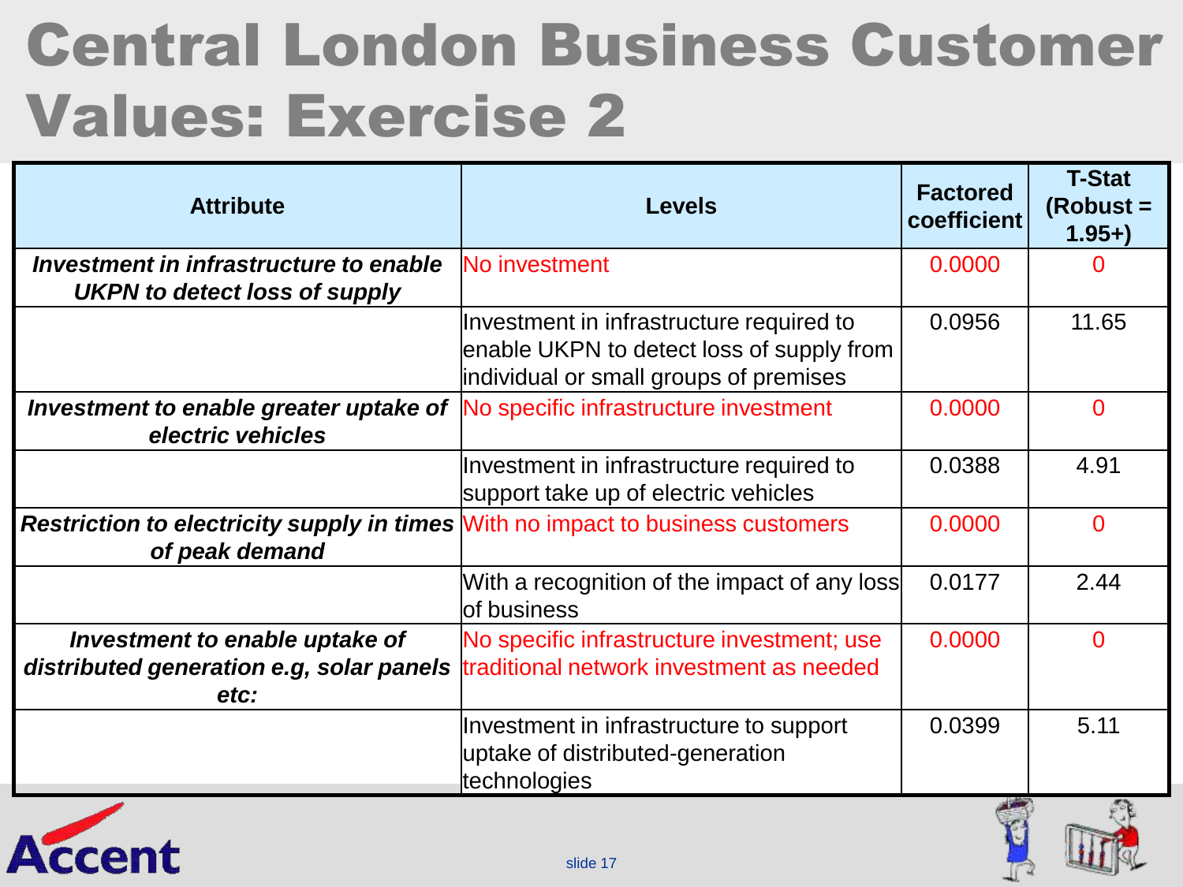# Central London Business Customer Values: Exercise 2

| Attribute | Levels | Factored coefficient | T-Stat (Robust = 1.95+) |
|---|---|---|---|
| ***Investment in infrastructure to enable UKPN to detect loss of supply*** | No investment | 0.0000 | 0 |
| | Investment in infrastructure required to enable UKPN to detect loss of supply from individual or small groups of premises | 0.0956 | 11.65 |
| ***Investment to enable greater uptake of electric vehicles*** | No specific infrastructure investment | 0.0000 | 0 |
| | Investment in infrastructure required to support take up of electric vehicles | 0.0388 | 4.91 |
| ***Restriction to electricity supply in times of peak demand*** | With no impact to business customers | 0.0000 | 0 |
| | With a recognition of the impact of any loss of business | 0.0177 | 2.44 |
| ***Investment to enable uptake of distributed generation e.g, solar panels etc:*** | No specific infrastructure investment; use traditional network investment as needed | 0.0000 | 0 |
| | Investment in infrastructure to support uptake of distributed-generation technologies | 0.0399 | 5.11 |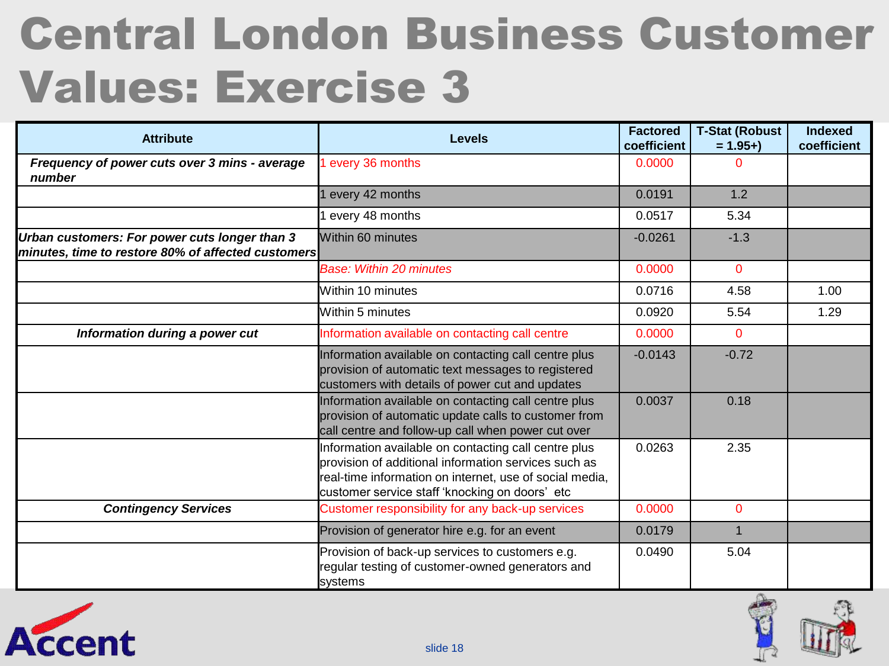# Central London Business Customer Values: Exercise 3

| Attribute | Levels | Factored coefficient | T-Stat (Robust = 1.95+) | Indexed coefficient |
|---|---|---|---|---|
| *Frequency of power cuts over 3 mins - average number* | 1 every 36 months | 0.0000 | 0 | |
| | 1 every 42 months | 0.0191 | 1.2 | |
| | 1 every 48 months | 0.0517 | 5.34 | |
| *Urban customers: For power cuts longer than 3 minutes, time to restore 80% of affected customers* | Within 60 minutes | -0.0261 | -1.3 | |
| | *Base: Within 20 minutes* | 0.0000 | 0 | |
| | Within 10 minutes | 0.0716 | 4.58 | 1.00 |
| | Within 5 minutes | 0.0920 | 5.54 | 1.29 |
| *Information during a power cut* | Information available on contacting call centre | 0.0000 | 0 | |
| | Information available on contacting call centre plus provision of automatic text messages to registered customers with details of power cut and updates | -0.0143 | -0.72 | |
| | Information available on contacting call centre plus provision of automatic update calls to customer from call centre and follow-up call when power cut over | 0.0037 | 0.18 | |
| | Information available on contacting call centre plus provision of additional information services such as real-time information on internet, use of social media, customer service staff 'knocking on doors' etc | 0.0263 | 2.35 | |
| *Contingency Services* | Customer responsibility for any back-up services | 0.0000 | 0 | |
| | Provision of generator hire e.g. for an event | 0.0179 | 1 | |
| | Provision of back-up services to customers e.g. regular testing of customer-owned generators and systems | 0.0490 | 5.04 | |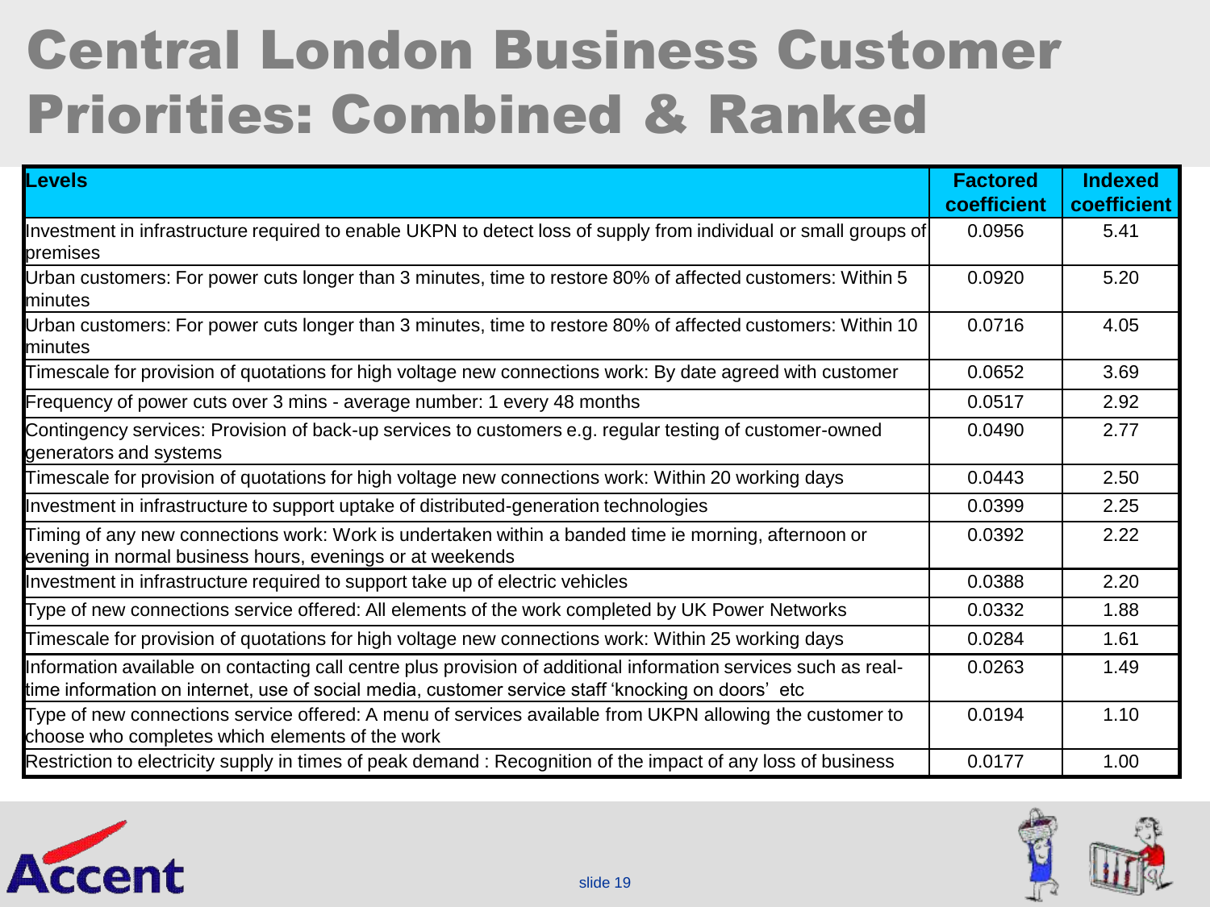# Central London Business Customer Priorities: Combined & Ranked

| Levels | Factored coefficient | Indexed coefficient |
|---|---|---|
| Investment in infrastructure required to enable UKPN to detect loss of supply from individual or small groups of premises | 0.0956 | 5.41 |
| Urban customers: For power cuts longer than 3 minutes, time to restore 80% of affected customers: Within 5 minutes | 0.0920 | 5.20 |
| Urban customers: For power cuts longer than 3 minutes, time to restore 80% of affected customers: Within 10 minutes | 0.0716 | 4.05 |
| Timescale for provision of quotations for high voltage new connections work: By date agreed with customer | 0.0652 | 3.69 |
| Frequency of power cuts over 3 mins - average number: 1 every 48 months | 0.0517 | 2.92 |
| Contingency services: Provision of back-up services to customers e.g. regular testing of customer-owned generators and systems | 0.0490 | 2.77 |
| Timescale for provision of quotations for high voltage new connections work: Within 20 working days | 0.0443 | 2.50 |
| Investment in infrastructure to support uptake of distributed-generation technologies | 0.0399 | 2.25 |
| Timing of any new connections work: Work is undertaken within a banded time ie morning, afternoon or evening in normal business hours, evenings or at weekends | 0.0392 | 2.22 |
| Investment in infrastructure required to support take up of electric vehicles | 0.0388 | 2.20 |
| Type of new connections service offered: All elements of the work completed by UK Power Networks | 0.0332 | 1.88 |
| Timescale for provision of quotations for high voltage new connections work: Within 25 working days | 0.0284 | 1.61 |
| Information available on contacting call centre plus provision of additional information services such as real-time information on internet, use of social media, customer service staff 'knocking on doors' etc | 0.0263 | 1.49 |
| Type of new connections service offered: A menu of services available from UKPN allowing the customer to choose who completes which elements of the work | 0.0194 | 1.10 |
| Restriction to electricity supply in times of peak demand : Recognition of the impact of any loss of business | 0.0177 | 1.00 |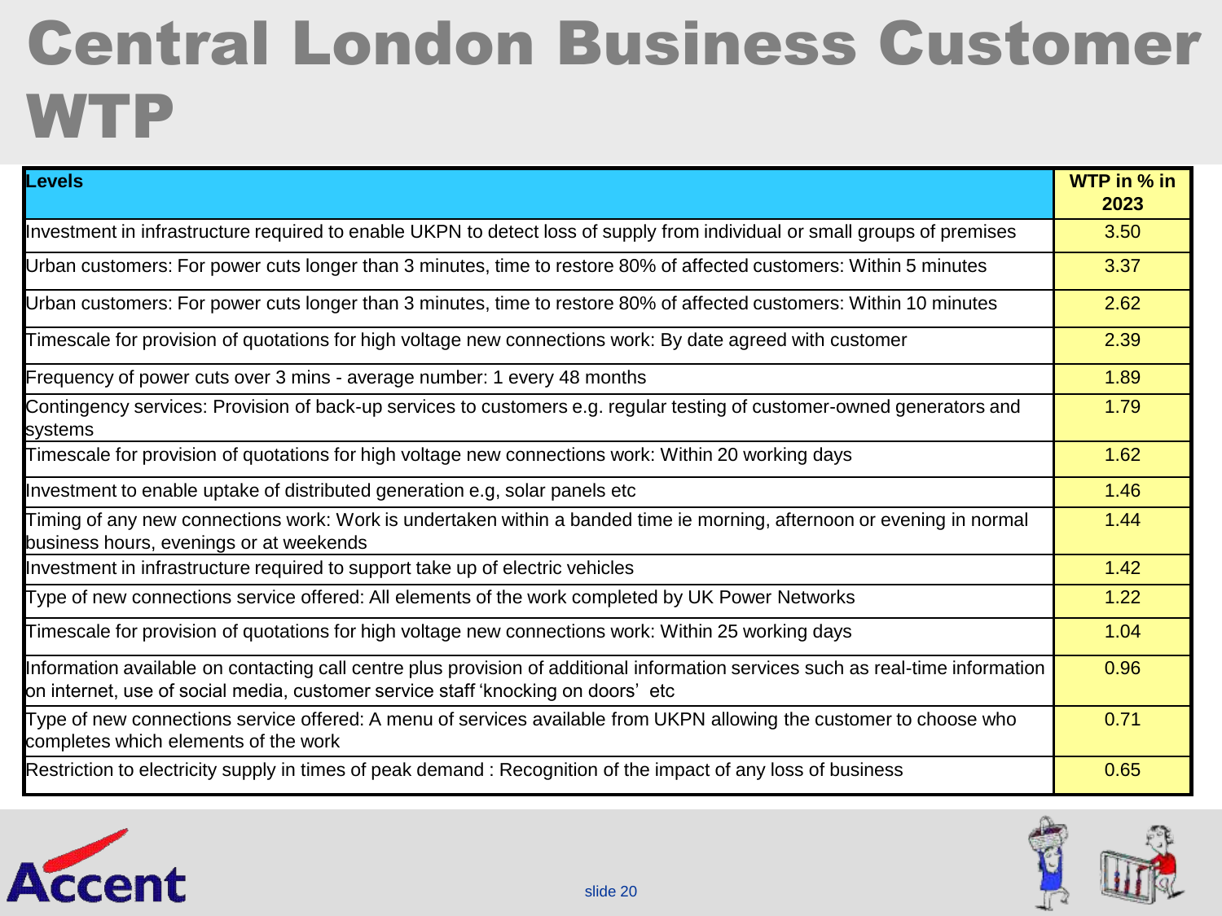# Central London Business Customer WTP

| Levels | WTP in % in 2023 |
|---|---|
| Investment in infrastructure required to enable UKPN to detect loss of supply from individual or small groups of premises | 3.50 |
| Urban customers: For power cuts longer than 3 minutes, time to restore 80% of affected customers: Within 5 minutes | 3.37 |
| Urban customers: For power cuts longer than 3 minutes, time to restore 80% of affected customers: Within 10 minutes | 2.62 |
| Timescale for provision of quotations for high voltage new connections work: By date agreed with customer | 2.39 |
| Frequency of power cuts over 3 mins - average number: 1 every 48 months | 1.89 |
| Contingency services: Provision of back-up services to customers e.g. regular testing of customer-owned generators and systems | 1.79 |
| Timescale for provision of quotations for high voltage new connections work: Within 20 working days | 1.62 |
| Investment to enable uptake of distributed generation e.g, solar panels etc | 1.46 |
| Timing of any new connections work: Work is undertaken within a banded time ie morning, afternoon or evening in normal business hours, evenings or at weekends | 1.44 |
| Investment in infrastructure required to support take up of electric vehicles | 1.42 |
| Type of new connections service offered: All elements of the work completed by UK Power Networks | 1.22 |
| Timescale for provision of quotations for high voltage new connections work: Within 25 working days | 1.04 |
| Information available on contacting call centre plus provision of additional information services such as real-time information on internet, use of social media, customer service staff 'knocking on doors' etc | 0.96 |
| Type of new connections service offered: A menu of services available from UKPN allowing the customer to choose who completes which elements of the work | 0.71 |
| Restriction to electricity supply in times of peak demand : Recognition of the impact of any loss of business | 0.65 |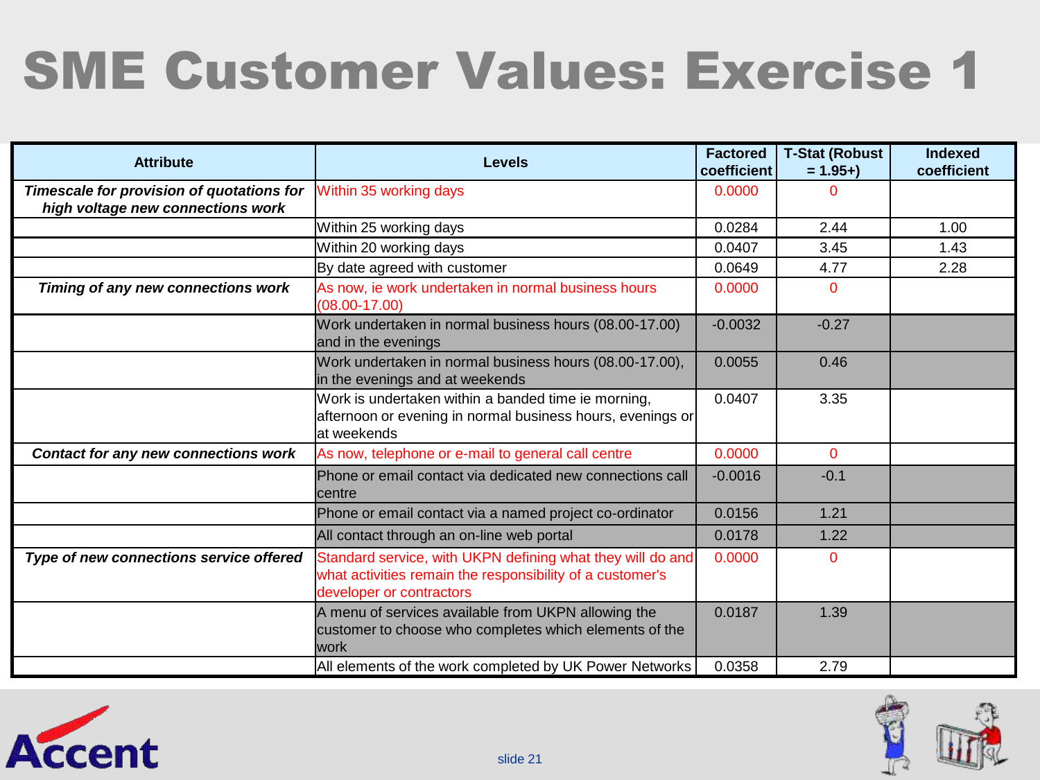# SME Customer Values: Exercise 1

| Attribute | Levels | Factored coefficient | T-Stat (Robust = 1.95+) | Indexed coefficient |
|---|---|---|---|---|
| ***Timescale for provision of quotations for high voltage new connections work*** | Within 35 working days | 0.0000 | 0 | |
| | Within 25 working days | 0.0284 | 2.44 | 1.00 |
| | Within 20 working days | 0.0407 | 3.45 | 1.43 |
| | By date agreed with customer | 0.0649 | 4.77 | 2.28 |
| ***Timing of any new connections work*** | As now, ie work undertaken in normal business hours (08.00-17.00) | 0.0000 | 0 | |
| | Work undertaken in normal business hours (08.00-17.00) and in the evenings | -0.0032 | -0.27 | |
| | Work undertaken in normal business hours (08.00-17.00), in the evenings and at weekends | 0.0055 | 0.46 | |
| | Work is undertaken within a banded time ie morning, afternoon or evening in normal business hours, evenings or at weekends | 0.0407 | 3.35 | |
| ***Contact for any new connections work*** | As now, telephone or e-mail to general call centre | 0.0000 | 0 | |
| | Phone or email contact via dedicated new connections call centre | -0.0016 | -0.1 | |
| | Phone or email contact via a named project co-ordinator | 0.0156 | 1.21 | |
| | All contact through an on-line web portal | 0.0178 | 1.22 | |
| ***Type of new connections service offered*** | Standard service, with UKPN defining what they will do and what activities remain the responsibility of a customer's developer or contractors | 0.0000 | 0 | |
| | A menu of services available from UKPN allowing the customer to choose who completes which elements of the work | 0.0187 | 1.39 | |
| | All elements of the work completed by UK Power Networks | 0.0358 | 2.79 | |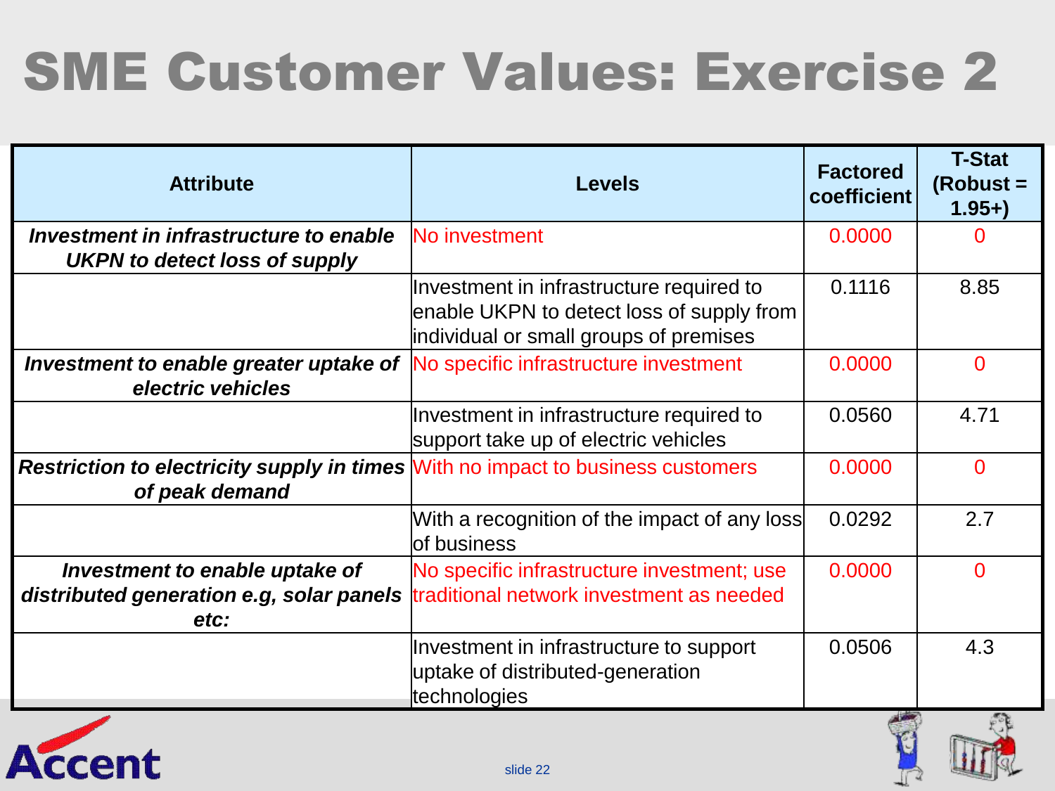# SME Customer Values: Exercise 2

| Attribute | Levels | Factored coefficient | T-Stat (Robust = 1.95+) |
|---|---|---|---|
| ***Investment in infrastructure to enable UKPN to detect loss of supply*** | No investment | 0.0000 | 0 |
| | Investment in infrastructure required to enable UKPN to detect loss of supply from individual or small groups of premises | 0.1116 | 8.85 |
| ***Investment to enable greater uptake of electric vehicles*** | No specific infrastructure investment | 0.0000 | 0 |
| | Investment in infrastructure required to support take up of electric vehicles | 0.0560 | 4.71 |
| ***Restriction to electricity supply in times of peak demand*** | With no impact to business customers | 0.0000 | 0 |
| | With a recognition of the impact of any loss of business | 0.0292 | 2.7 |
| ***Investment to enable uptake of distributed generation e.g, solar panels etc:*** | No specific infrastructure investment; use traditional network investment as needed | 0.0000 | 0 |
| | Investment in infrastructure to support uptake of distributed-generation technologies | 0.0506 | 4.3 |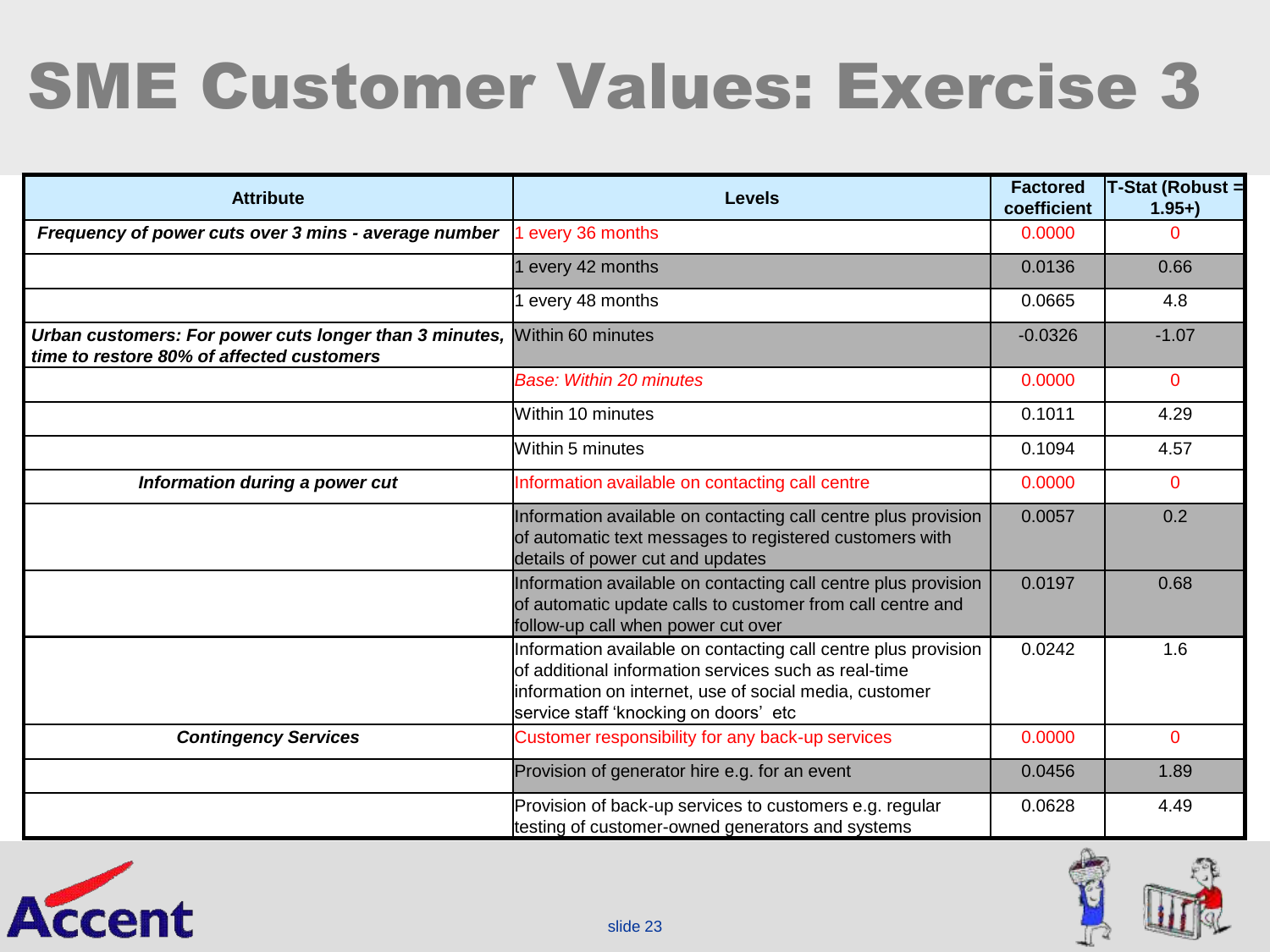# SME Customer Values: Exercise 3

| Attribute | Levels | Factored coefficient | T-Stat (Robust = 1.95+) |
|---|---|---|---|
| ***Frequency of power cuts over 3 mins - average number*** | 1 every 36 months | 0.0000 | 0 |
| | 1 every 42 months | 0.0136 | 0.66 |
| | 1 every 48 months | 0.0665 | 4.8 |
| ***Urban customers: For power cuts longer than 3 minutes, time to restore 80% of affected customers*** | Within 60 minutes | -0.0326 | -1.07 |
| | *Base: Within 20 minutes* | 0.0000 | 0 |
| | Within 10 minutes | 0.1011 | 4.29 |
| | Within 5 minutes | 0.1094 | 4.57 |
| ***Information during a power cut*** | Information available on contacting call centre | 0.0000 | 0 |
| | Information available on contacting call centre plus provision of automatic text messages to registered customers with details of power cut and updates | 0.0057 | 0.2 |
| | Information available on contacting call centre plus provision of automatic update calls to customer from call centre and follow-up call when power cut over | 0.0197 | 0.68 |
| | Information available on contacting call centre plus provision of additional information services such as real-time information on internet, use of social media, customer service staff 'knocking on doors' etc | 0.0242 | 1.6 |
| ***Contingency Services*** | Customer responsibility for any back-up services | 0.0000 | 0 |
| | Provision of generator hire e.g. for an event | 0.0456 | 1.89 |
| | Provision of back-up services to customers e.g. regular testing of customer-owned generators and systems | 0.0628 | 4.49 |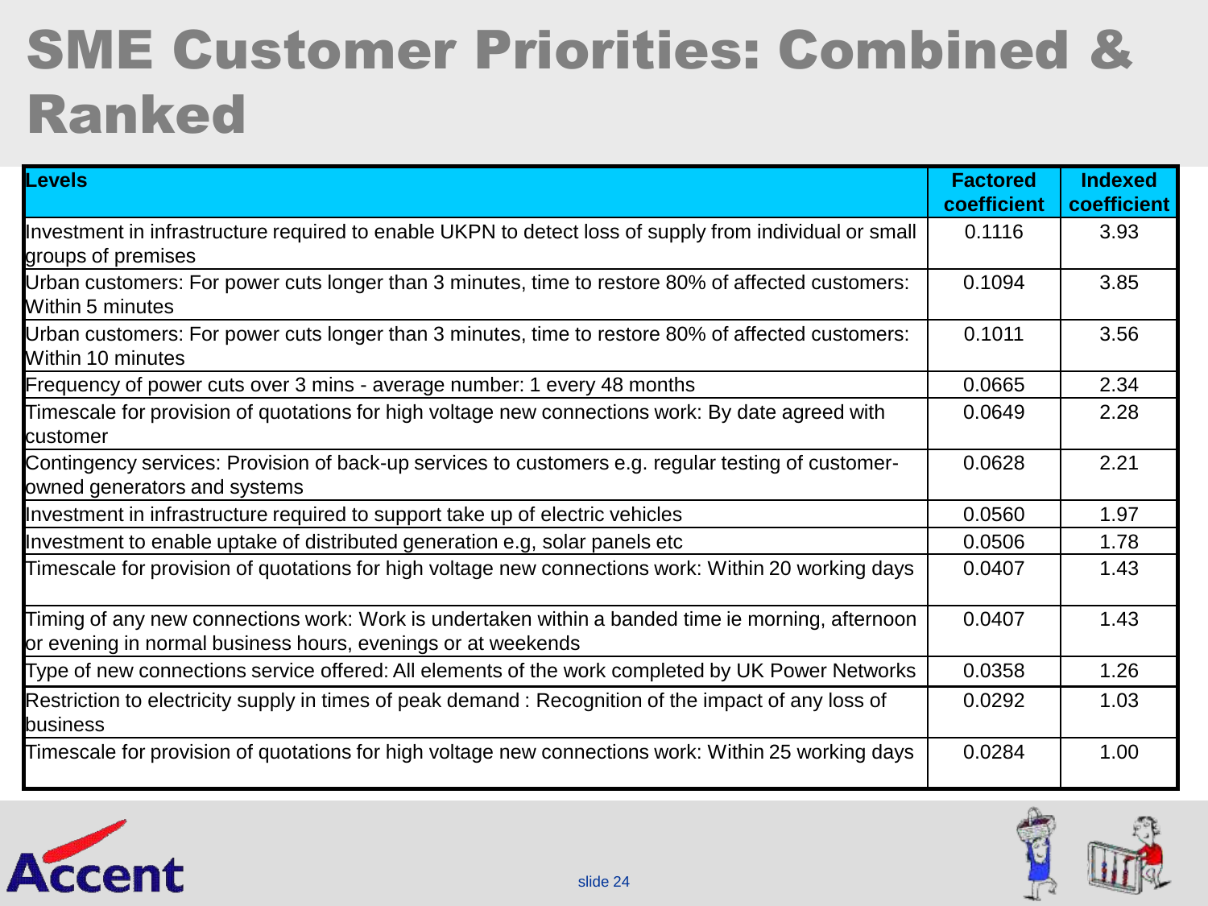# SME Customer Priorities: Combined & Ranked

| Levels | Factored coefficient | Indexed coefficient |
|---|---|---|
| Investment in infrastructure required to enable UKPN to detect loss of supply from individual or small groups of premises | 0.1116 | 3.93 |
| Urban customers: For power cuts longer than 3 minutes, time to restore 80% of affected customers: Within 5 minutes | 0.1094 | 3.85 |
| Urban customers: For power cuts longer than 3 minutes, time to restore 80% of affected customers: Within 10 minutes | 0.1011 | 3.56 |
| Frequency of power cuts over 3 mins - average number: 1 every 48 months | 0.0665 | 2.34 |
| Timescale for provision of quotations for high voltage new connections work: By date agreed with customer | 0.0649 | 2.28 |
| Contingency services: Provision of back-up services to customers e.g. regular testing of customer-owned generators and systems | 0.0628 | 2.21 |
| Investment in infrastructure required to support take up of electric vehicles | 0.0560 | 1.97 |
| Investment to enable uptake of distributed generation e.g, solar panels etc | 0.0506 | 1.78 |
| Timescale for provision of quotations for high voltage new connections work: Within 20 working days | 0.0407 | 1.43 |
| Timing of any new connections work: Work is undertaken within a banded time ie morning, afternoon or evening in normal business hours, evenings or at weekends | 0.0407 | 1.43 |
| Type of new connections service offered: All elements of the work completed by UK Power Networks | 0.0358 | 1.26 |
| Restriction to electricity supply in times of peak demand : Recognition of the impact of any loss of business | 0.0292 | 1.03 |
| Timescale for provision of quotations for high voltage new connections work: Within 25 working days | 0.0284 | 1.00 |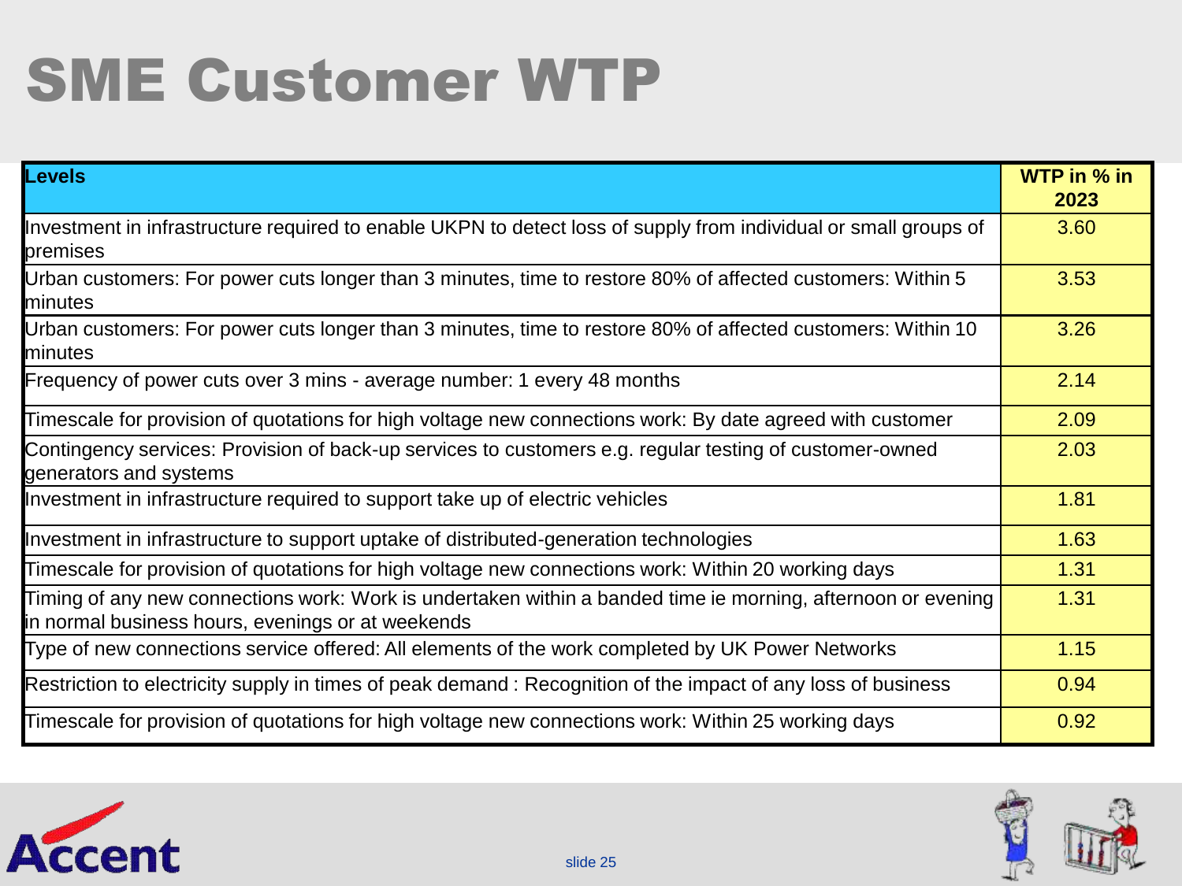# SME Customer WTP

| Levels | WTP in % in 2023 |
|---|---|
| Investment in infrastructure required to enable UKPN to detect loss of supply from individual or small groups of premises | 3.60 |
| Urban customers: For power cuts longer than 3 minutes, time to restore 80% of affected customers: Within 5 minutes | 3.53 |
| Urban customers: For power cuts longer than 3 minutes, time to restore 80% of affected customers: Within 10 minutes | 3.26 |
| Frequency of power cuts over 3 mins - average number: 1 every 48 months | 2.14 |
| Timescale for provision of quotations for high voltage new connections work: By date agreed with customer | 2.09 |
| Contingency services: Provision of back-up services to customers e.g. regular testing of customer-owned generators and systems | 2.03 |
| Investment in infrastructure required to support take up of electric vehicles | 1.81 |
| Investment in infrastructure to support uptake of distributed-generation technologies | 1.63 |
| Timescale for provision of quotations for high voltage new connections work: Within 20 working days | 1.31 |
| Timing of any new connections work: Work is undertaken within a banded time ie morning, afternoon or evening in normal business hours, evenings or at weekends | 1.31 |
| Type of new connections service offered: All elements of the work completed by UK Power Networks | 1.15 |
| Restriction to electricity supply in times of peak demand : Recognition of the impact of any loss of business | 0.94 |
| Timescale for provision of quotations for high voltage new connections work: Within 25 working days | 0.92 |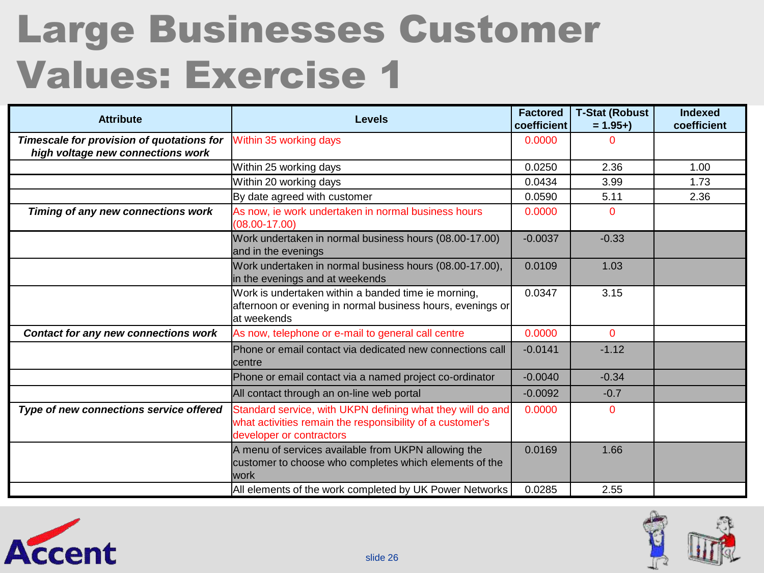# Large Businesses Customer Values: Exercise 1

| Attribute | Levels | Factored coefficient | T-Stat (Robust = 1.95+) | Indexed coefficient |
|---|---|---|---|---|
| ***Timescale for provision of quotations for high voltage new connections work*** | Within 35 working days | 0.0000 | 0 | |
| | Within 25 working days | 0.0250 | 2.36 | 1.00 |
| | Within 20 working days | 0.0434 | 3.99 | 1.73 |
| | By date agreed with customer | 0.0590 | 5.11 | 2.36 |
| ***Timing of any new connections work*** | As now, ie work undertaken in normal business hours (08.00-17.00) | 0.0000 | 0 | |
| | Work undertaken in normal business hours (08.00-17.00) and in the evenings | -0.0037 | -0.33 | |
| | Work undertaken in normal business hours (08.00-17.00), in the evenings and at weekends | 0.0109 | 1.03 | |
| | Work is undertaken within a banded time ie morning, afternoon or evening in normal business hours, evenings or at weekends | 0.0347 | 3.15 | |
| ***Contact for any new connections work*** | As now, telephone or e-mail to general call centre | 0.0000 | 0 | |
| | Phone or email contact via dedicated new connections call centre | -0.0141 | -1.12 | |
| | Phone or email contact via a named project co-ordinator | -0.0040 | -0.34 | |
| | All contact through an on-line web portal | -0.0092 | -0.7 | |
| ***Type of new connections service offered*** | Standard service, with UKPN defining what they will do and what activities remain the responsibility of a customer's developer or contractors | 0.0000 | 0 | |
| | A menu of services available from UKPN allowing the customer to choose who completes which elements of the work | 0.0169 | 1.66 | |
| | All elements of the work completed by UK Power Networks | 0.0285 | 2.55 | |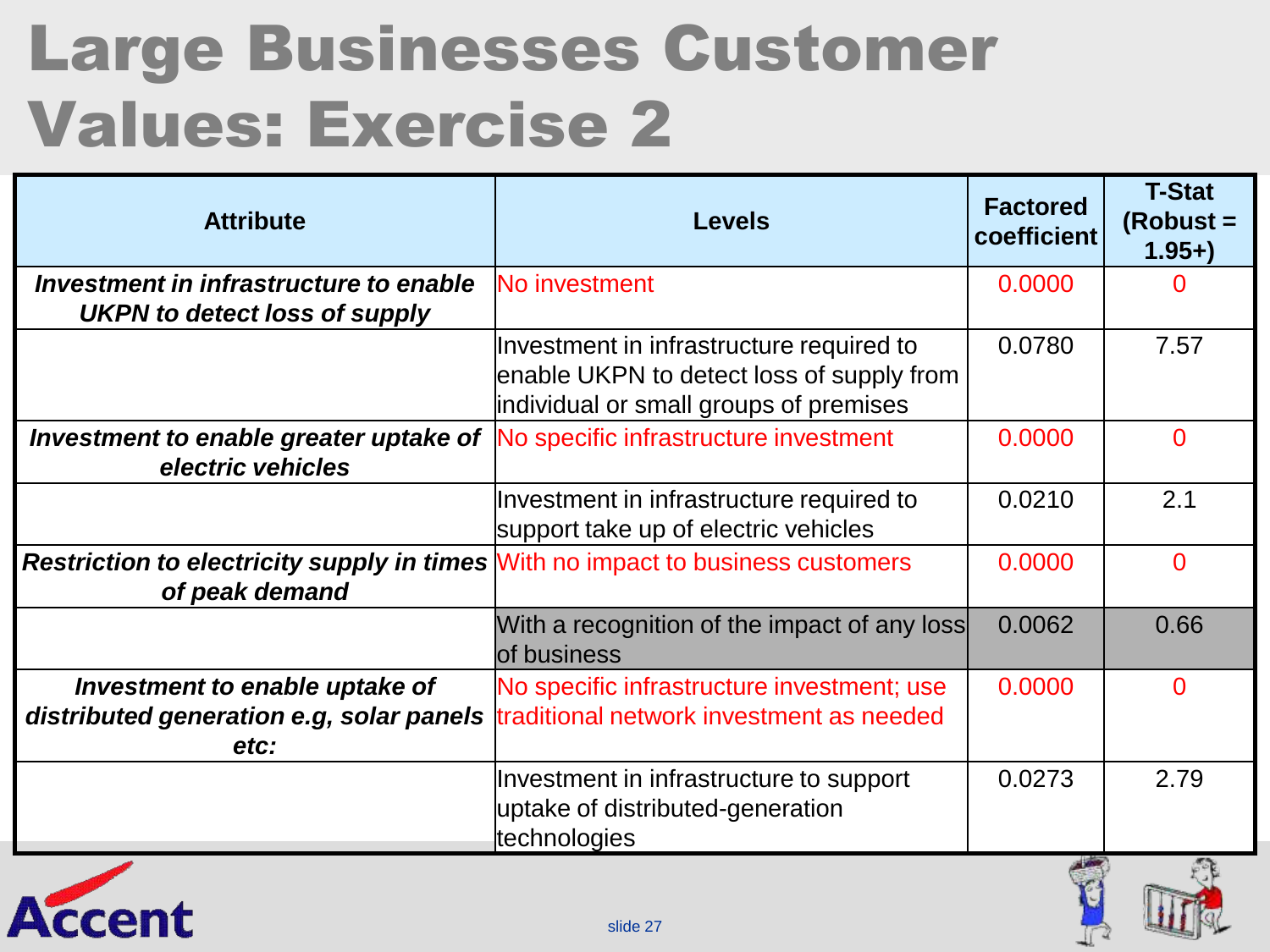# Large Businesses Customer Values: Exercise 2

| Attribute | Levels | Factored coefficient | T-Stat (Robust = 1.95+) |
|---|---|---|---|
| ***Investment in infrastructure to enable UKPN to detect loss of supply*** | No investment | 0.0000 | 0 |
| | Investment in infrastructure required to enable UKPN to detect loss of supply from individual or small groups of premises | 0.0780 | 7.57 |
| ***Investment to enable greater uptake of electric vehicles*** | No specific infrastructure investment | 0.0000 | 0 |
| | Investment in infrastructure required to support take up of electric vehicles | 0.0210 | 2.1 |
| ***Restriction to electricity supply in times of peak demand*** | With no impact to business customers | 0.0000 | 0 |
| | With a recognition of the impact of any loss of business | 0.0062 | 0.66 |
| ***Investment to enable uptake of distributed generation e.g, solar panels etc:*** | No specific infrastructure investment; use traditional network investment as needed | 0.0000 | 0 |
| | Investment in infrastructure to support uptake of distributed-generation technologies | 0.0273 | 2.79 |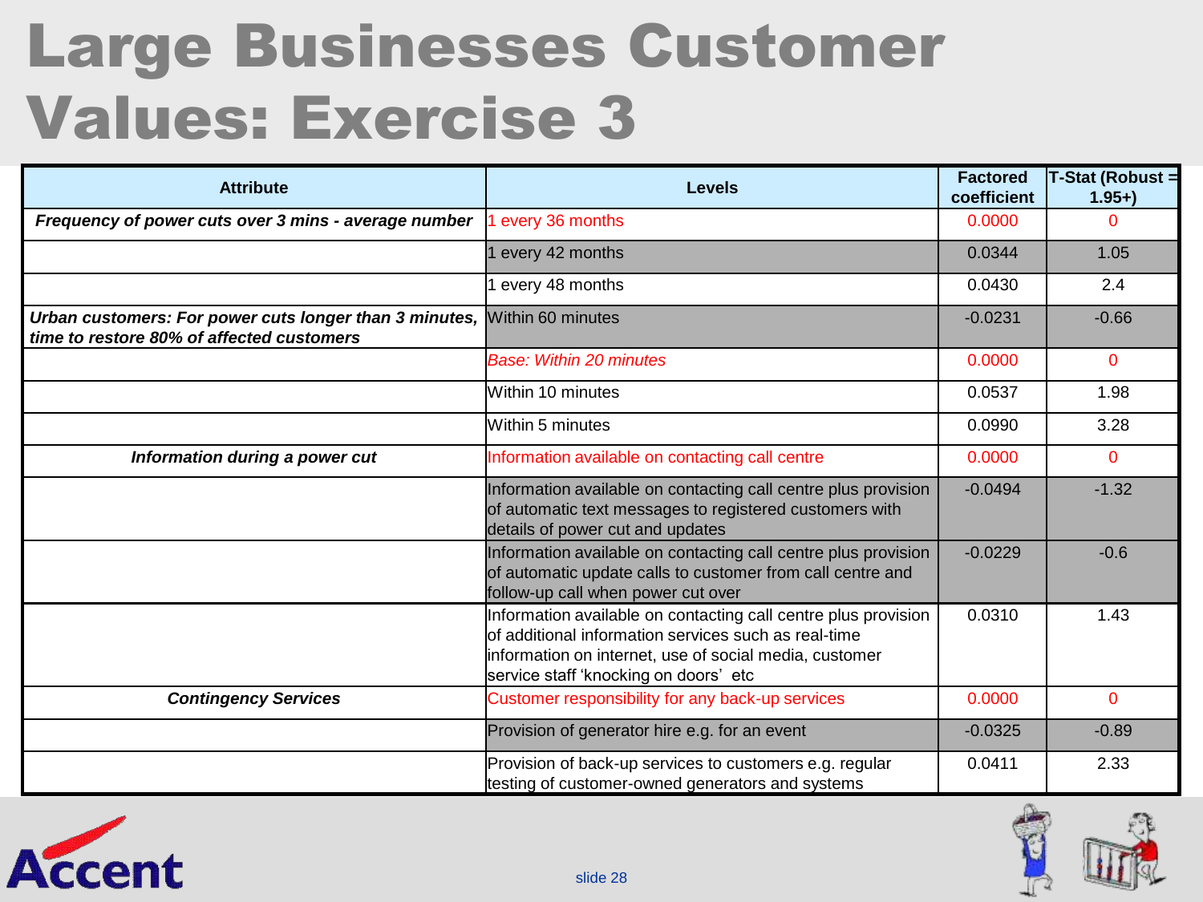# Large Businesses Customer Values: Exercise 3

| Attribute | Levels | Factored coefficient | T-Stat (Robust = 1.95+) |
|---|---|---|---|
| ***Frequency of power cuts over 3 mins - average number*** | 1 every 36 months | 0.0000 | 0 |
| | 1 every 42 months | 0.0344 | 1.05 |
| | 1 every 48 months | 0.0430 | 2.4 |
| ***Urban customers: For power cuts longer than 3 minutes, time to restore 80% of affected customers*** | Within 60 minutes | -0.0231 | -0.66 |
| | *Base: Within 20 minutes* | 0.0000 | 0 |
| | Within 10 minutes | 0.0537 | 1.98 |
| | Within 5 minutes | 0.0990 | 3.28 |
| ***Information during a power cut*** | Information available on contacting call centre | 0.0000 | 0 |
| | Information available on contacting call centre plus provision of automatic text messages to registered customers with details of power cut and updates | -0.0494 | -1.32 |
| | Information available on contacting call centre plus provision of automatic update calls to customer from call centre and follow-up call when power cut over | -0.0229 | -0.6 |
| | Information available on contacting call centre plus provision of additional information services such as real-time information on internet, use of social media, customer service staff 'knocking on doors' etc | 0.0310 | 1.43 |
| ***Contingency Services*** | Customer responsibility for any back-up services | 0.0000 | 0 |
| | Provision of generator hire e.g. for an event | -0.0325 | -0.89 |
| | Provision of back-up services to customers e.g. regular testing of customer-owned generators and systems | 0.0411 | 2.33 |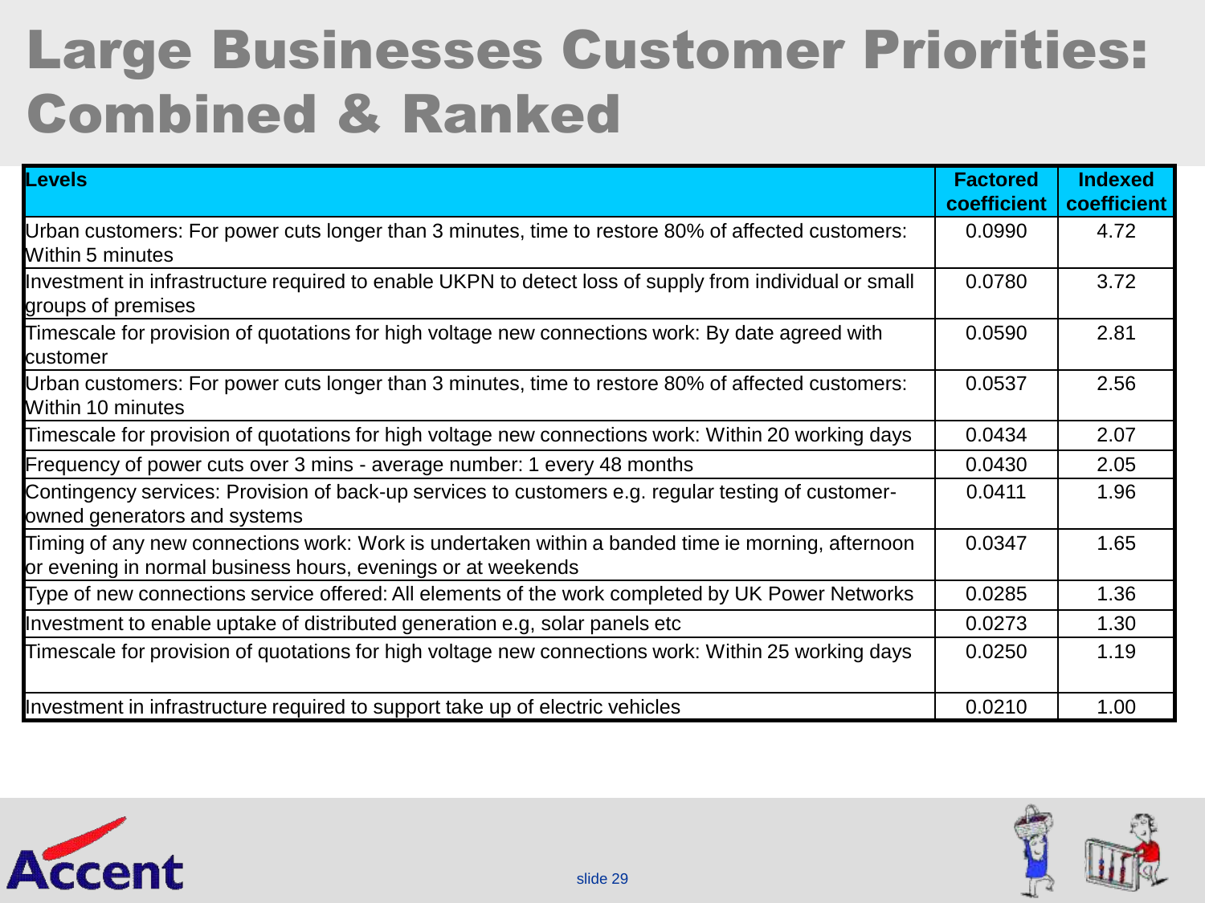# Large Businesses Customer Priorities: Combined & Ranked

| Levels | Factored coefficient | Indexed coefficient |
|---|---|---|
| Urban customers: For power cuts longer than 3 minutes, time to restore 80% of affected customers: Within 5 minutes | 0.0990 | 4.72 |
| Investment in infrastructure required to enable UKPN to detect loss of supply from individual or small groups of premises | 0.0780 | 3.72 |
| Timescale for provision of quotations for high voltage new connections work: By date agreed with customer | 0.0590 | 2.81 |
| Urban customers: For power cuts longer than 3 minutes, time to restore 80% of affected customers: Within 10 minutes | 0.0537 | 2.56 |
| Timescale for provision of quotations for high voltage new connections work: Within 20 working days | 0.0434 | 2.07 |
| Frequency of power cuts over 3 mins - average number: 1 every 48 months | 0.0430 | 2.05 |
| Contingency services: Provision of back-up services to customers e.g. regular testing of customer-owned generators and systems | 0.0411 | 1.96 |
| Timing of any new connections work: Work is undertaken within a banded time ie morning, afternoon or evening in normal business hours, evenings or at weekends | 0.0347 | 1.65 |
| Type of new connections service offered: All elements of the work completed by UK Power Networks | 0.0285 | 1.36 |
| Investment to enable uptake of distributed generation e.g, solar panels etc | 0.0273 | 1.30 |
| Timescale for provision of quotations for high voltage new connections work: Within 25 working days | 0.0250 | 1.19 |
| Investment in infrastructure required to support take up of electric vehicles | 0.0210 | 1.00 |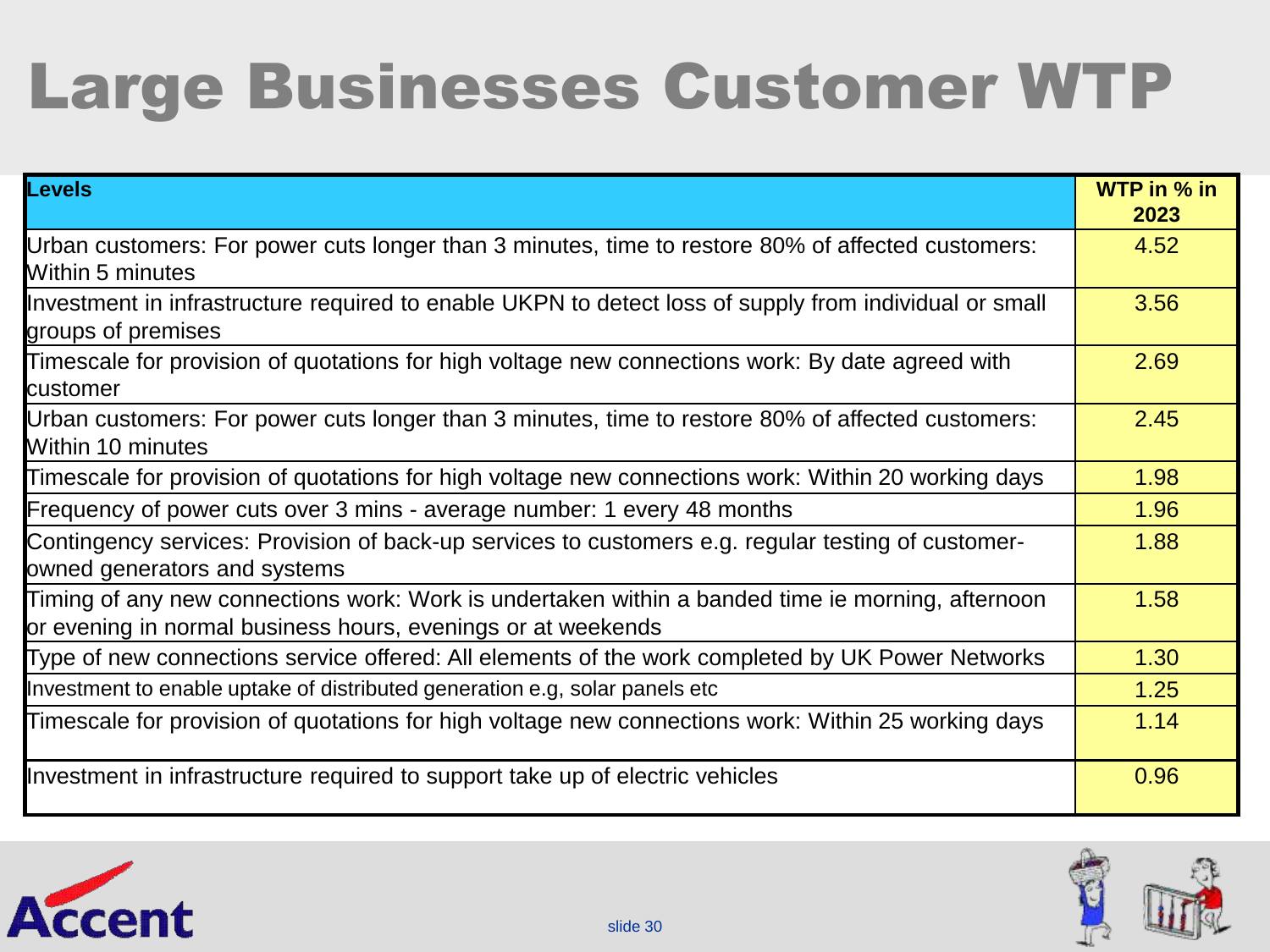# Large Businesses Customer WTP

| Levels | WTP in % in 2023 |
|---|---|
| Urban customers: For power cuts longer than 3 minutes, time to restore 80% of affected customers: Within 5 minutes | 4.52 |
| Investment in infrastructure required to enable UKPN to detect loss of supply from individual or small groups of premises | 3.56 |
| Timescale for provision of quotations for high voltage new connections work: By date agreed with customer | 2.69 |
| Urban customers: For power cuts longer than 3 minutes, time to restore 80% of affected customers: Within 10 minutes | 2.45 |
| Timescale for provision of quotations for high voltage new connections work: Within 20 working days | 1.98 |
| Frequency of power cuts over 3 mins - average number: 1 every 48 months | 1.96 |
| Contingency services: Provision of back-up services to customers e.g. regular testing of customer-owned generators and systems | 1.88 |
| Timing of any new connections work: Work is undertaken within a banded time ie morning, afternoon or evening in normal business hours, evenings or at weekends | 1.58 |
| Type of new connections service offered: All elements of the work completed by UK Power Networks | 1.30 |
| Investment to enable uptake of distributed generation e.g, solar panels etc | 1.25 |
| Timescale for provision of quotations for high voltage new connections work: Within 25 working days | 1.14 |
| Investment in infrastructure required to support take up of electric vehicles | 0.96 |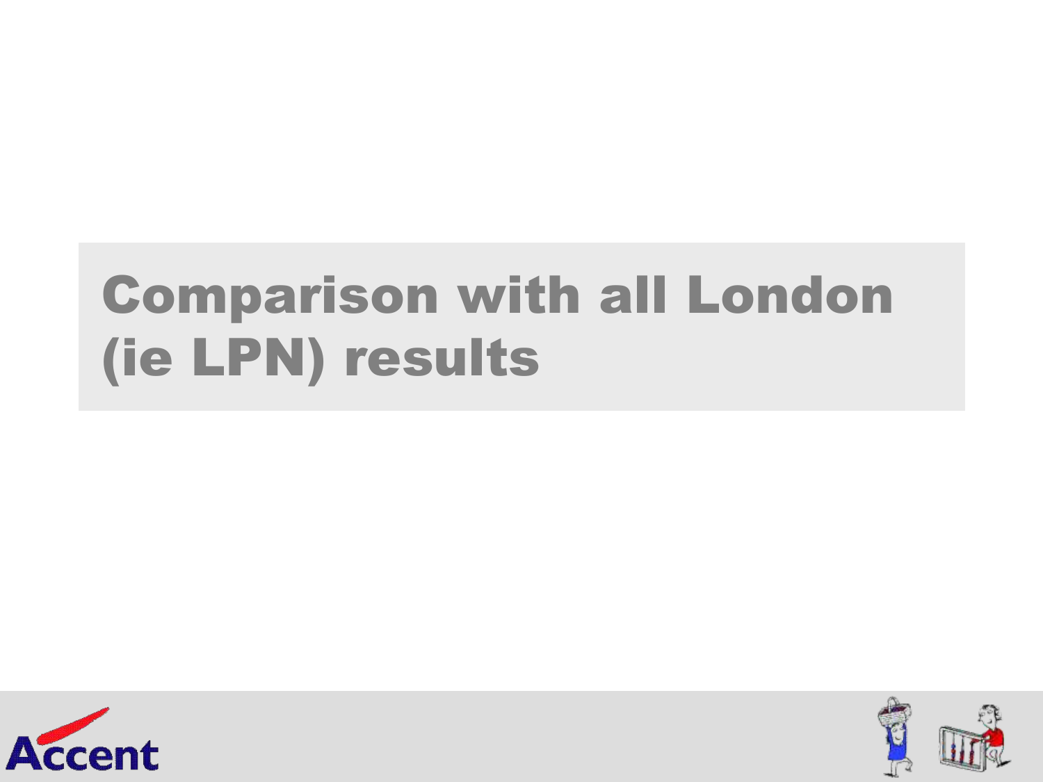# Comparison with all London (ie LPN) results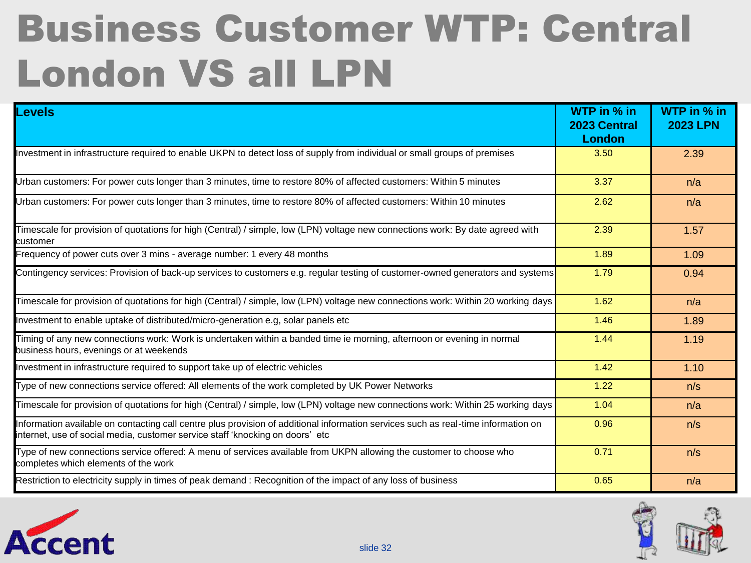# Business Customer WTP: Central London VS all LPN

| Levels | WTP in % in 2023 Central London | WTP in % in 2023 LPN |
|---|---|---|
| Investment in infrastructure required to enable UKPN to detect loss of supply from individual or small groups of premises | 3.50 | 2.39 |
| Urban customers: For power cuts longer than 3 minutes, time to restore 80% of affected customers: Within 5 minutes | 3.37 | n/a |
| Urban customers: For power cuts longer than 3 minutes, time to restore 80% of affected customers: Within 10 minutes | 2.62 | n/a |
| Timescale for provision of quotations for high (Central) / simple, low (LPN) voltage new connections work: By date agreed with customer | 2.39 | 1.57 |
| Frequency of power cuts over 3 mins - average number: 1 every 48 months | 1.89 | 1.09 |
| Contingency services: Provision of back-up services to customers e.g. regular testing of customer-owned generators and systems | 1.79 | 0.94 |
| Timescale for provision of quotations for high (Central) / simple, low (LPN) voltage new connections work: Within 20 working days | 1.62 | n/a |
| Investment to enable uptake of distributed/micro-generation e.g, solar panels etc | 1.46 | 1.89 |
| Timing of any new connections work: Work is undertaken within a banded time ie morning, afternoon or evening in normal business hours, evenings or at weekends | 1.44 | 1.19 |
| Investment in infrastructure required to support take up of electric vehicles | 1.42 | 1.10 |
| Type of new connections service offered: All elements of the work completed by UK Power Networks | 1.22 | n/s |
| Timescale for provision of quotations for high (Central) / simple, low (LPN) voltage new connections work: Within 25 working days | 1.04 | n/a |
| Information available on contacting call centre plus provision of additional information services such as real-time information on internet, use of social media, customer service staff 'knocking on doors' etc | 0.96 | n/s |
| Type of new connections service offered: A menu of services available from UKPN allowing the customer to choose who completes which elements of the work | 0.71 | n/s |
| Restriction to electricity supply in times of peak demand : Recognition of the impact of any loss of business | 0.65 | n/a |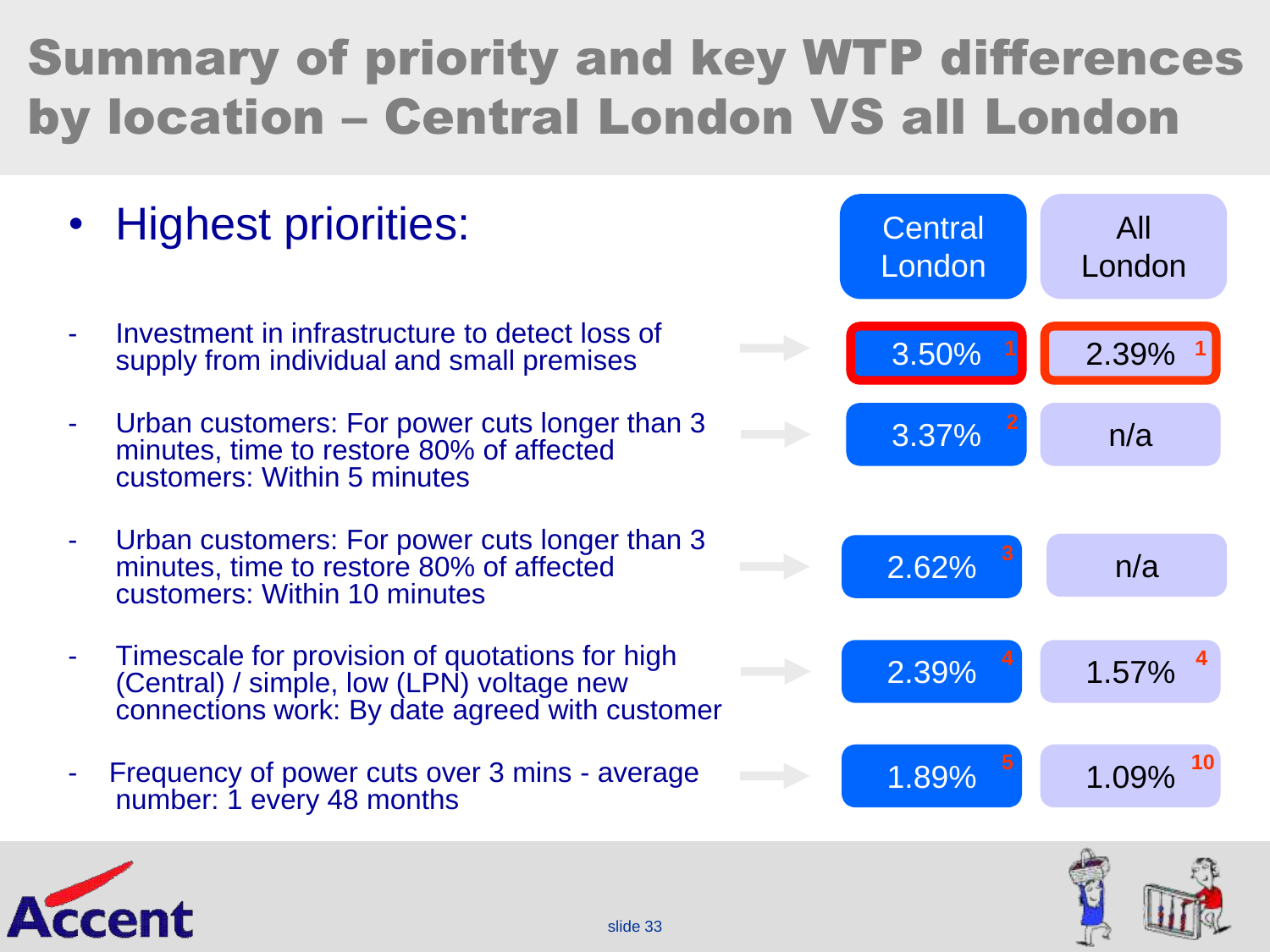# Summary of priority and key WTP differences by location – Central London VS all London

- Highest priorities:

| Priority | Central London | All London |
|---|---|---|
| Investment in infrastructure to detect loss of supply from individual and small premises | 3.50% [1] | 2.39% [1] |
| Urban customers: For power cuts longer than 3 minutes, time to restore 80% of affected customers: Within 5 minutes | 3.37% [2] | n/a |
| Urban customers: For power cuts longer than 3 minutes, time to restore 80% of affected customers: Within 10 minutes | 2.62% [3] | n/a |
| Timescale for provision of quotations for high (Central) / simple, low (LPN) voltage new connections work: By date agreed with customer | 2.39% [4] | 1.57% [4] |
| Frequency of power cuts over 3 mins - average number: 1 every 48 months | 1.89% [5] | 1.09% [10] |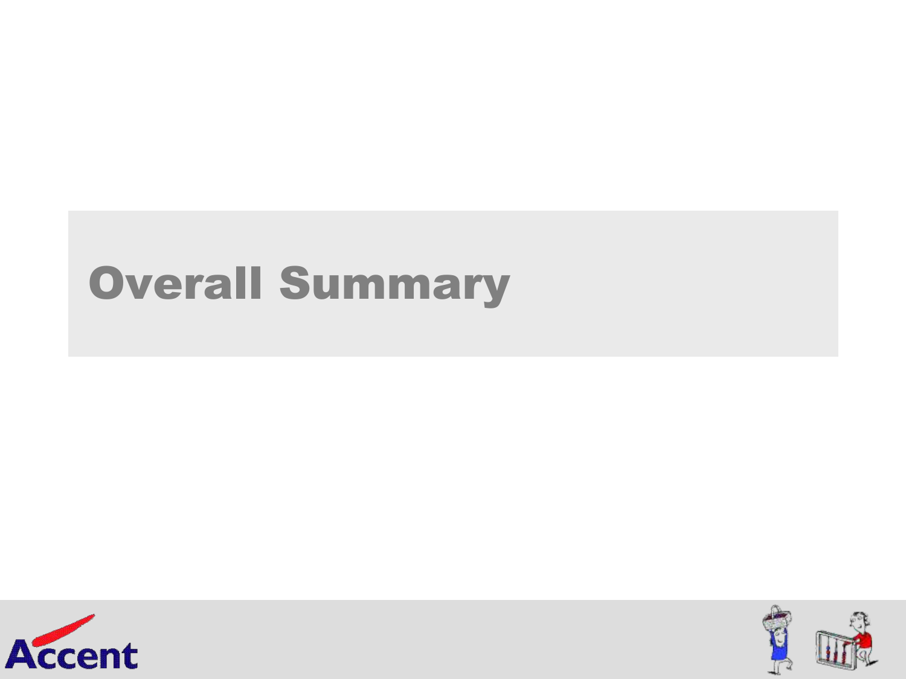# Overall Summary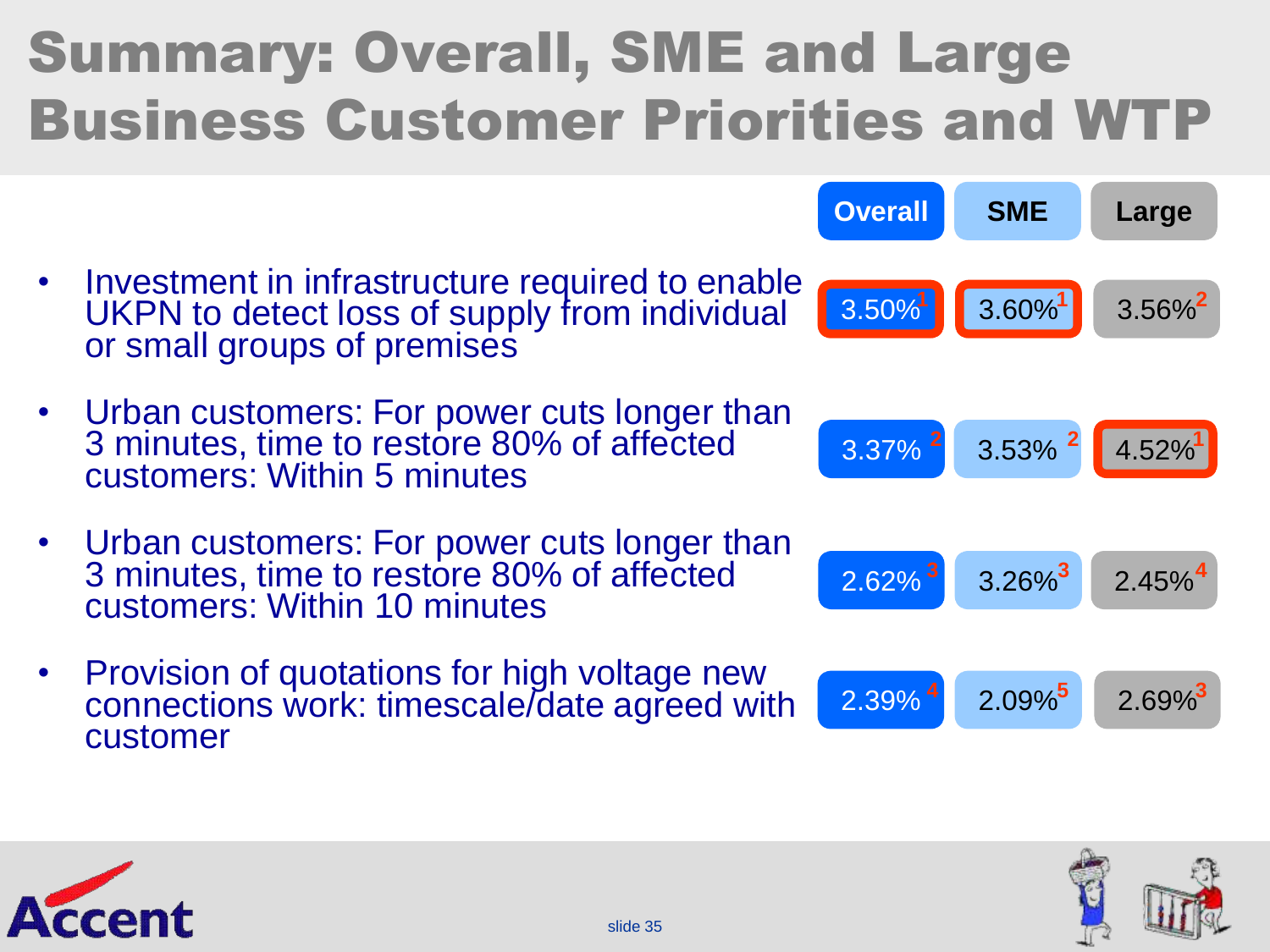# Summary: Overall, SME and Large Business Customer Priorities and WTP

| | Overall | SME | Large |
|---|---|---|---|
| Investment in infrastructure required to enable UKPN to detect loss of supply from individual or small groups of premises | 3.50%[1] | 3.60%[1] | 3.56%[2] |
| Urban customers: For power cuts longer than 3 minutes, time to restore 80% of affected customers: Within 5 minutes | 3.37%[2] | 3.53%[2] | 4.52%[1] |
| Urban customers: For power cuts longer than 3 minutes, time to restore 80% of affected customers: Within 10 minutes | 2.62%[3] | 3.26%[3] | 2.45%[4] |
| Provision of quotations for high voltage new connections work: timescale/date agreed with customer | 2.39%[4] | 2.09%[5] | 2.69%[3] |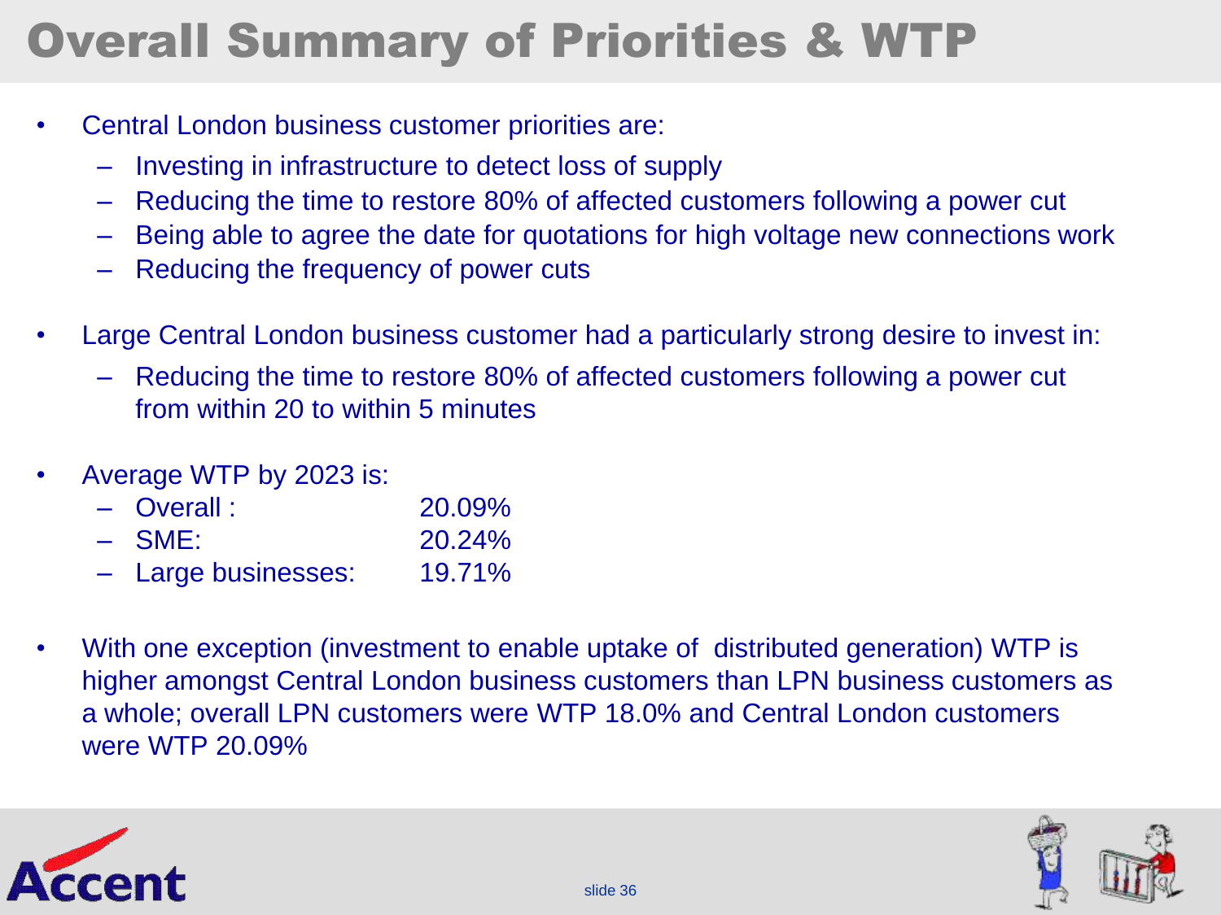# Overall Summary of Priorities & WTP

- Central London business customer priorities are:
  - Investing in infrastructure to detect loss of supply
  - Reducing the time to restore 80% of affected customers following a power cut
  - Being able to agree the date for quotations for high voltage new connections work
  - Reducing the frequency of power cuts

- Large Central London business customer had a particularly strong desire to invest in:
  - Reducing the time to restore 80% of affected customers following a power cut from within 20 to within 5 minutes

- Average WTP by 2023 is:
  - Overall : 20.09%
  - SME: 20.24%
  - Large businesses: 19.71%

- With one exception (investment to enable uptake of distributed generation) WTP is higher amongst Central London business customers than LPN business customers as a whole; overall LPN customers were WTP 18.0% and Central London customers were WTP 20.09%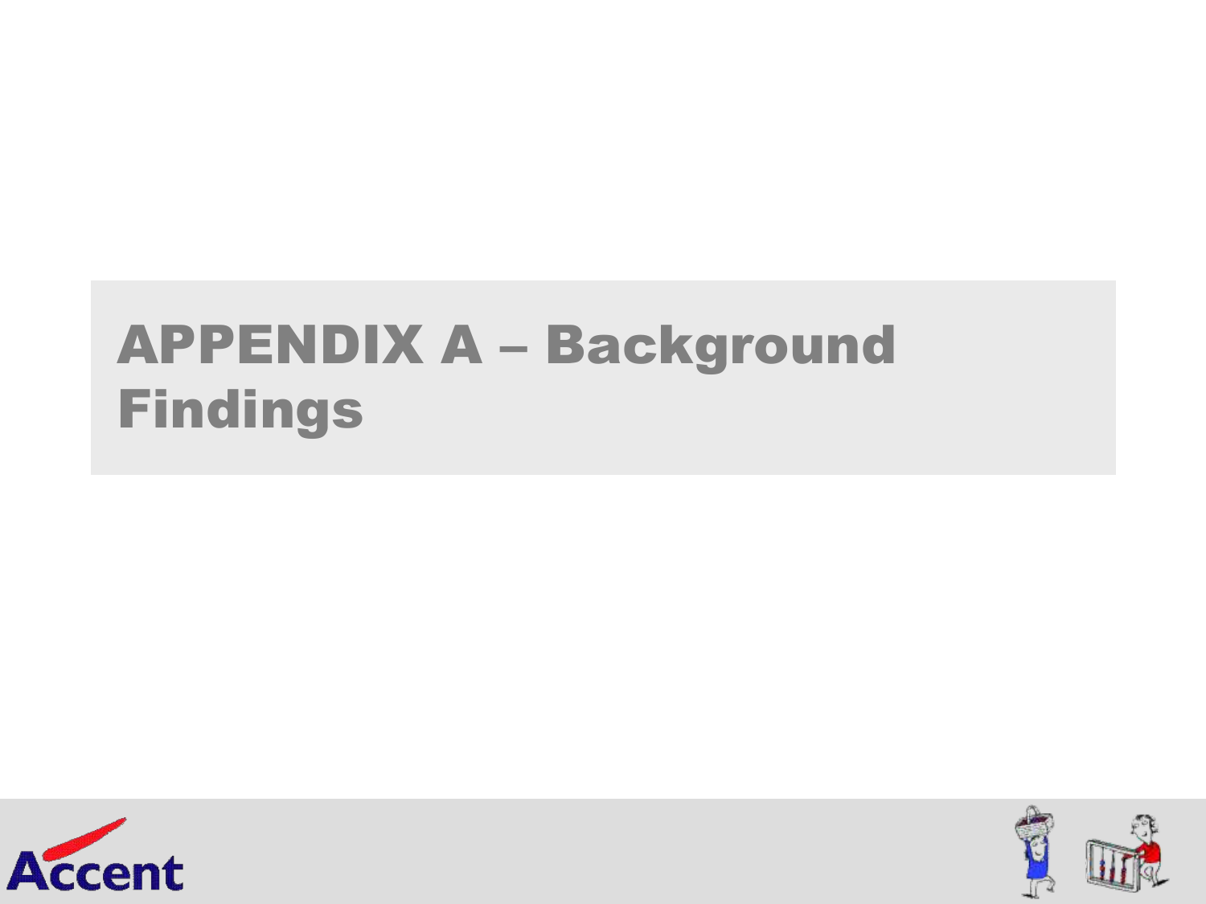# APPENDIX A – Background Findings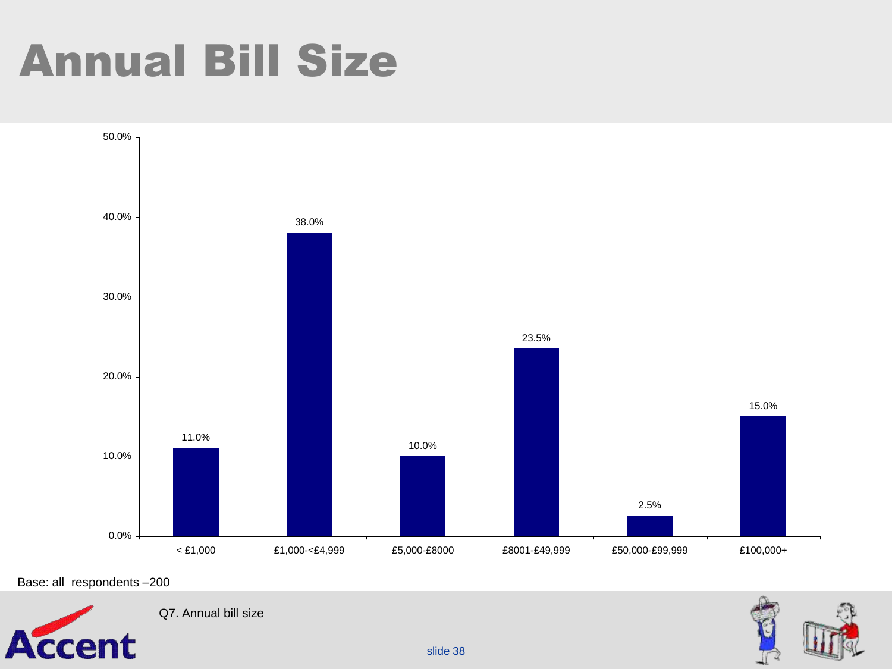# Annual Bill Size

| Annual bill size | % |
|---|---|
| < £1,000 | 11.0% |
| £1,000-<£4,999 | 38.0% |
| £5,000-£8000 | 10.0% |
| £8001-£49,999 | 23.5% |
| £50,000-£99,999 | 2.5% |
| £100,000+ | 15.0% |

Base: all respondents –200

Q7. Annual bill size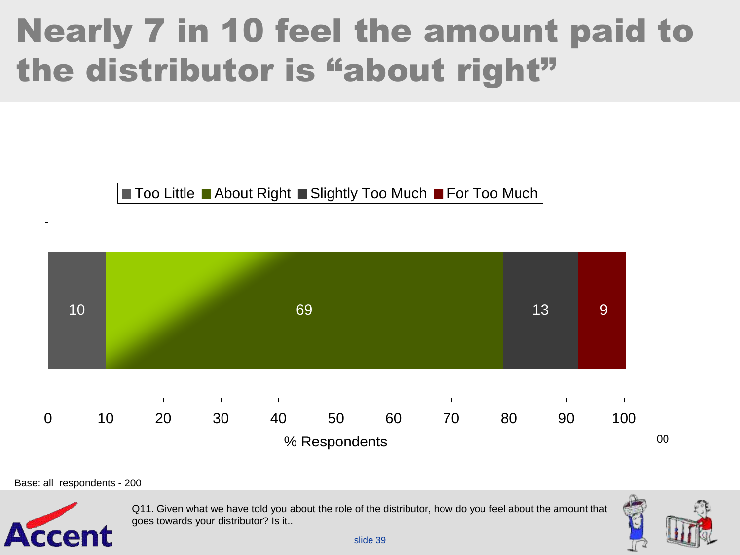# Nearly 7 in 10 feel the amount paid to the distributor is "about right"

| | Too Little | About Right | Slightly Too Much | For Too Much |
|---|---|---|---|---|
| % Respondents | 10 | 69 | 13 | 9 |

% Respondents

Base: all respondents - 200

Q11. Given what we have told you about the role of the distributor, how do you feel about the amount that goes towards your distributor? Is it..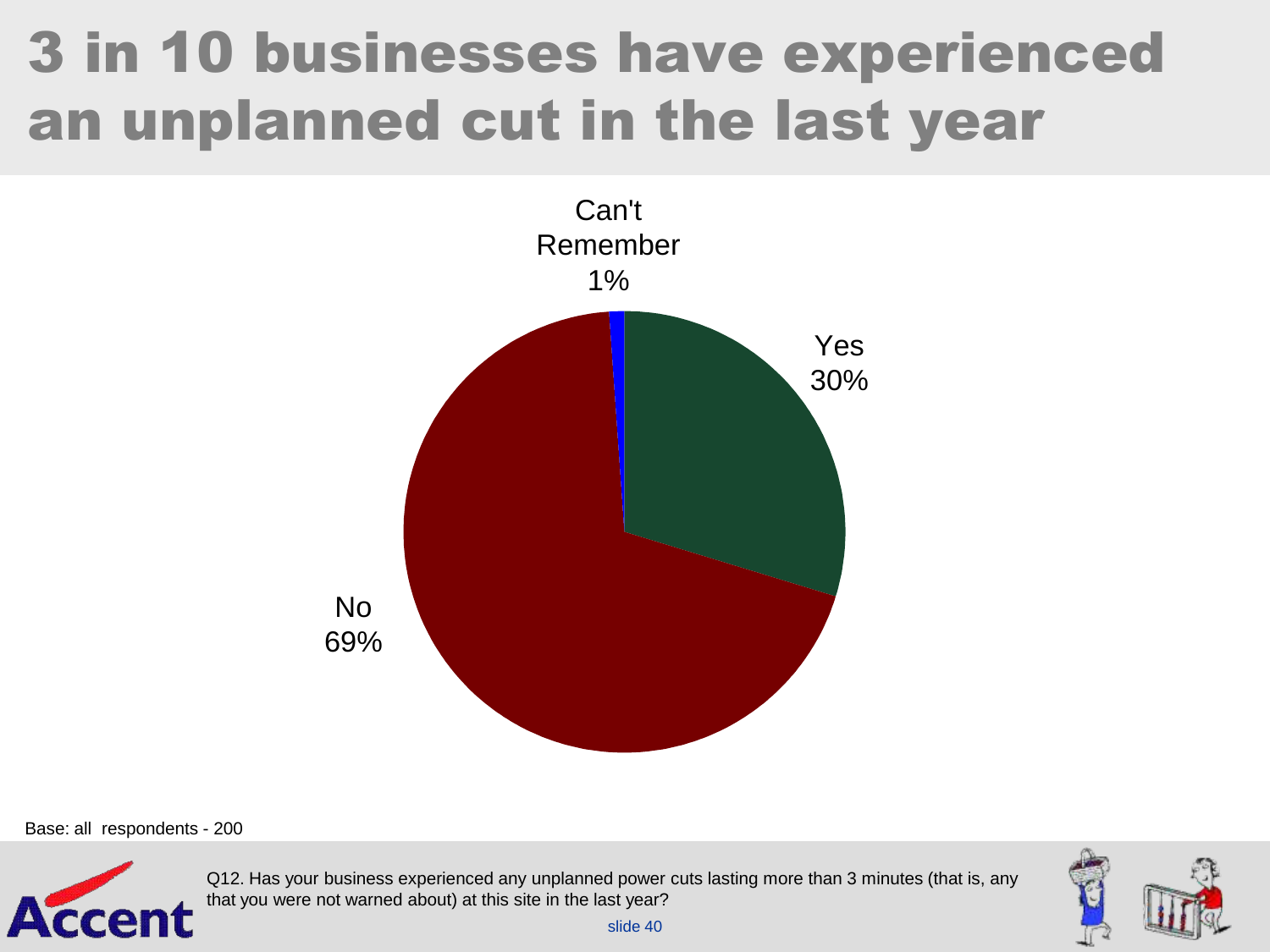# 3 in 10 businesses have experienced an unplanned cut in the last year

| Response | % |
| --- | --- |
| Yes | 30% |
| No | 69% |
| Can't Remember | 1% |

Base: all respondents - 200

Q12. Has your business experienced any unplanned power cuts lasting more than 3 minutes (that is, any that you were not warned about) at this site in the last year?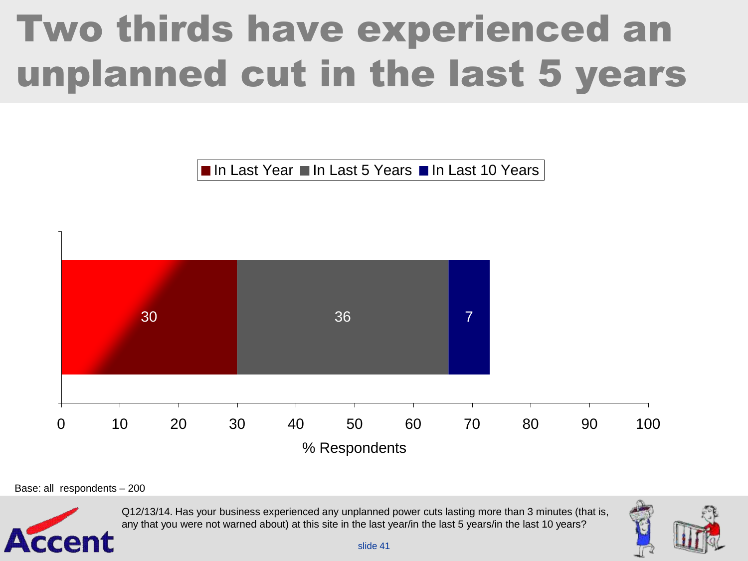# Two thirds have experienced an unplanned cut in the last 5 years

| | In Last Year | In Last 5 Years | In Last 10 Years |
|---|---|---|---|
| % Respondents | 30 | 36 | 7 |

Base: all respondents – 200

Q12/13/14. Has your business experienced any unplanned power cuts lasting more than 3 minutes (that is, any that you were not warned about) at this site in the last year/in the last 5 years/in the last 10 years?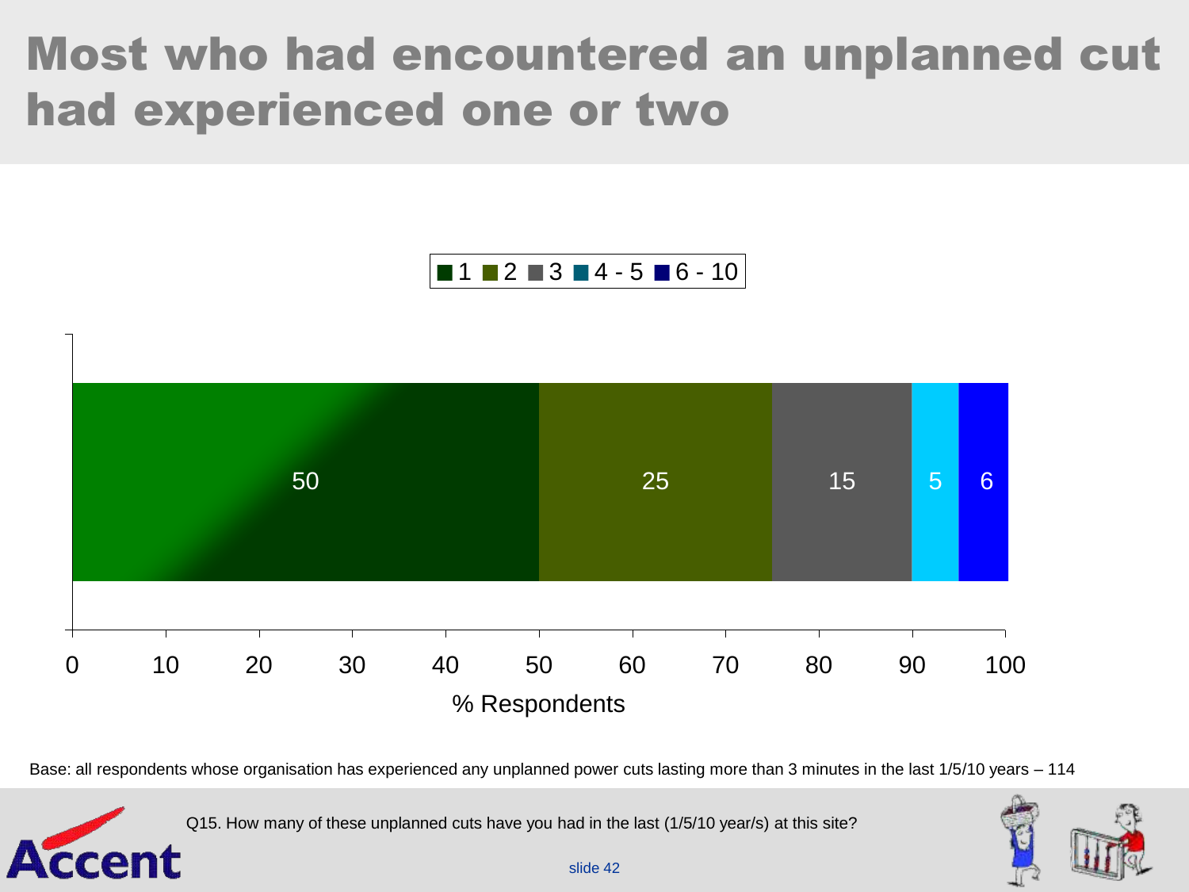# Most who had encountered an unplanned cut had experienced one or two

| Number of unplanned cuts | % Respondents |
|---|---|
| 1 | 50 |
| 2 | 25 |
| 3 | 15 |
| 4 - 5 | 5 |
| 6 - 10 | 6 |

% Respondents

Base: all respondents whose organisation has experienced any unplanned power cuts lasting more than 3 minutes in the last 1/5/10 years – 114

Q15. How many of these unplanned cuts have you had in the last (1/5/10 year/s) at this site?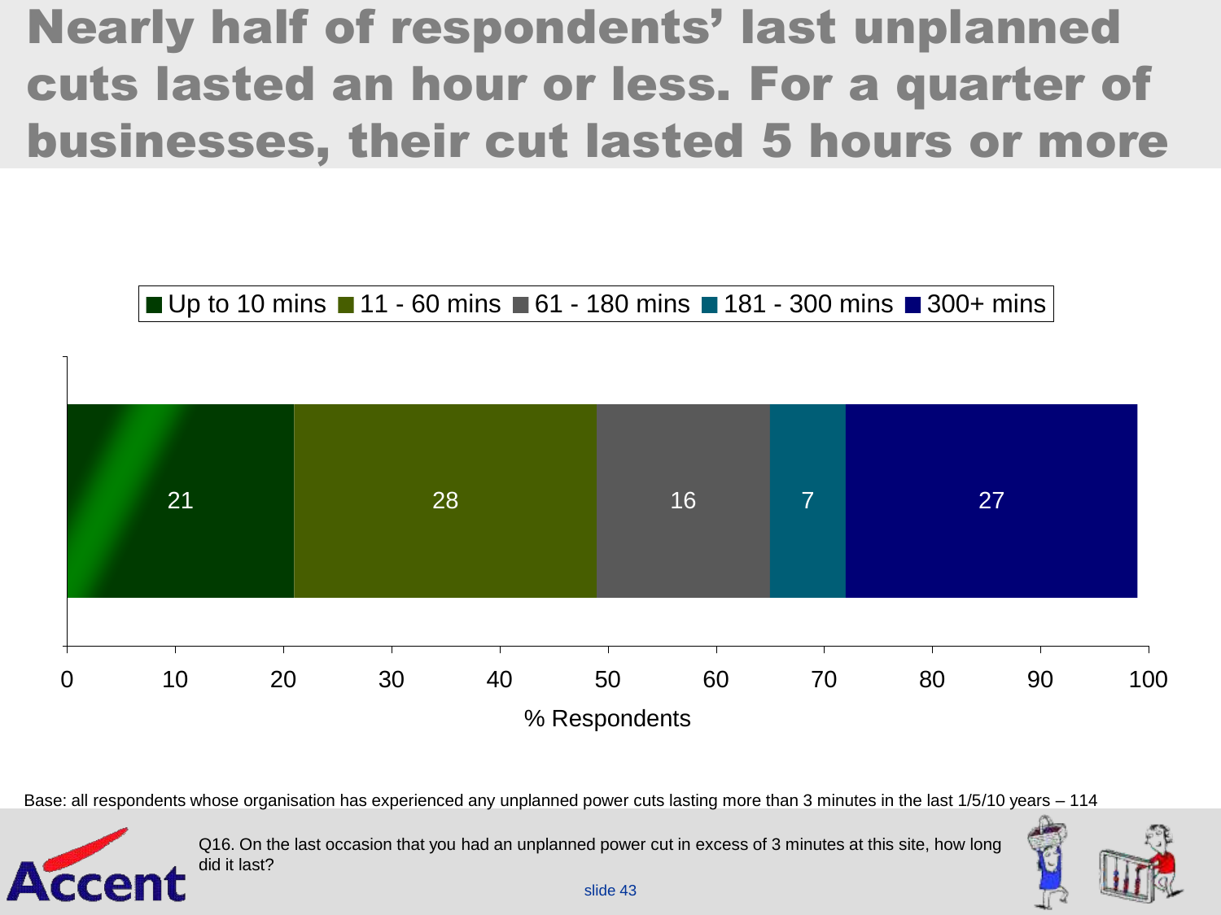# Nearly half of respondents' last unplanned cuts lasted an hour or less. For a quarter of businesses, their cut lasted 5 hours or more

| Up to 10 mins | 11 - 60 mins | 61 - 180 mins | 181 - 300 mins | 300+ mins |
|---|---|---|---|---|
| 21 | 28 | 16 | 7 | 27 |

% Respondents

Base: all respondents whose organisation has experienced any unplanned power cuts lasting more than 3 minutes in the last 1/5/10 years – 114

Q16. On the last occasion that you had an unplanned power cut in excess of 3 minutes at this site, how long did it last?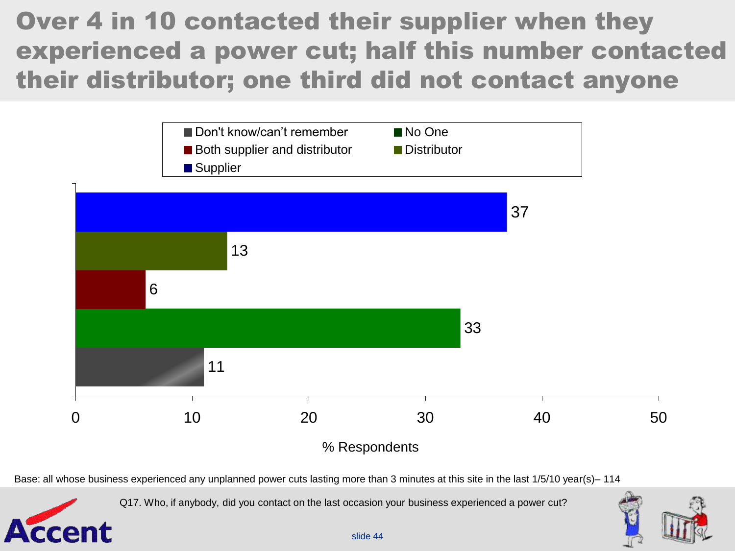# Over 4 in 10 contacted their supplier when they experienced a power cut; half this number contacted their distributor; one third did not contact anyone

| Response | % Respondents |
| --- | --- |
| Supplier | 37 |
| Distributor | 13 |
| Both supplier and distributor | 6 |
| No One | 33 |
| Don't know/can't remember | 11 |

Base: all whose business experienced any unplanned power cuts lasting more than 3 minutes at this site in the last 1/5/10 year(s)– 114

Q17. Who, if anybody, did you contact on the last occasion your business experienced a power cut?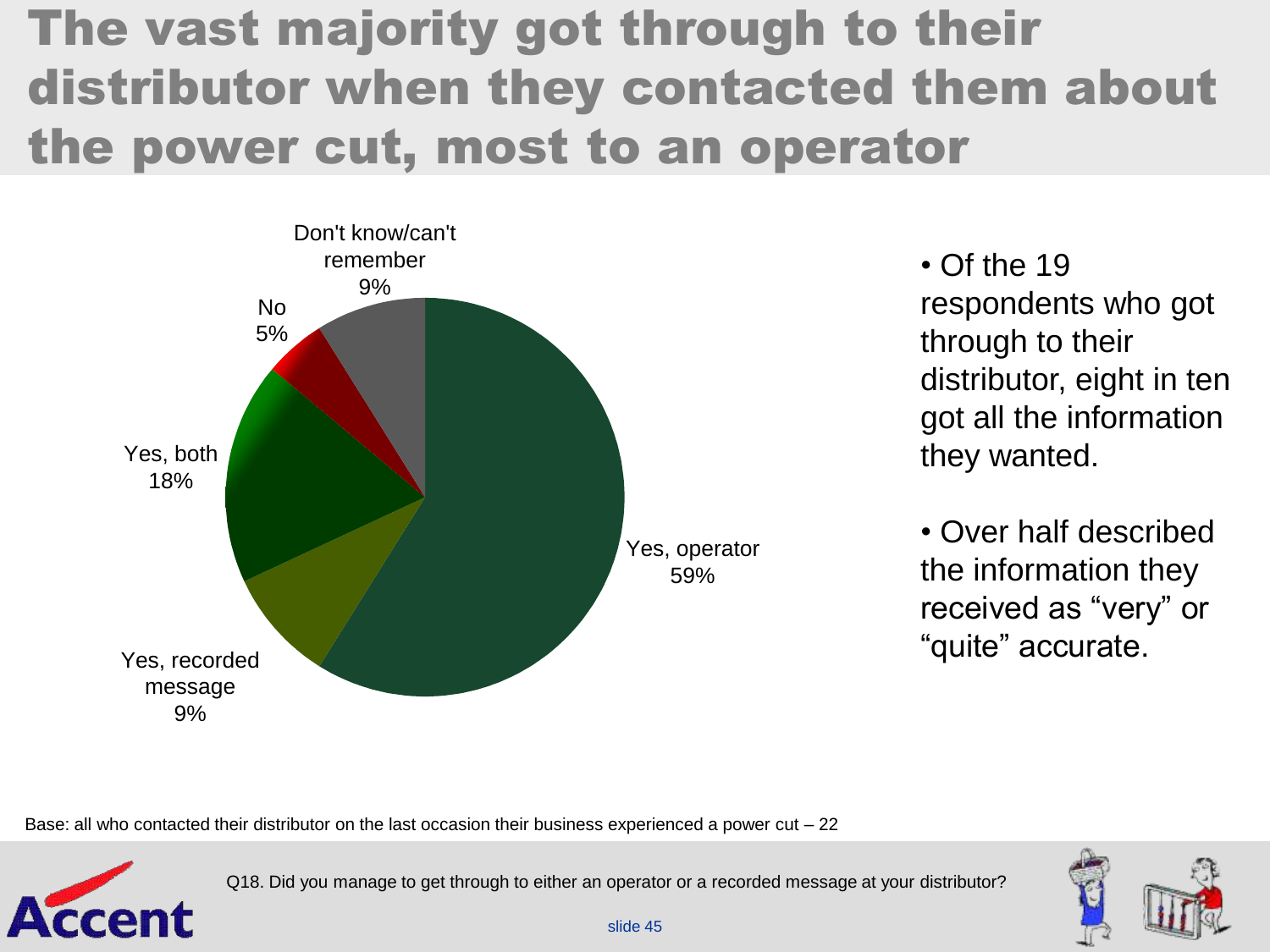# The vast majority got through to their distributor when they contacted them about the power cut, most to an operator

| Response | % |
|---|---|
| Yes, operator | 59% |
| Yes, recorded message | 9% |
| Yes, both | 18% |
| No | 5% |
| Don't know/can't remember | 9% |

- Of the 19 respondents who got through to their distributor, eight in ten got all the information they wanted.
- Over half described the information they received as "very" or "quite" accurate.

Base: all who contacted their distributor on the last occasion their business experienced a power cut – 22

Q18. Did you manage to get through to either an operator or a recorded message at your distributor?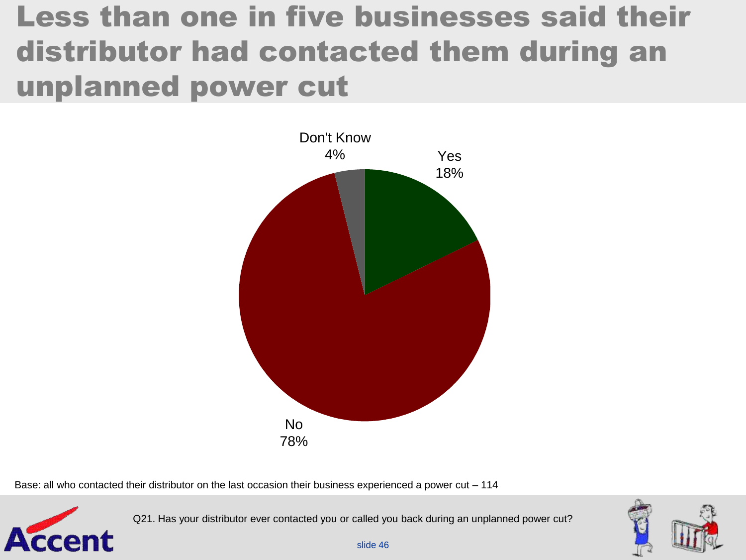# Less than one in five businesses said their distributor had contacted them during an unplanned power cut

Don't Know 4%

Yes 18%

No 78%

Base: all who contacted their distributor on the last occasion their business experienced a power cut – 114

Q21. Has your distributor ever contacted you or called you back during an unplanned power cut?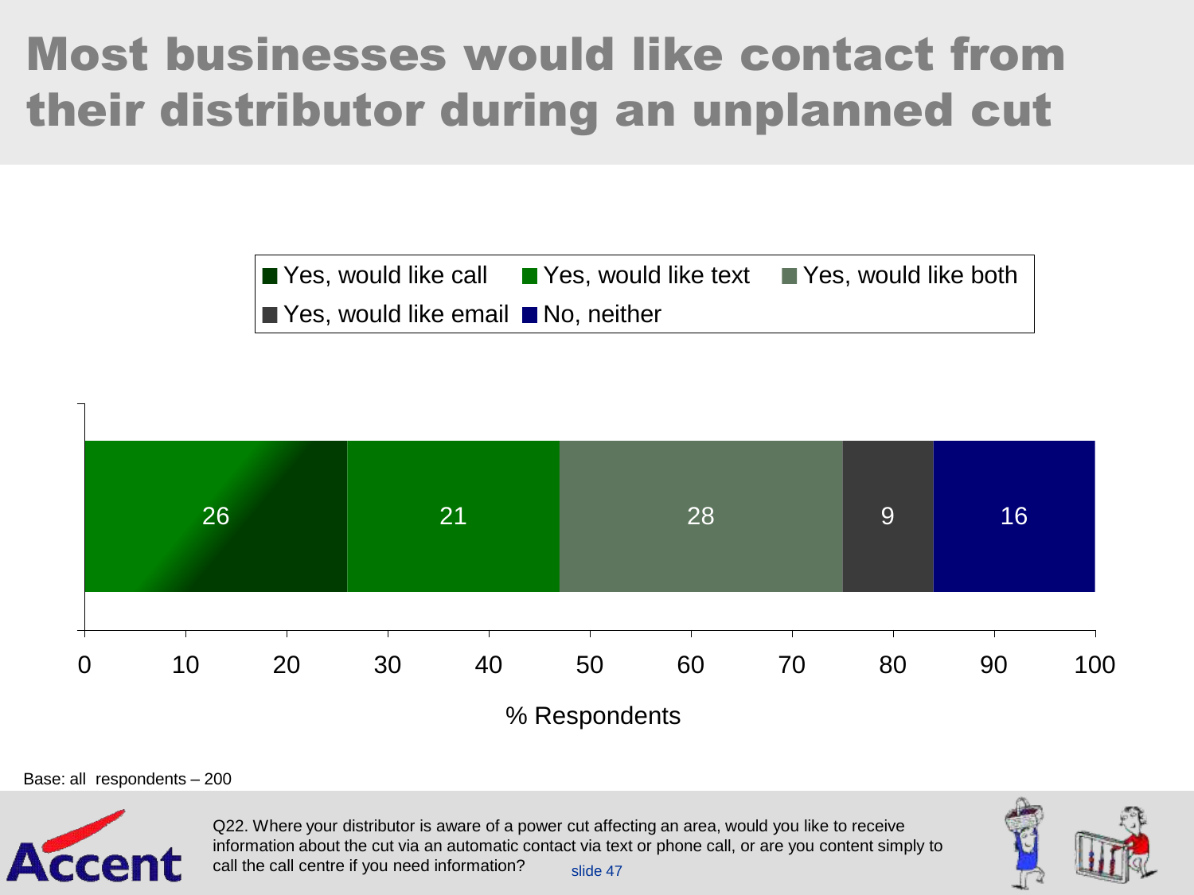# Most businesses would like contact from their distributor during an unplanned cut

| Response | % Respondents |
|---|---|
| Yes, would like call | 26 |
| Yes, would like text | 21 |
| Yes, would like both | 28 |
| Yes, would like email | 9 |
| No, neither | 16 |

% Respondents

Base: all respondents – 200

Q22. Where your distributor is aware of a power cut affecting an area, would you like to receive information about the cut via an automatic contact via text or phone call, or are you content simply to call the call centre if you need information?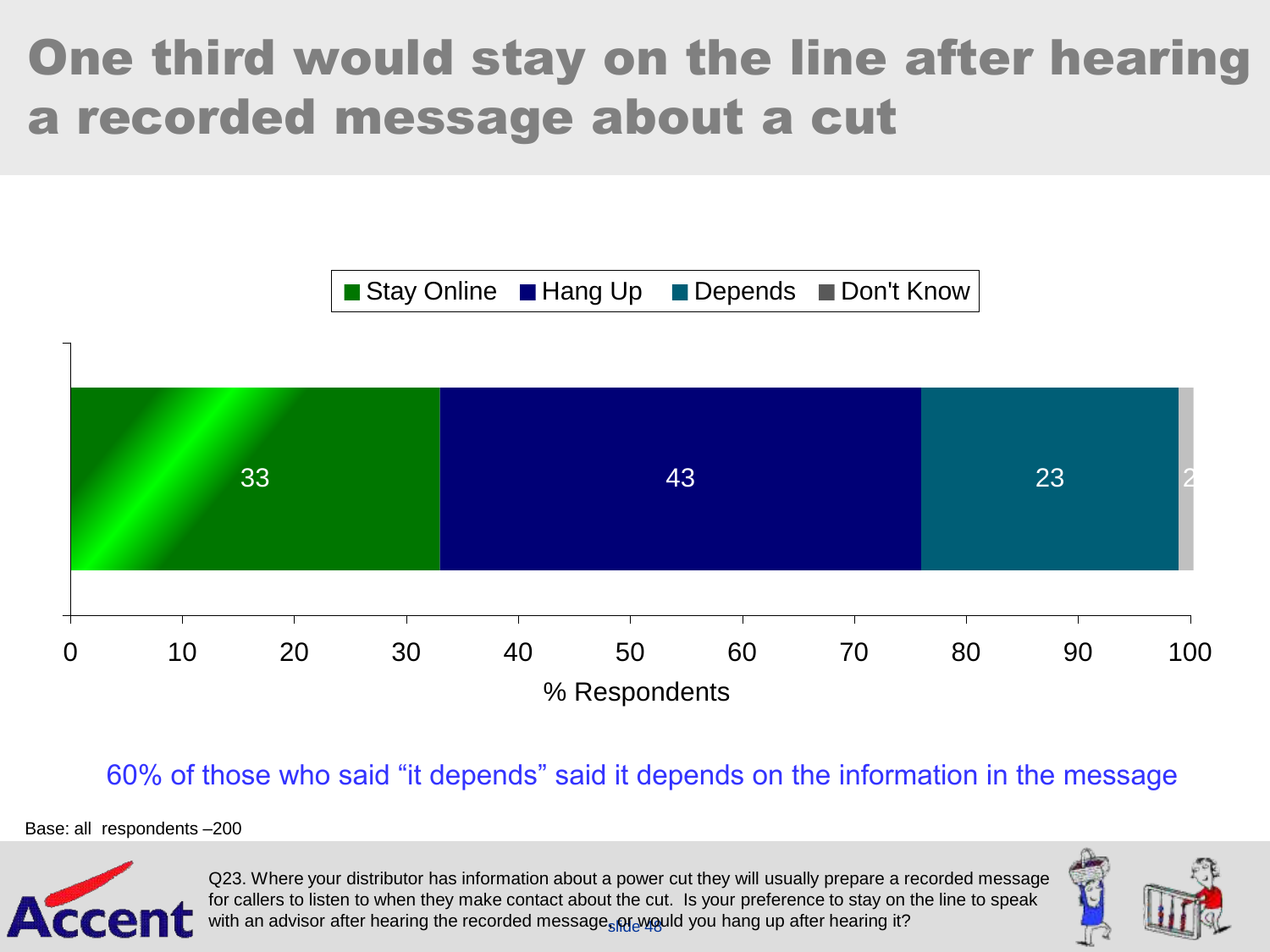# One third would stay on the line after hearing a recorded message about a cut

| | Stay Online | Hang Up | Depends | Don't Know |
|---|---|---|---|---|
| % Respondents | 33 | 43 | 23 | 2 |

60% of those who said "it depends" said it depends on the information in the message

Base: all respondents –200

Q23. Where your distributor has information about a power cut they will usually prepare a recorded message for callers to listen to when they make contact about the cut. Is your preference to stay on the line to speak with an advisor after hearing the recorded message, or would you hang up after hearing it?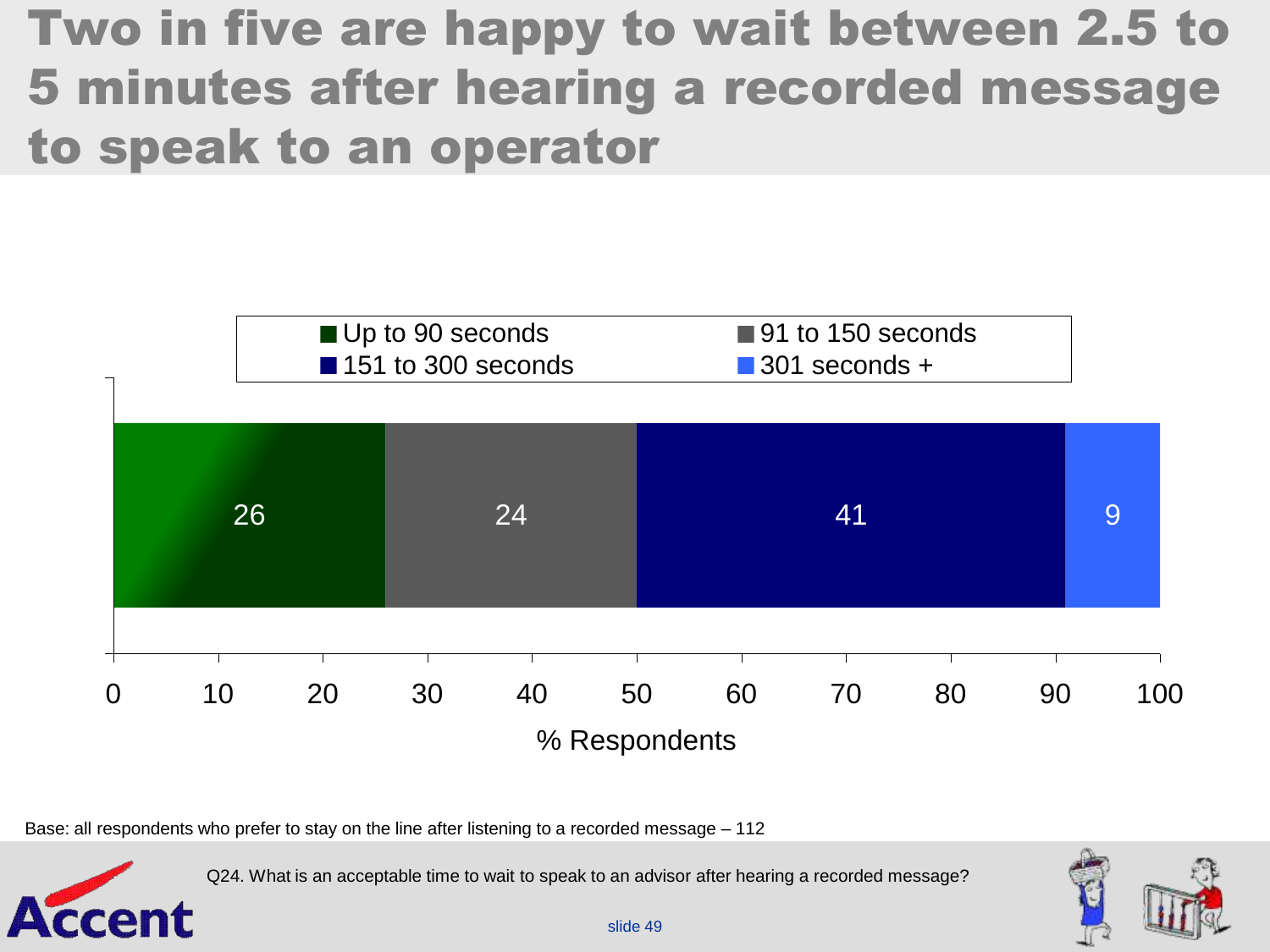# Two in five are happy to wait between 2.5 to 5 minutes after hearing a recorded message to speak to an operator

| Up to 90 seconds | 91 to 150 seconds | 151 to 300 seconds | 301 seconds + |
|---|---|---|---|
| 26 | 24 | 41 | 9 |

% Respondents

Base: all respondents who prefer to stay on the line after listening to a recorded message – 112

Q24. What is an acceptable time to wait to speak to an advisor after hearing a recorded message?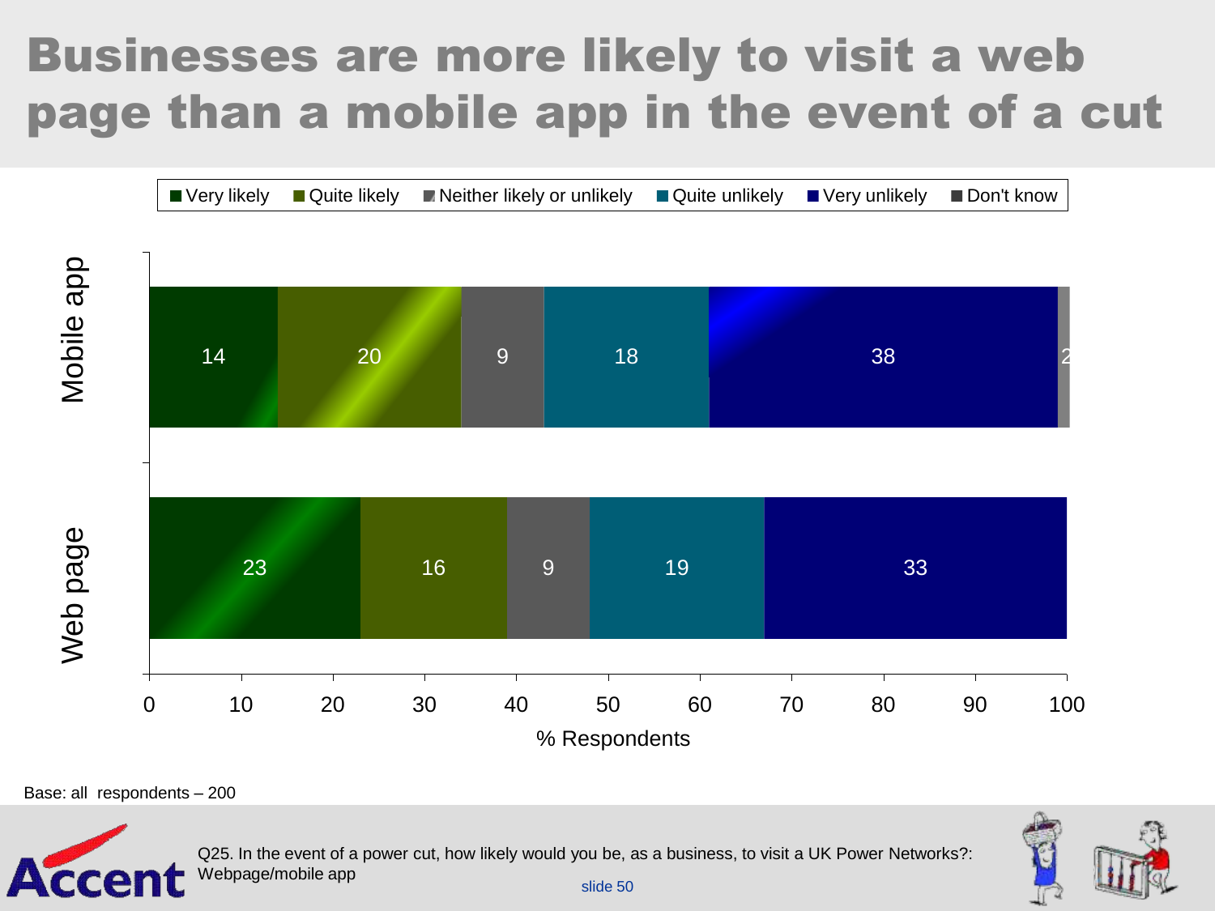# Businesses are more likely to visit a web page than a mobile app in the event of a cut

| | Very likely | Quite likely | Neither likely or unlikely | Quite unlikely | Very unlikely | Don't know |
|---|---|---|---|---|---|---|
| Mobile app | 14 | 20 | 9 | 18 | 38 | 2 |
| Web page | 23 | 16 | 9 | 19 | 33 | |

% Respondents

Base: all respondents – 200

Q25. In the event of a power cut, how likely would you be, as a business, to visit a UK Power Networks?: Webpage/mobile app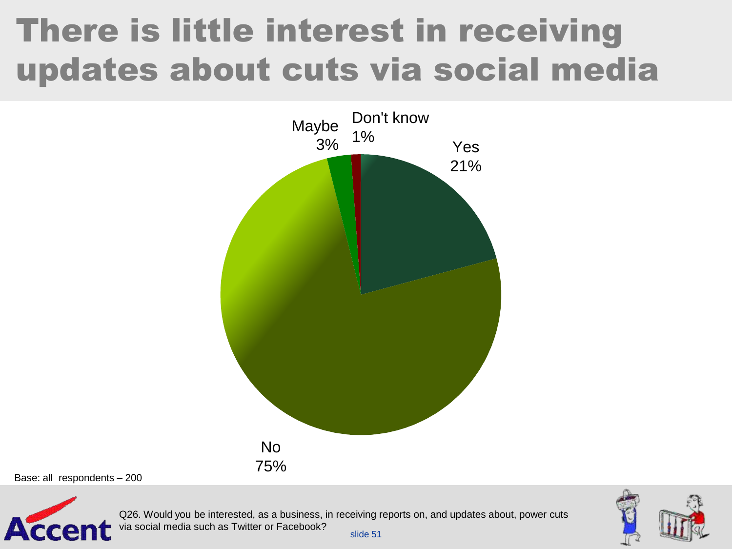# There is little interest in receiving updates about cuts via social media

Don't know 1%

Maybe 3%

Yes 21%

No 75%

Base: all respondents – 200

Q26. Would you be interested, as a business, in receiving reports on, and updates about, power cuts via social media such as Twitter or Facebook?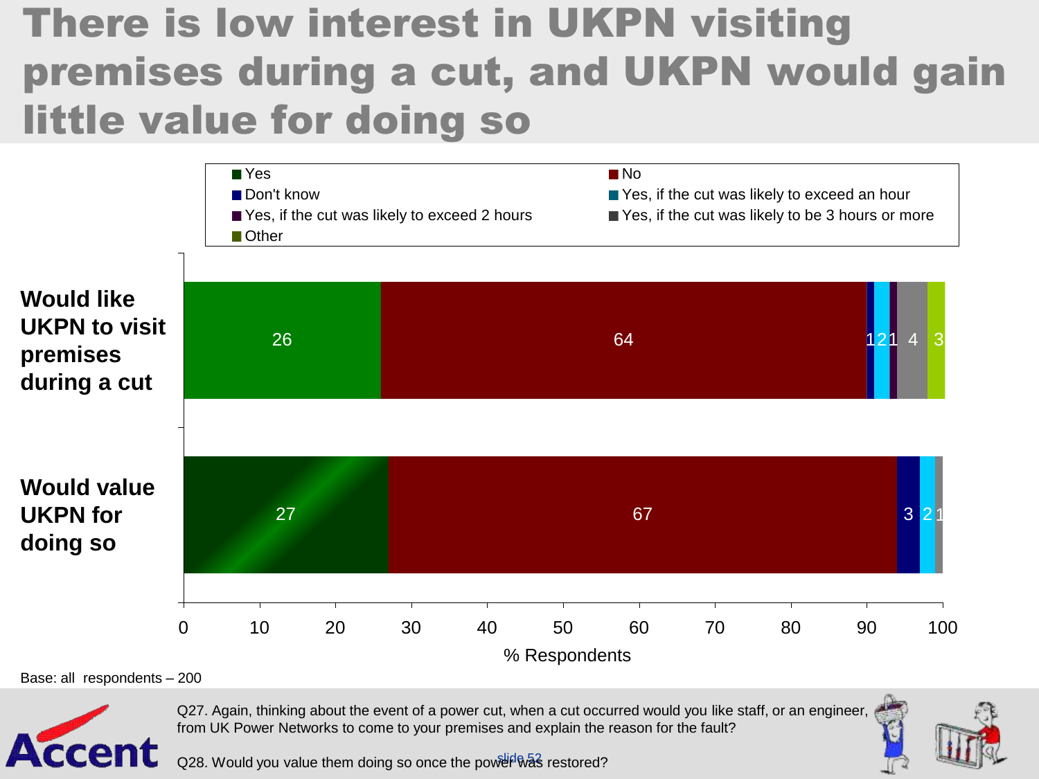# There is low interest in UKPN visiting premises during a cut, and UKPN would gain little value for doing so

| | Yes | No | Don't know | Yes, if the cut was likely to exceed an hour | Yes, if the cut was likely to exceed 2 hours | Yes, if the cut was likely to be 3 hours or more | Other |
|---|---|---|---|---|---|---|---|
| Would like UKPN to visit premises during a cut | 26 | 64 | 1 | 2 | 1 | 4 | 3 |
| Would value UKPN for doing so | 27 | 67 | 3 | 2 | | 1 | |

% Respondents

Base: all respondents – 200

Q27. Again, thinking about the event of a power cut, when a cut occurred would you like staff, or an engineer, from UK Power Networks to come to your premises and explain the reason for the fault?

Q28. Would you value them doing so once the power was restored?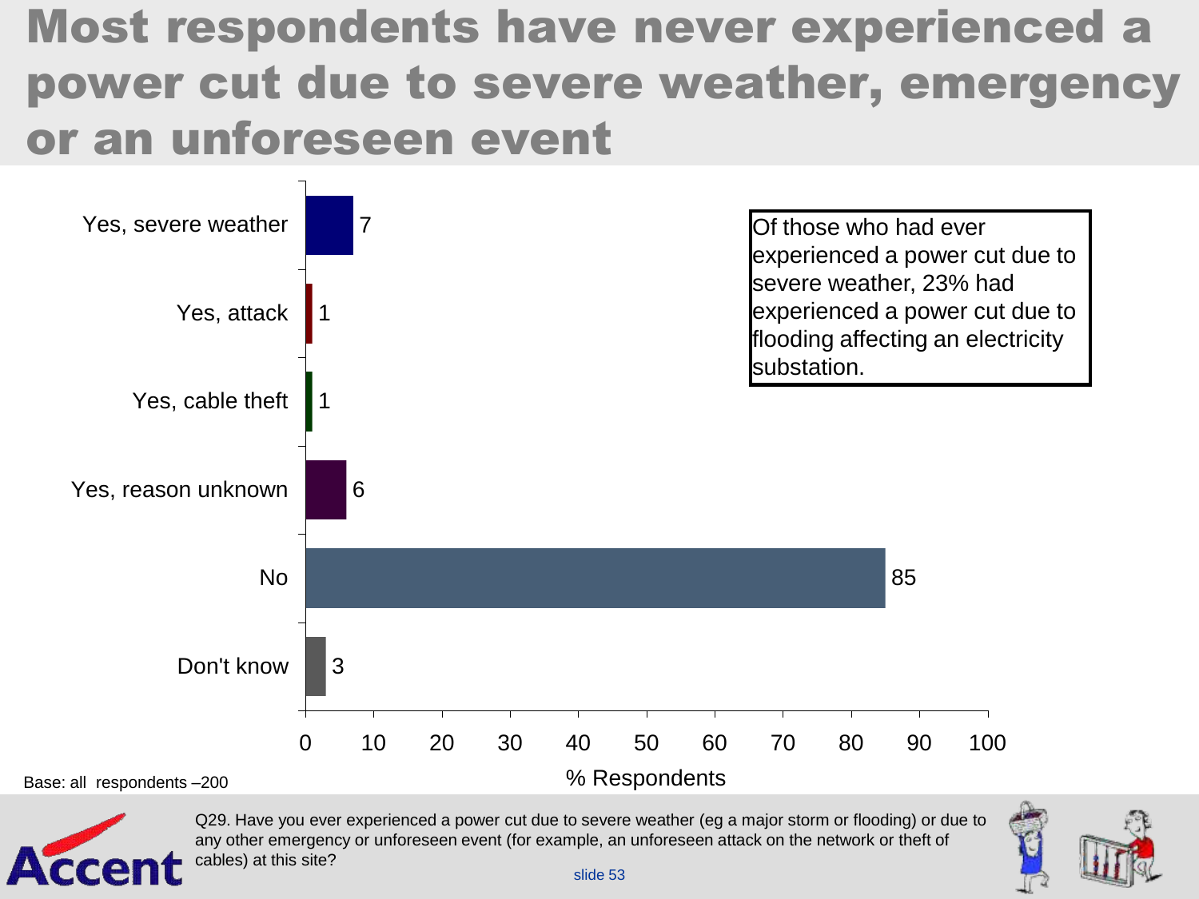# Most respondents have never experienced a power cut due to severe weather, emergency or an unforeseen event

| Response | % Respondents |
|---|---|
| Yes, severe weather | 7 |
| Yes, attack | 1 |
| Yes, cable theft | 1 |
| Yes, reason unknown | 6 |
| No | 85 |
| Don't know | 3 |

Of those who had ever experienced a power cut due to severe weather, 23% had experienced a power cut due to flooding affecting an electricity substation.

Base: all respondents –200

Q29. Have you ever experienced a power cut due to severe weather (eg a major storm or flooding) or due to any other emergency or unforeseen event (for example, an unforeseen attack on the network or theft of cables) at this site?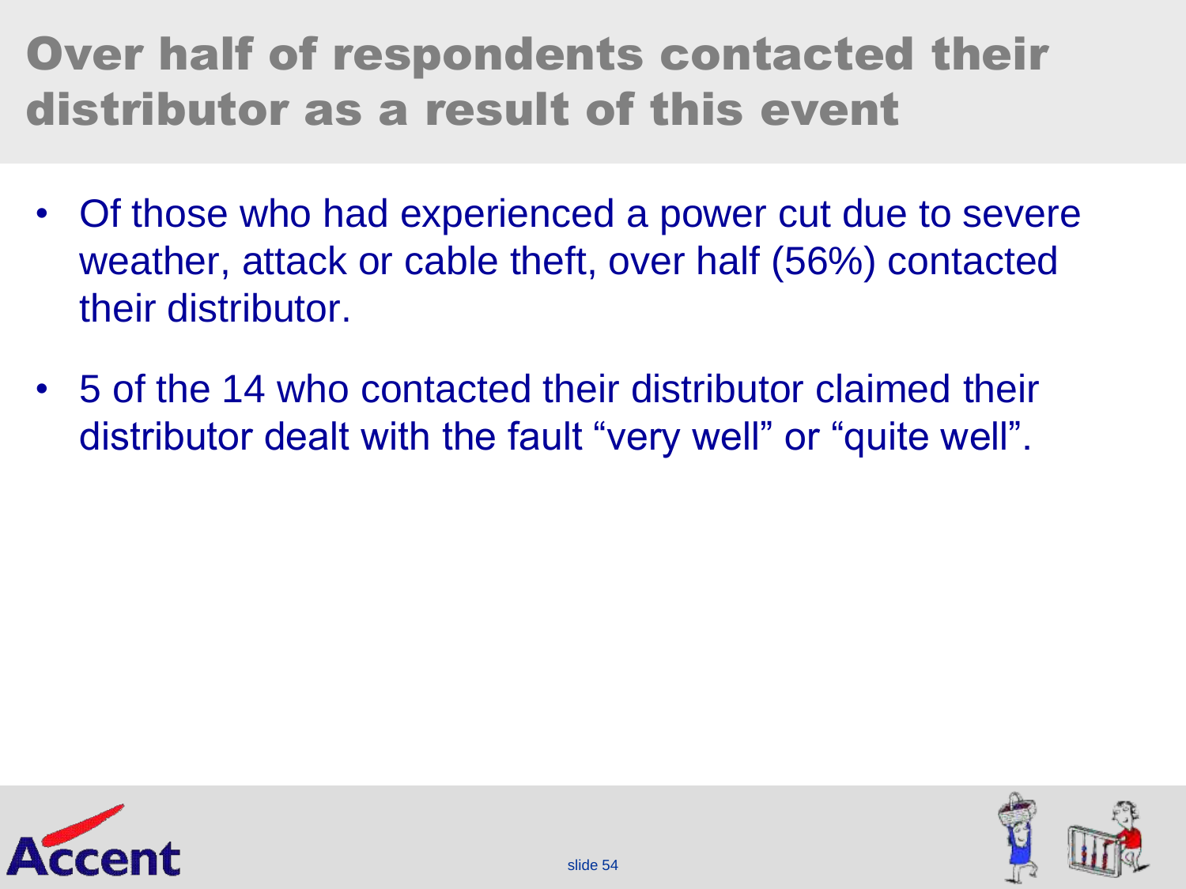# Over half of respondents contacted their distributor as a result of this event

- Of those who had experienced a power cut due to severe weather, attack or cable theft, over half (56%) contacted their distributor.
- 5 of the 14 who contacted their distributor claimed their distributor dealt with the fault "very well" or "quite well".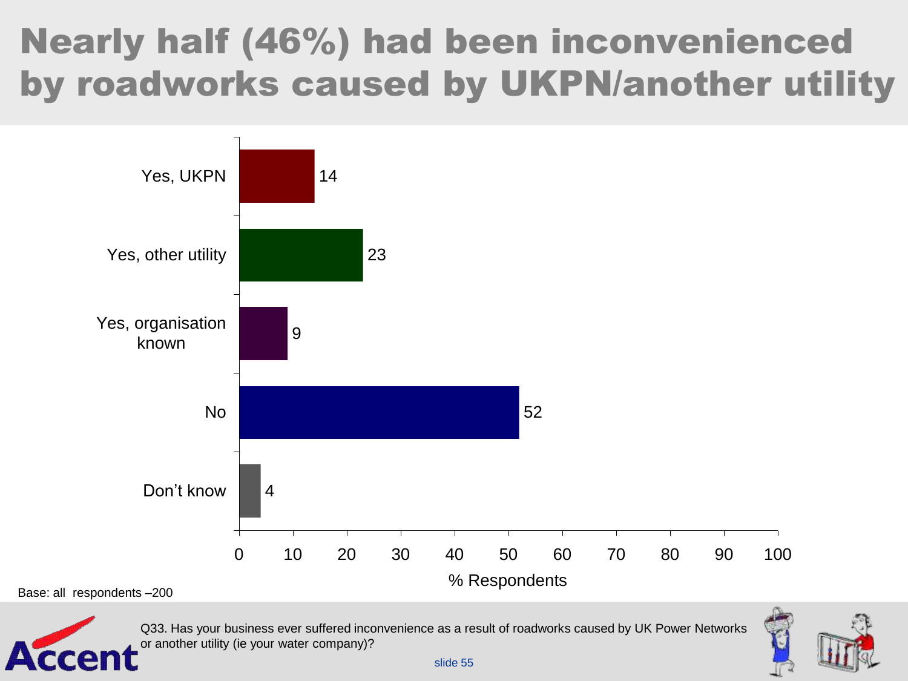# Nearly half (46%) had been inconvenienced by roadworks caused by UKPN/another utility

| Response | % Respondents |
|---|---|
| Yes, UKPN | 14 |
| Yes, other utility | 23 |
| Yes, organisation known | 9 |
| No | 52 |
| Don't know | 4 |

Base: all respondents –200

Q33. Has your business ever suffered inconvenience as a result of roadworks caused by UK Power Networks or another utility (ie your water company)?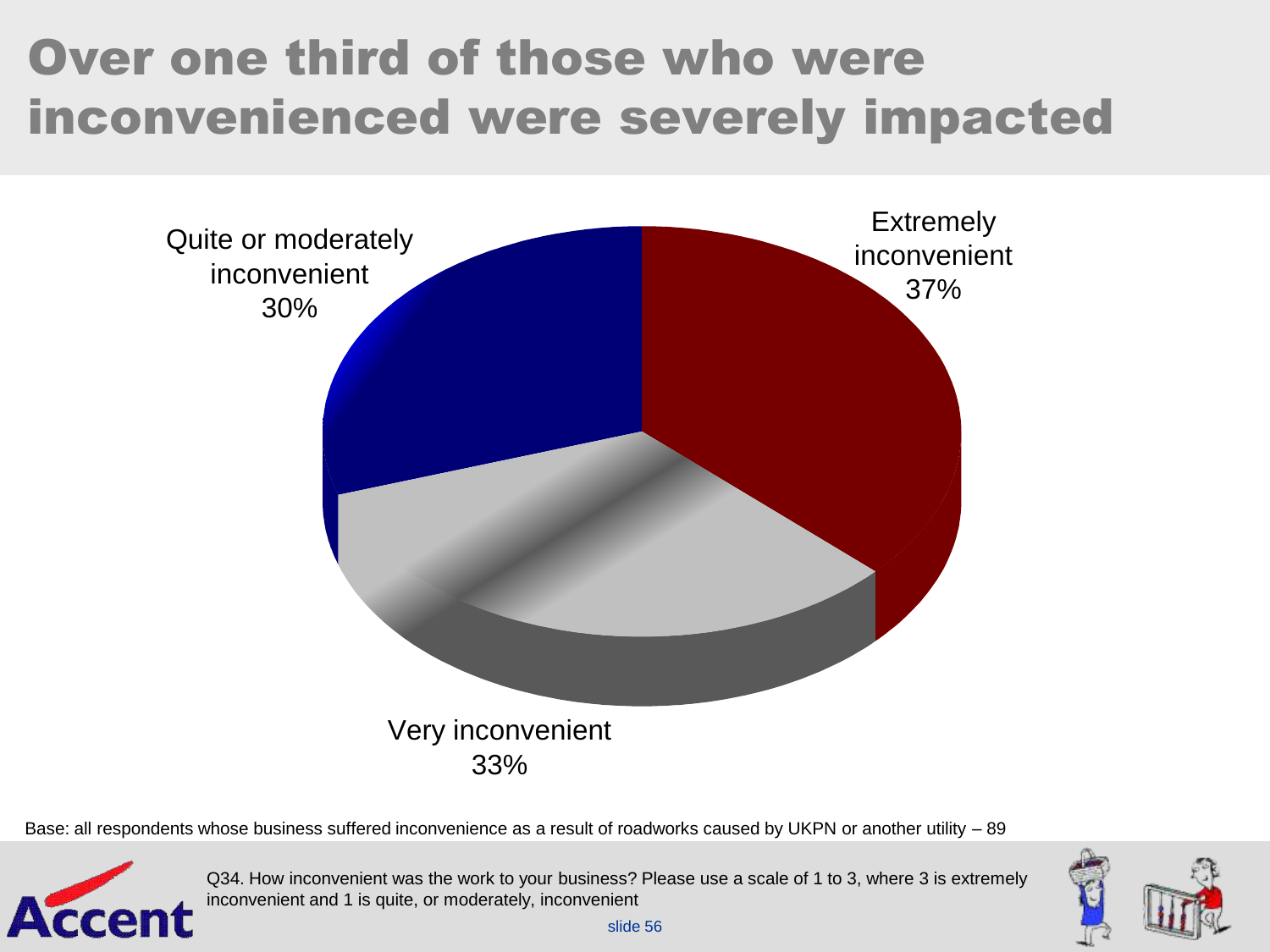# Over one third of those who were inconvenienced were severely impacted

Quite or moderately inconvenient 30%

Extremely inconvenient 37%

Very inconvenient 33%

Base: all respondents whose business suffered inconvenience as a result of roadworks caused by UKPN or another utility – 89

Q34. How inconvenient was the work to your business? Please use a scale of 1 to 3, where 3 is extremely inconvenient and 1 is quite, or moderately, inconvenient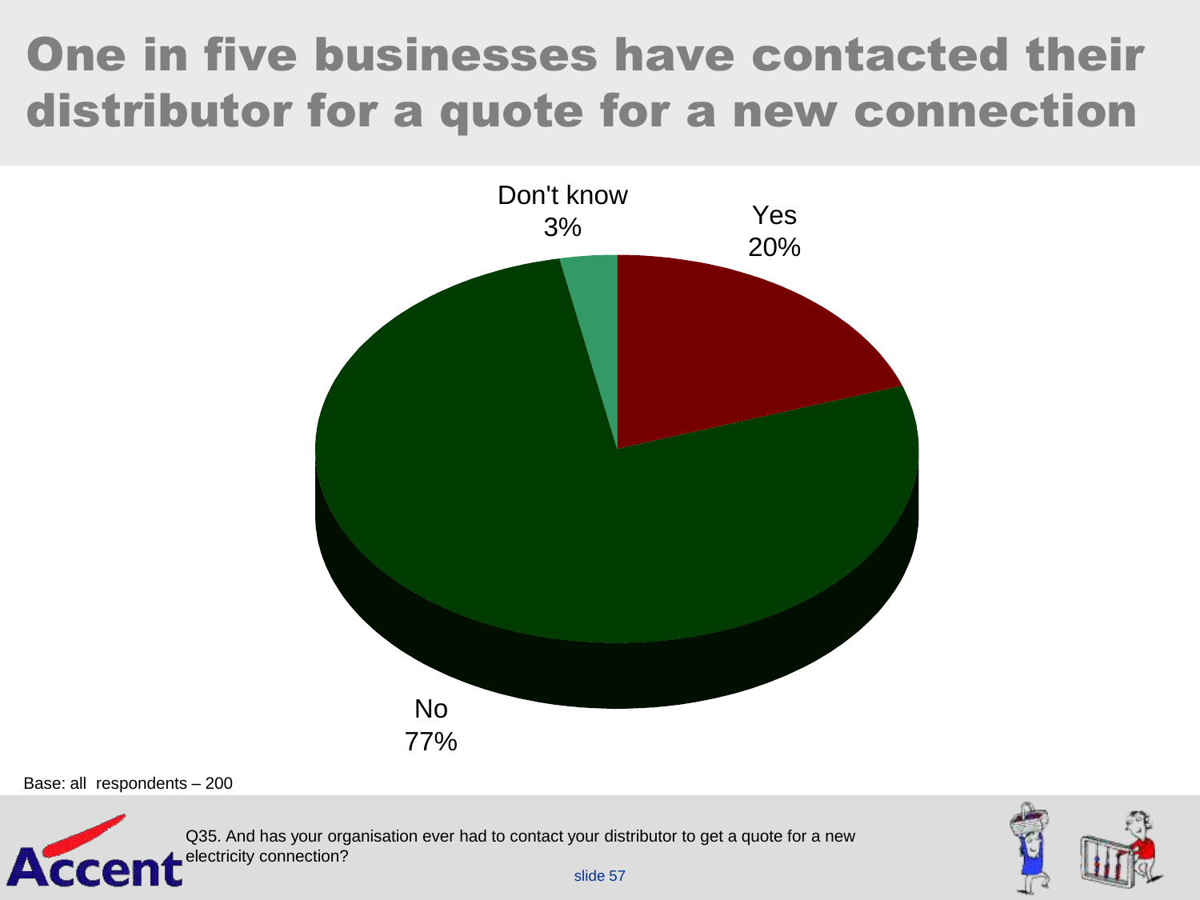# One in five businesses have contacted their distributor for a quote for a new connection

Don't know 3%

Yes 20%

No 77%

Base: all respondents – 200

Q35. And has your organisation ever had to contact your distributor to get a quote for a new electricity connection?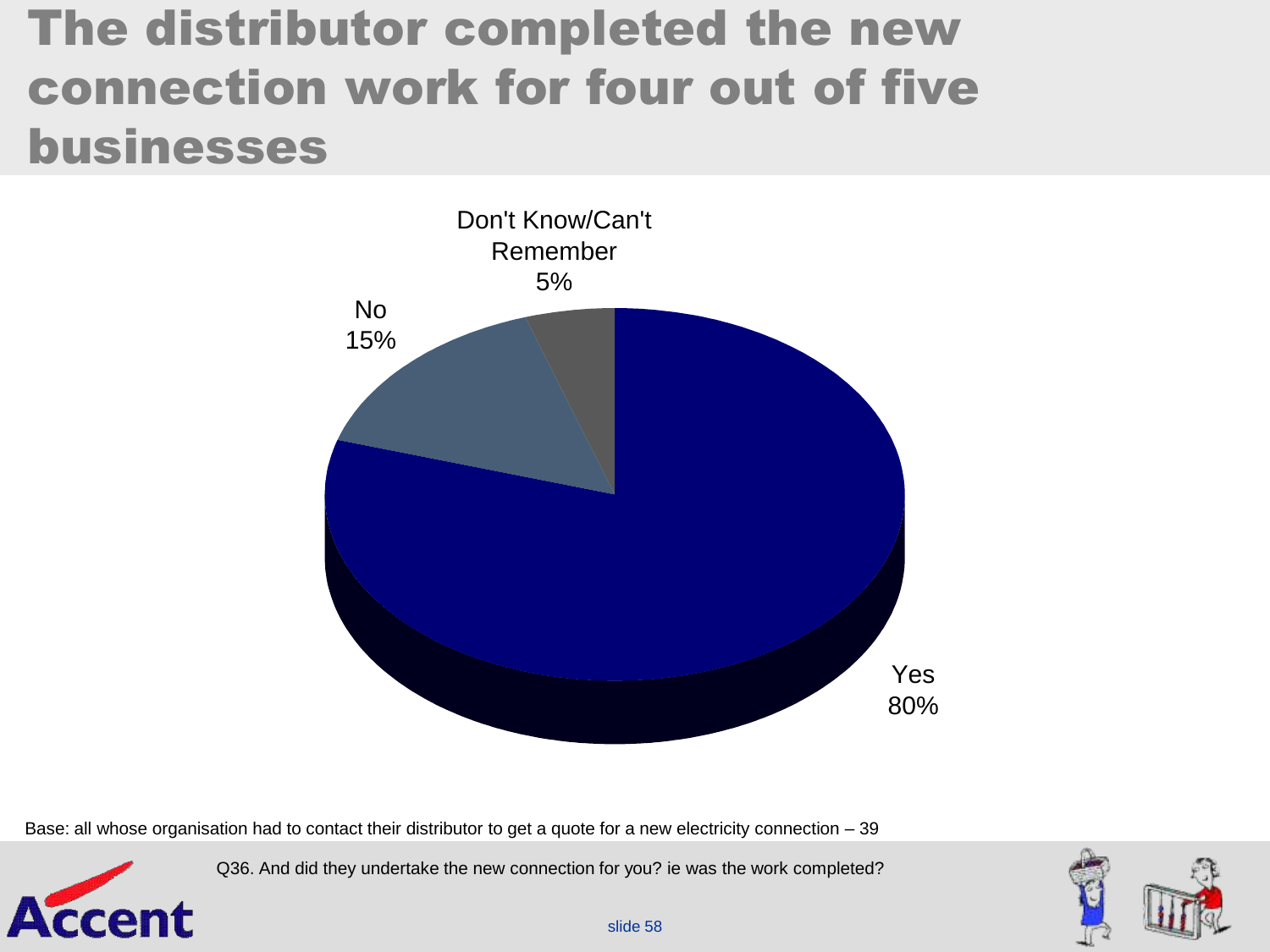# The distributor completed the new connection work for four out of five businesses

Don't Know/Can't Remember 5%

No 15%

Yes 80%

Base: all whose organisation had to contact their distributor to get a quote for a new electricity connection – 39

Q36. And did they undertake the new connection for you? ie was the work completed?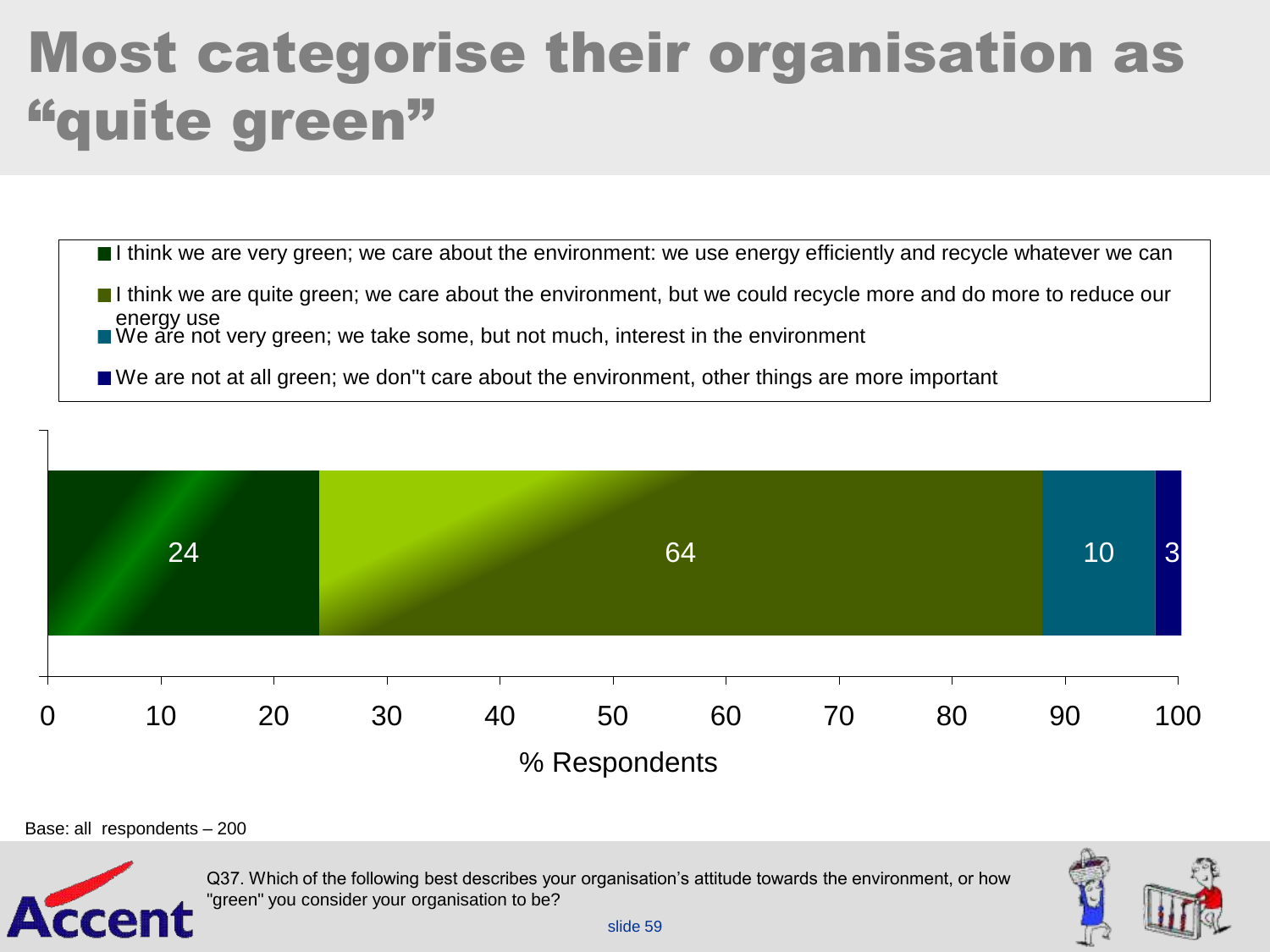# Most categorise their organisation as "quite green"

- I think we are very green; we care about the environment: we use energy efficiently and recycle whatever we can
- I think we are quite green; we care about the environment, but we could recycle more and do more to reduce our energy use
- We are not very green; we take some, but not much, interest in the environment
- We are not at all green; we don''t care about the environment, other things are more important

| Response | % Respondents |
|---|---|
| I think we are very green; we care about the environment: we use energy efficiently and recycle whatever we can | 24 |
| I think we are quite green; we care about the environment, but we could recycle more and do more to reduce our energy use | 64 |
| We are not very green; we take some, but not much, interest in the environment | 10 |
| We are not at all green; we don''t care about the environment, other things are more important | 3 |

% Respondents

Base: all respondents – 200

Q37. Which of the following best describes your organisation's attitude towards the environment, or how "green" you consider your organisation to be?